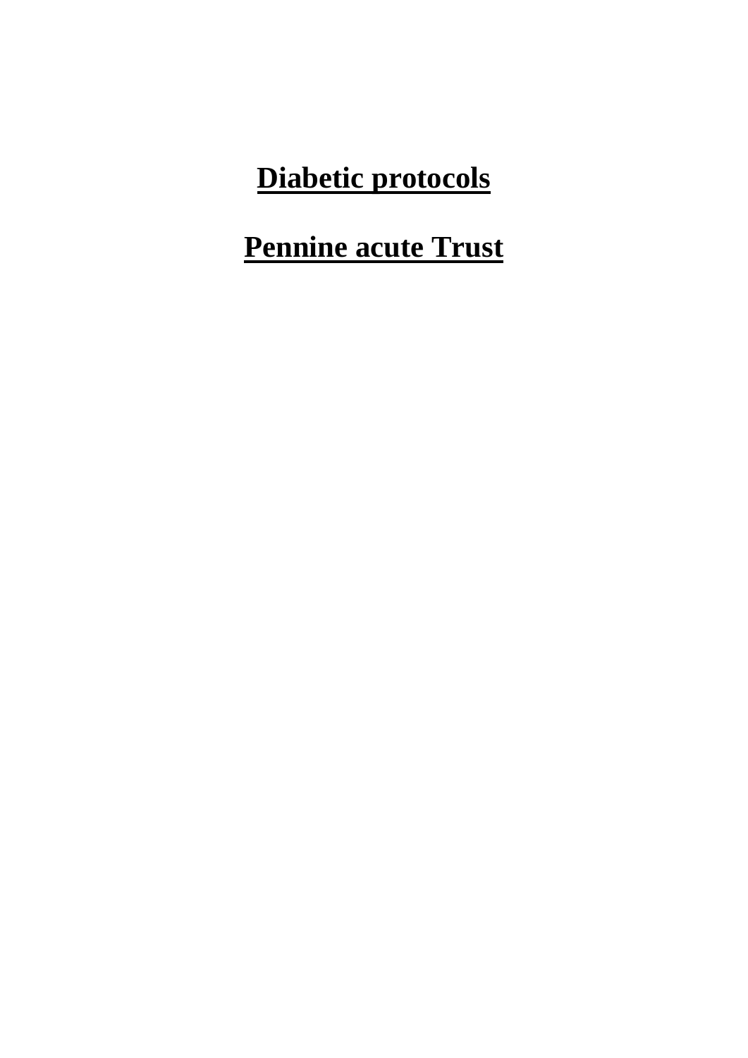# **<u>Diabetic protocols</u>**

# **<u>Pennine acute Trust</u>**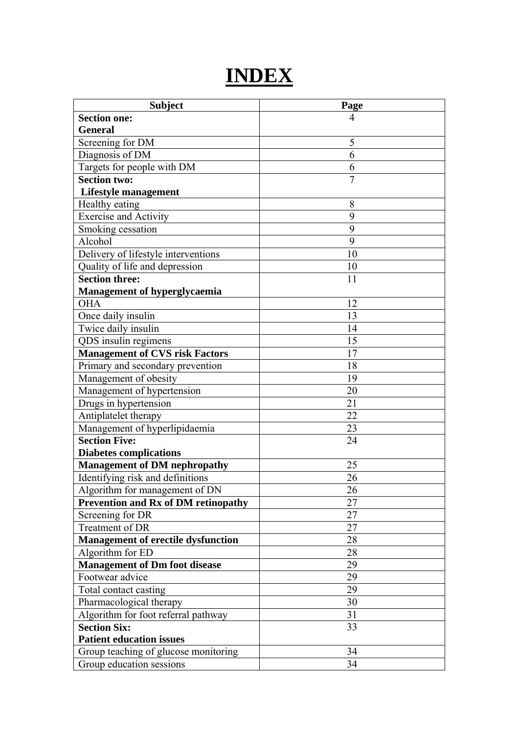# INDEX

| Subject | Page |
|---|---|
| **Section one: General** | 4 |
| Screening for DM | 5 |
| Diagnosis of DM | 6 |
| Targets for people with DM | 6 |
| **Section two: Lifestyle management** | 7 |
| Healthy eating | 8 |
| Exercise and Activity | 9 |
| Smoking cessation | 9 |
| Alcohol | 9 |
| Delivery of lifestyle interventions | 10 |
| Quality of life and depression | 10 |
| **Section three: Management of hyperglycaemia** | 11 |
| OHA | 12 |
| Once daily insulin | 13 |
| Twice daily insulin | 14 |
| QDS insulin regimens | 15 |
| **Management of CVS risk Factors** | 17 |
| Primary and secondary prevention | 18 |
| Management of obesity | 19 |
| Management of hypertension | 20 |
| Drugs in hypertension | 21 |
| Antiplatelet therapy | 22 |
| Management of hyperlipidaemia | 23 |
| **Section Five: Diabetes complications** | 24 |
| **Management of DM nephropathy** | 25 |
| Identifying risk and definitions | 26 |
| Algorithm for management of DN | 26 |
| **Prevention and Rx of DM retinopathy** | 27 |
| Screening for DR | 27 |
| Treatment of DR | 27 |
| **Management of erectile dysfunction** | 28 |
| Algorithm for ED | 28 |
| **Management of Dm foot disease** | 29 |
| Footwear advice | 29 |
| Total contact casting | 29 |
| Pharmacological therapy | 30 |
| Algorithm for foot referral pathway | 31 |
| **Section Six: Patient education issues** | 33 |
| Group teaching of glucose monitoring | 34 |
| Group education sessions | 34 |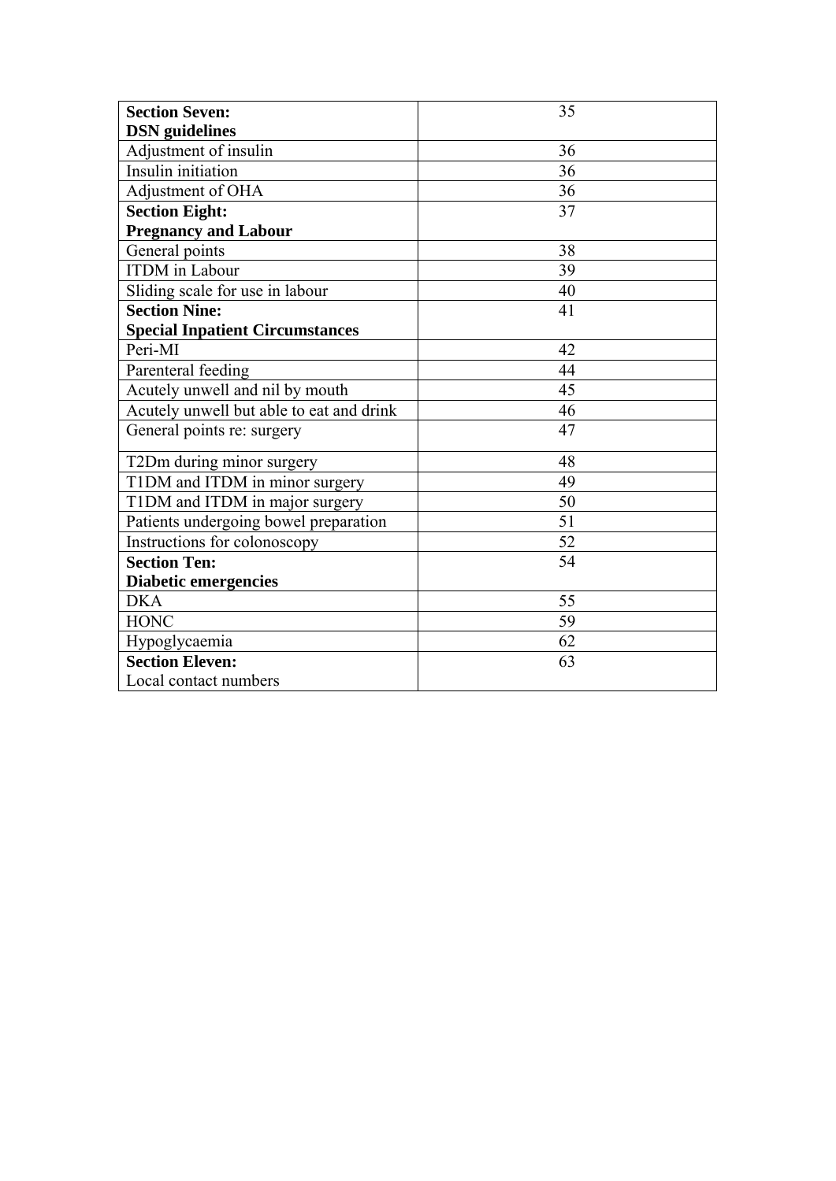| **Section Seven:** **DSN guidelines** | 35 |
| --- | --- |
| Adjustment of insulin | 36 |
| Insulin initiation | 36 |
| Adjustment of OHA | 36 |
| **Section Eight:** **Pregnancy and Labour** | 37 |
| General points | 38 |
| ITDM in Labour | 39 |
| Sliding scale for use in labour | 40 |
| **Section Nine:** **Special Inpatient Circumstances** | 41 |
| Peri-MI | 42 |
| Parenteral feeding | 44 |
| Acutely unwell and nil by mouth | 45 |
| Acutely unwell but able to eat and drink | 46 |
| General points re: surgery | 47 |
| T2Dm during minor surgery | 48 |
| T1DM and ITDM in minor surgery | 49 |
| T1DM and ITDM in major surgery | 50 |
| Patients undergoing bowel preparation | 51 |
| Instructions for colonoscopy | 52 |
| **Section Ten:** **Diabetic emergencies** | 54 |
| DKA | 55 |
| HONC | 59 |
| Hypoglycaemia | 62 |
| **Section Eleven:** Local contact numbers | 63 |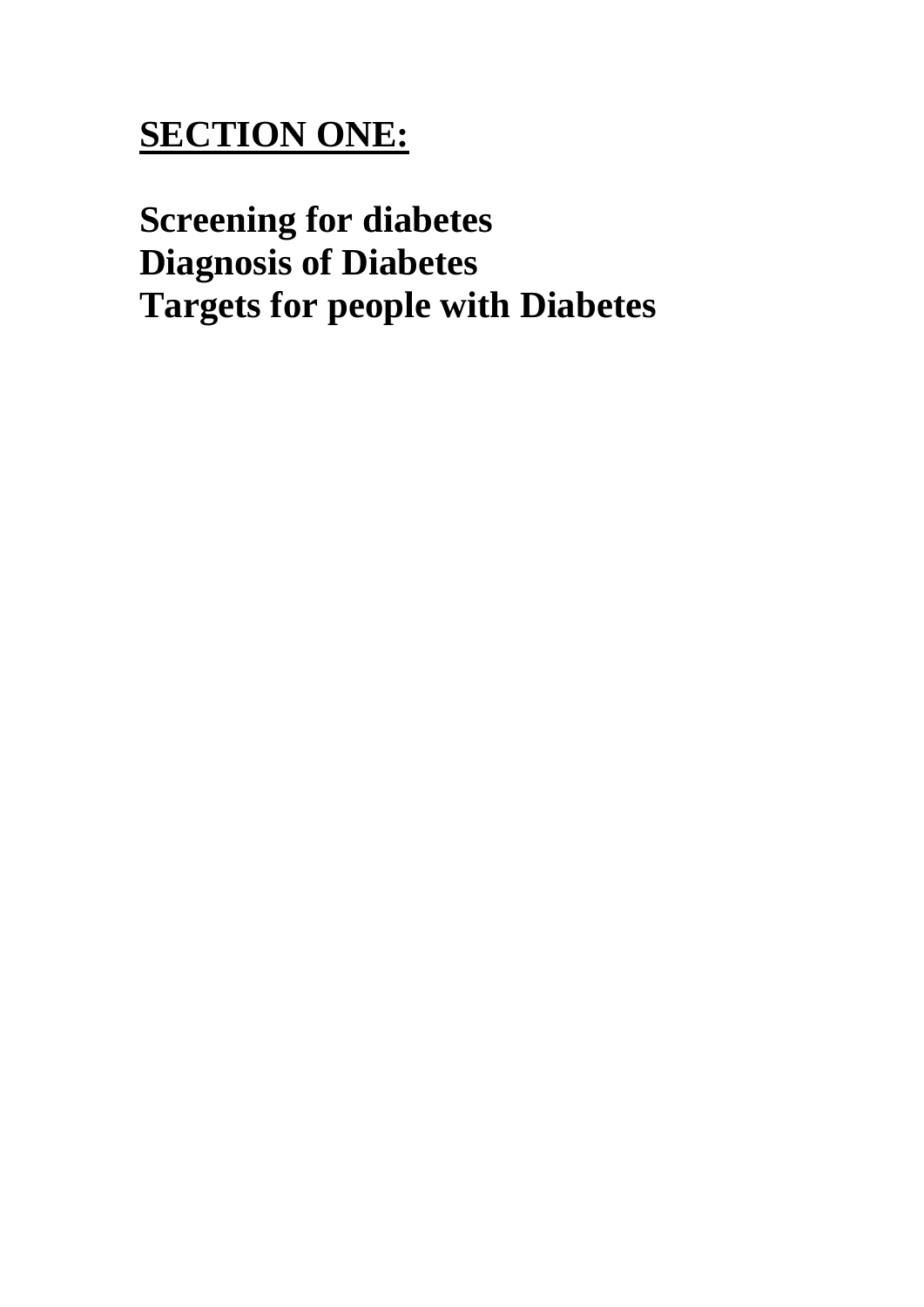# SECTION ONE:

**Screening for diabetes**
**Diagnosis of Diabetes**
**Targets for people with Diabetes**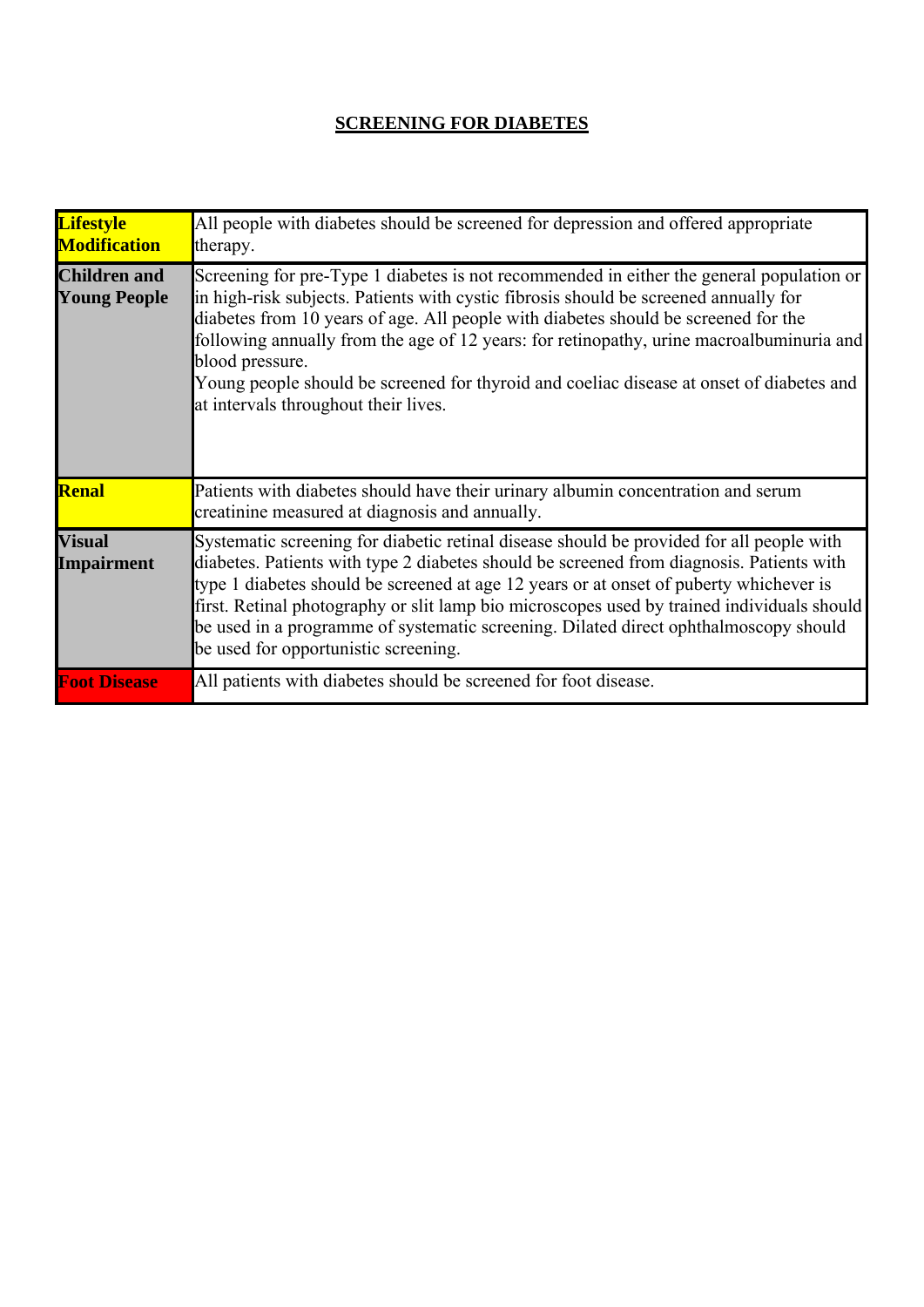# SCREENING FOR DIABETES

| | |
|---|---|
| **Lifestyle Modification** | All people with diabetes should be screened for depression and offered appropriate therapy. |
| **Children and Young People** | Screening for pre-Type 1 diabetes is not recommended in either the general population or in high-risk subjects. Patients with cystic fibrosis should be screened annually for diabetes from 10 years of age. All people with diabetes should be screened for the following annually from the age of 12 years: for retinopathy, urine macroalbuminuria and blood pressure.<br>Young people should be screened for thyroid and coeliac disease at onset of diabetes and at intervals throughout their lives. |
| **Renal** | Patients with diabetes should have their urinary albumin concentration and serum creatinine measured at diagnosis and annually. |
| **Visual Impairment** | Systematic screening for diabetic retinal disease should be provided for all people with diabetes. Patients with type 2 diabetes should be screened from diagnosis. Patients with type 1 diabetes should be screened at age 12 years or at onset of puberty whichever is first. Retinal photography or slit lamp bio microscopes used by trained individuals should be used in a programme of systematic screening. Dilated direct ophthalmoscopy should be used for opportunistic screening. |
| **Foot Disease** | All patients with diabetes should be screened for foot disease. |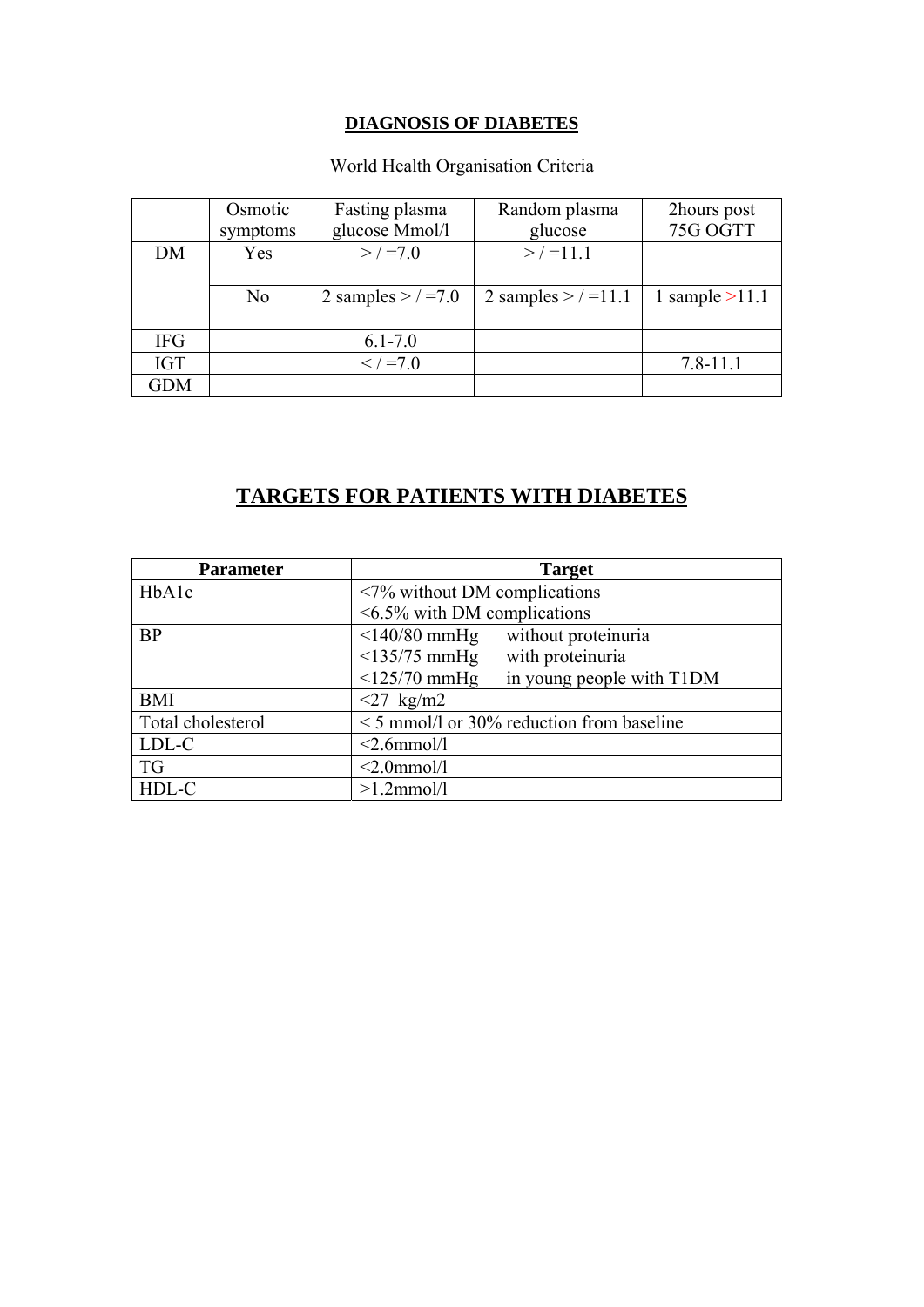## DIAGNOSIS OF DIABETES

World Health Organisation Criteria

| | Osmotic symptoms | Fasting plasma glucose Mmol/l | Random plasma glucose | 2hours post 75G OGTT |
|---|---|---|---|---|
| DM | Yes | > / =7.0 | > / =11.1 | |
| | No | 2 samples > / =7.0 | 2 samples > / =11.1 | 1 sample >11.1 |
| IFG | | 6.1-7.0 | | |
| IGT | | < / =7.0 | | 7.8-11.1 |
| GDM | | | | |

# TARGETS FOR PATIENTS WITH DIABETES

| Parameter | Target |
|---|---|
| HbA1c | <7% without DM complications<br><6.5% with DM complications |
| BP | <140/80 mmHg without proteinuria<br><135/75 mmHg with proteinuria<br><125/70 mmHg in young people with T1DM |
| BMI | <27 kg/m2 |
| Total cholesterol | < 5 mmol/l or 30% reduction from baseline |
| LDL-C | <2.6mmol/l |
| TG | <2.0mmol/l |
| HDL-C | >1.2mmol/l |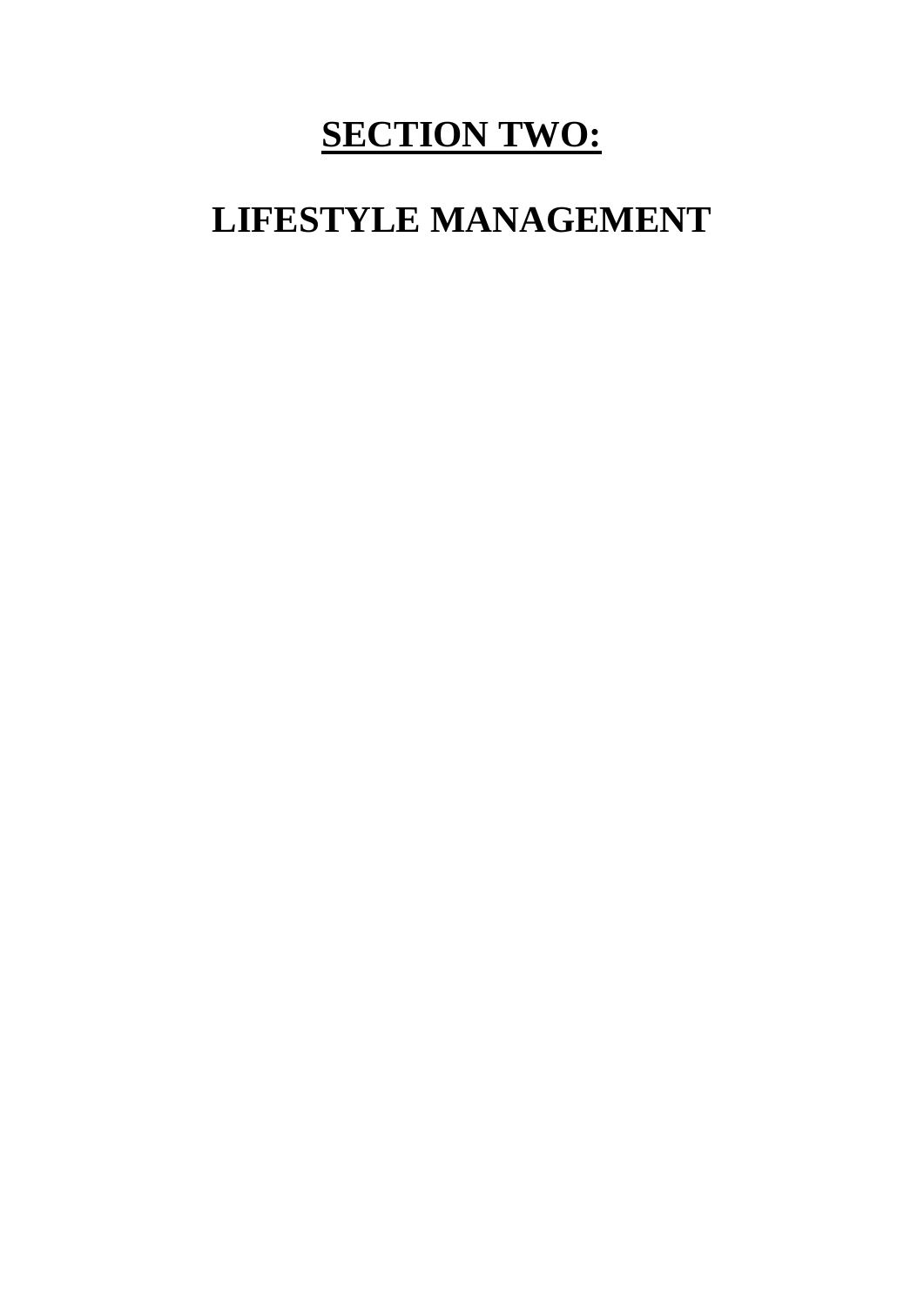# <u>SECTION TWO:</u>

# LIFESTYLE MANAGEMENT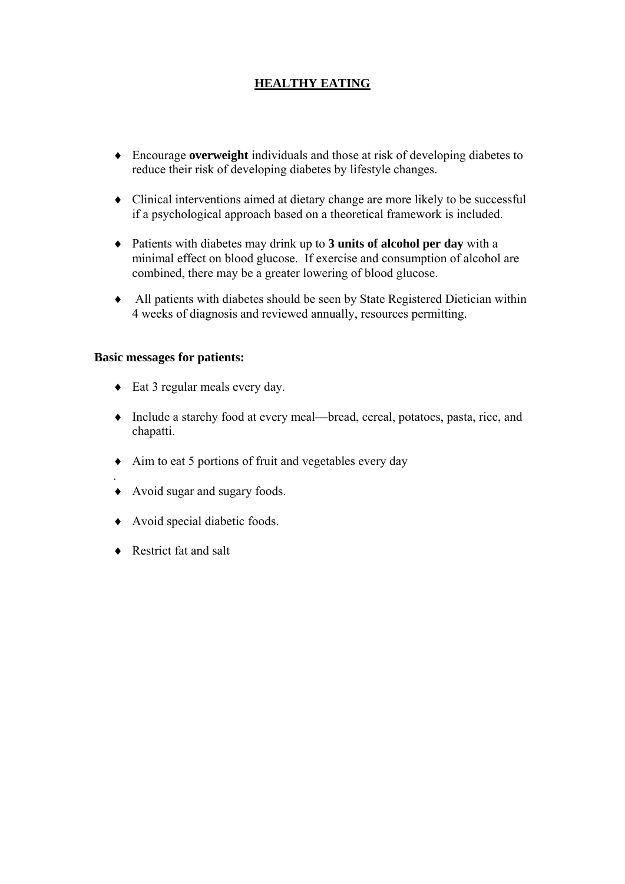# HEALTHY EATING

- Encourage **overweight** individuals and those at risk of developing diabetes to reduce their risk of developing diabetes by lifestyle changes.
- Clinical interventions aimed at dietary change are more likely to be successful if a psychological approach based on a theoretical framework is included.
- Patients with diabetes may drink up to **3 units of alcohol per day** with a minimal effect on blood glucose. If exercise and consumption of alcohol are combined, there may be a greater lowering of blood glucose.
- All patients with diabetes should be seen by State Registered Dietician within 4 weeks of diagnosis and reviewed annually, resources permitting.

**Basic messages for patients:**

- Eat 3 regular meals every day.
- Include a starchy food at every meal—bread, cereal, potatoes, pasta, rice, and chapatti.
- Aim to eat 5 portions of fruit and vegetables every day
- Avoid sugar and sugary foods.
- Avoid special diabetic foods.
- Restrict fat and salt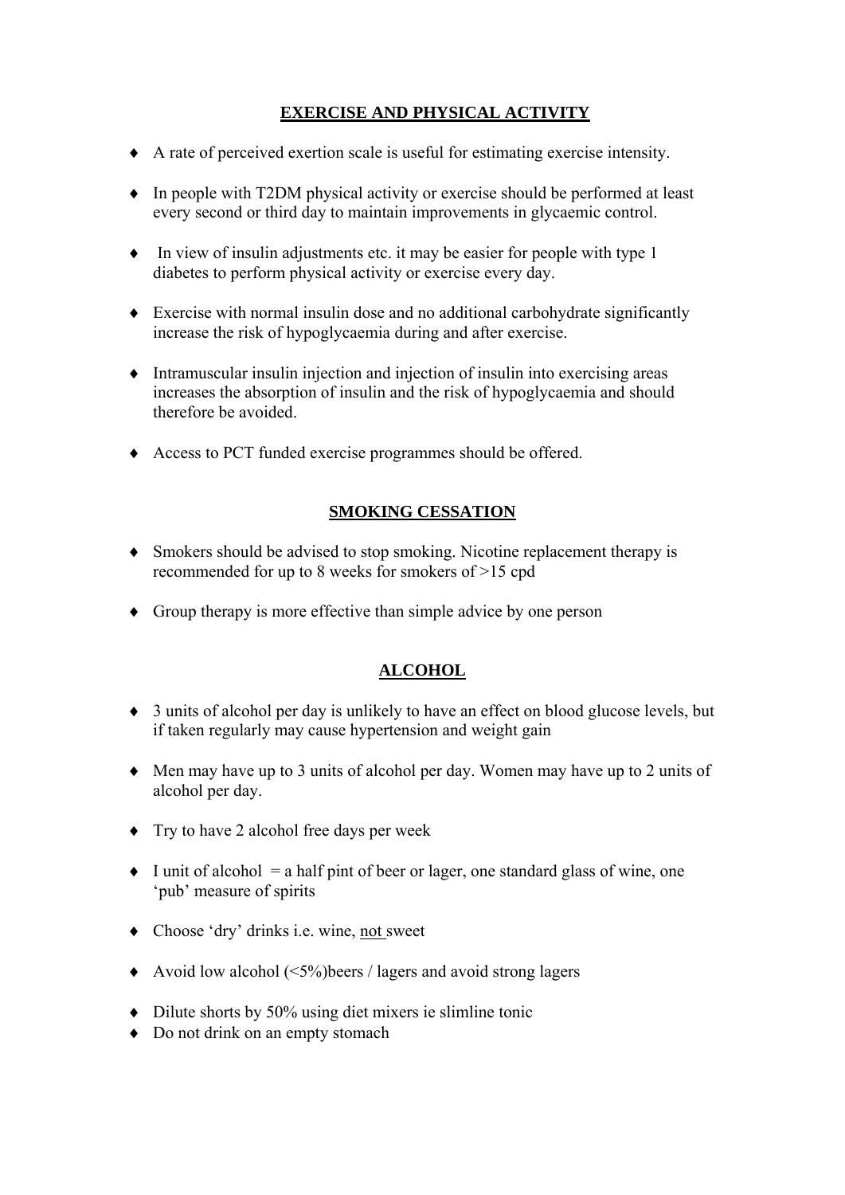## EXERCISE AND PHYSICAL ACTIVITY

- A rate of perceived exertion scale is useful for estimating exercise intensity.
- In people with T2DM physical activity or exercise should be performed at least every second or third day to maintain improvements in glycaemic control.
- In view of insulin adjustments etc. it may be easier for people with type 1 diabetes to perform physical activity or exercise every day.
- Exercise with normal insulin dose and no additional carbohydrate significantly increase the risk of hypoglycaemia during and after exercise.
- Intramuscular insulin injection and injection of insulin into exercising areas increases the absorption of insulin and the risk of hypoglycaemia and should therefore be avoided.
- Access to PCT funded exercise programmes should be offered.

## SMOKING CESSATION

- Smokers should be advised to stop smoking. Nicotine replacement therapy is recommended for up to 8 weeks for smokers of >15 cpd
- Group therapy is more effective than simple advice by one person

## ALCOHOL

- 3 units of alcohol per day is unlikely to have an effect on blood glucose levels, but if taken regularly may cause hypertension and weight gain
- Men may have up to 3 units of alcohol per day. Women may have up to 2 units of alcohol per day.
- Try to have 2 alcohol free days per week
- I unit of alcohol = a half pint of beer or lager, one standard glass of wine, one 'pub' measure of spirits
- Choose 'dry' drinks i.e. wine, not sweet
- Avoid low alcohol (<5%)beers / lagers and avoid strong lagers
- Dilute shorts by 50% using diet mixers ie slimline tonic
- Do not drink on an empty stomach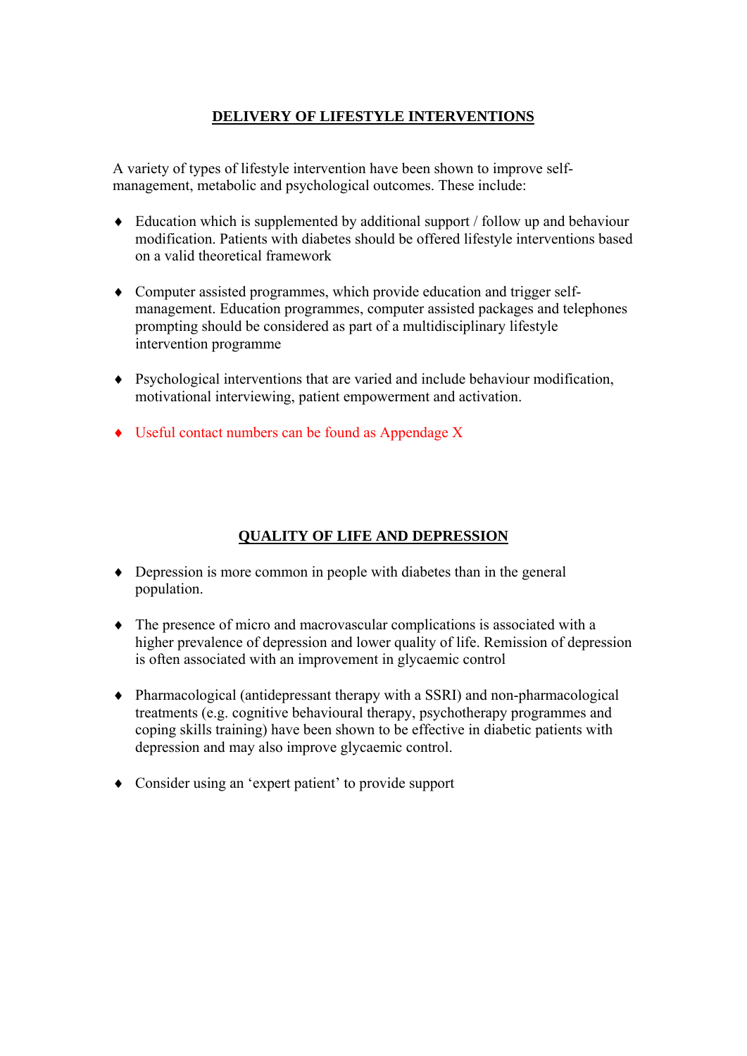## DELIVERY OF LIFESTYLE INTERVENTIONS

A variety of types of lifestyle intervention have been shown to improve self-management, metabolic and psychological outcomes. These include:

- Education which is supplemented by additional support / follow up and behaviour modification. Patients with diabetes should be offered lifestyle interventions based on a valid theoretical framework
- Computer assisted programmes, which provide education and trigger self-management. Education programmes, computer assisted packages and telephones prompting should be considered as part of a multidisciplinary lifestyle intervention programme
- Psychological interventions that are varied and include behaviour modification, motivational interviewing, patient empowerment and activation.
- Useful contact numbers can be found as Appendage X

## QUALITY OF LIFE AND DEPRESSION

- Depression is more common in people with diabetes than in the general population.
- The presence of micro and macrovascular complications is associated with a higher prevalence of depression and lower quality of life. Remission of depression is often associated with an improvement in glycaemic control
- Pharmacological (antidepressant therapy with a SSRI) and non-pharmacological treatments (e.g. cognitive behavioural therapy, psychotherapy programmes and coping skills training) have been shown to be effective in diabetic patients with depression and may also improve glycaemic control.
- Consider using an 'expert patient' to provide support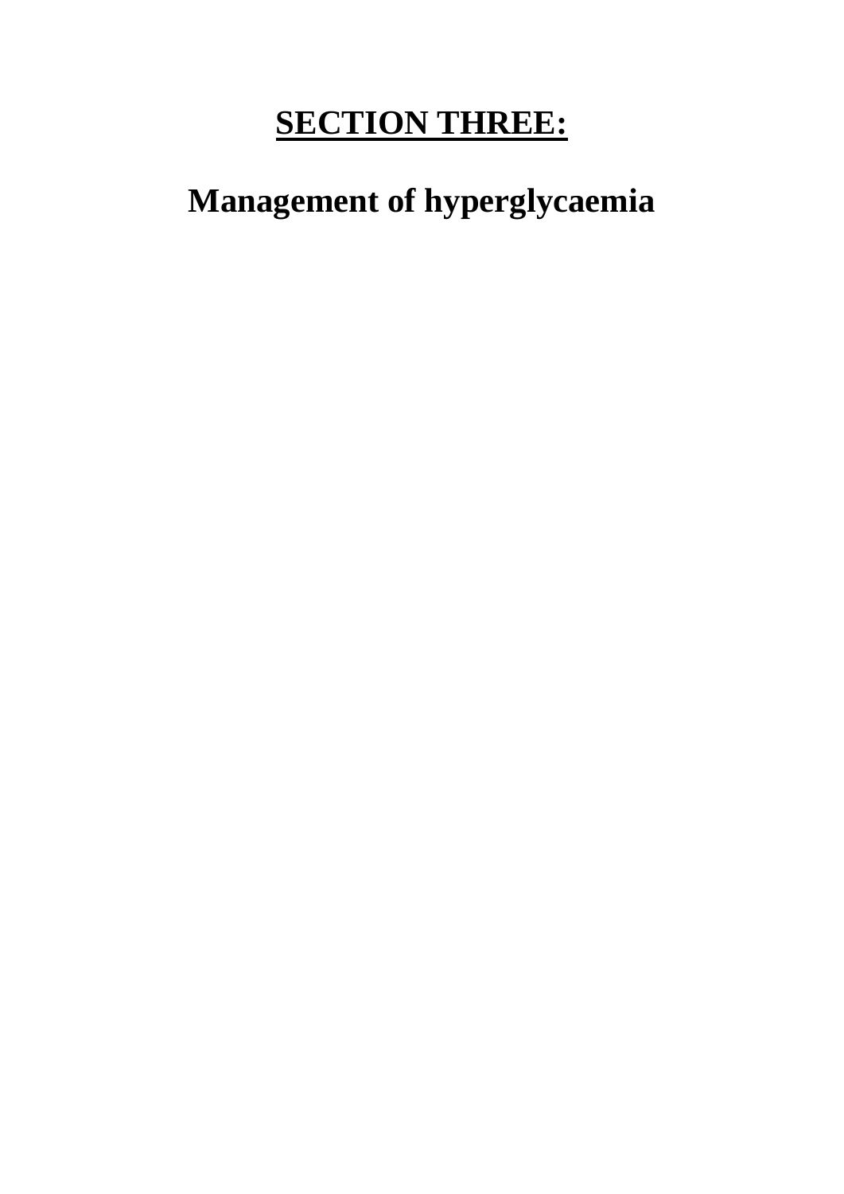# **SECTION THREE:**

## Management of hyperglycaemia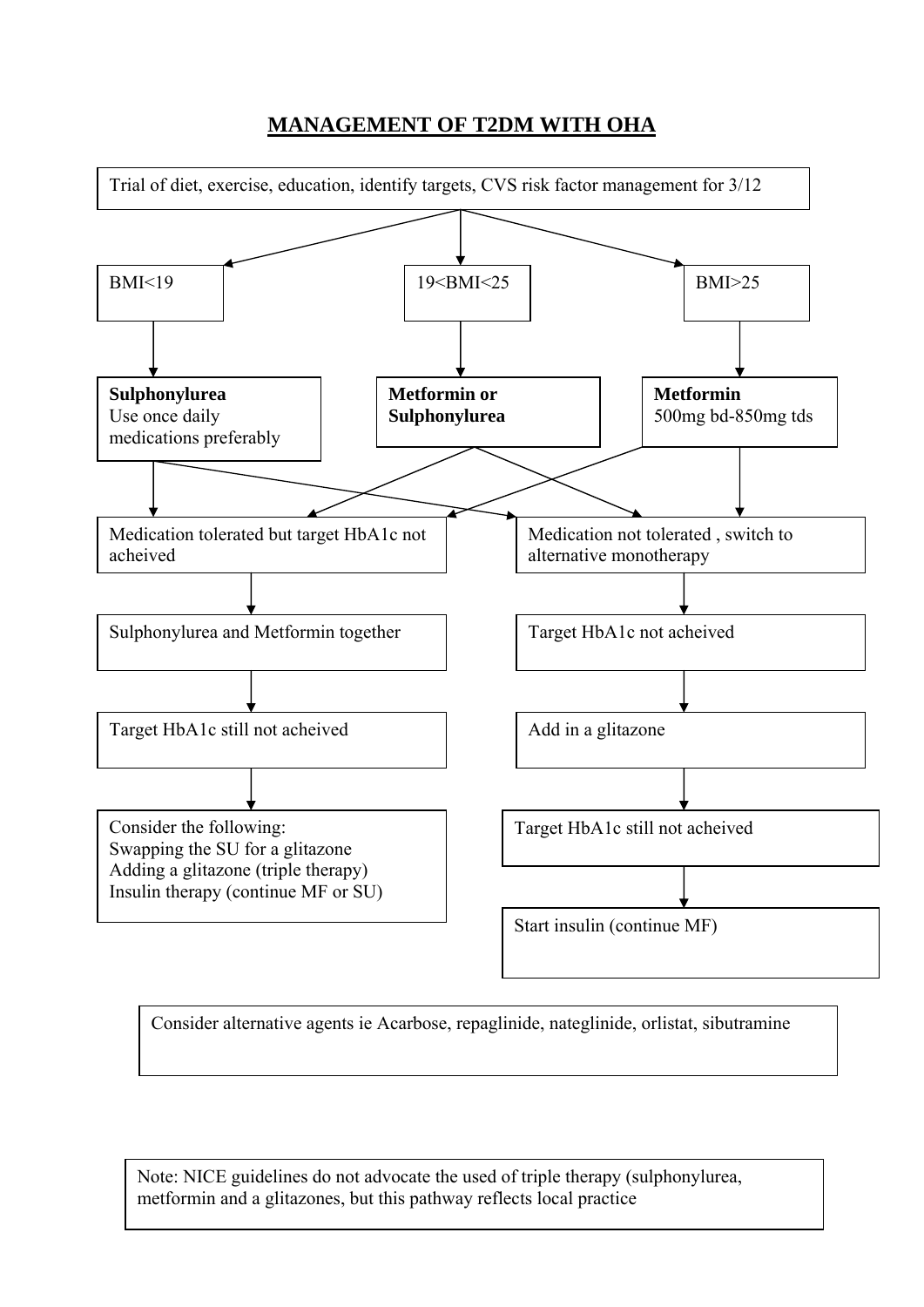## MANAGEMENT OF T2DM WITH OHA

Trial of diet, exercise, education, identify targets, CVS risk factor management for 3/12

- **BMI<19** → **Sulphonylurea** Use once daily medications preferably
- **19<BMI<25** → **Metformin or Sulphonylurea**
- **BMI>25** → **Metformin** 500mg bd-850mg tds

**Medication tolerated but target HbA1c not acheived**
→ Sulphonylurea and Metformin together
→ Target HbA1c still not acheived
→ Consider the following:
Swapping the SU for a glitazone
Adding a glitazone (triple therapy)
Insulin therapy (continue MF or SU)

**Medication not tolerated , switch to alternative monotherapy**
→ Target HbA1c not acheived
→ Add in a glitazone
→ Target HbA1c still not acheived
→ Start insulin (continue MF)

Consider alternative agents ie Acarbose, repaglinide, nateglinide, orlistat, sibutramine

Note: NICE guidelines do not advocate the used of triple therapy (sulphonylurea, metformin and a glitazones, but this pathway reflects local practice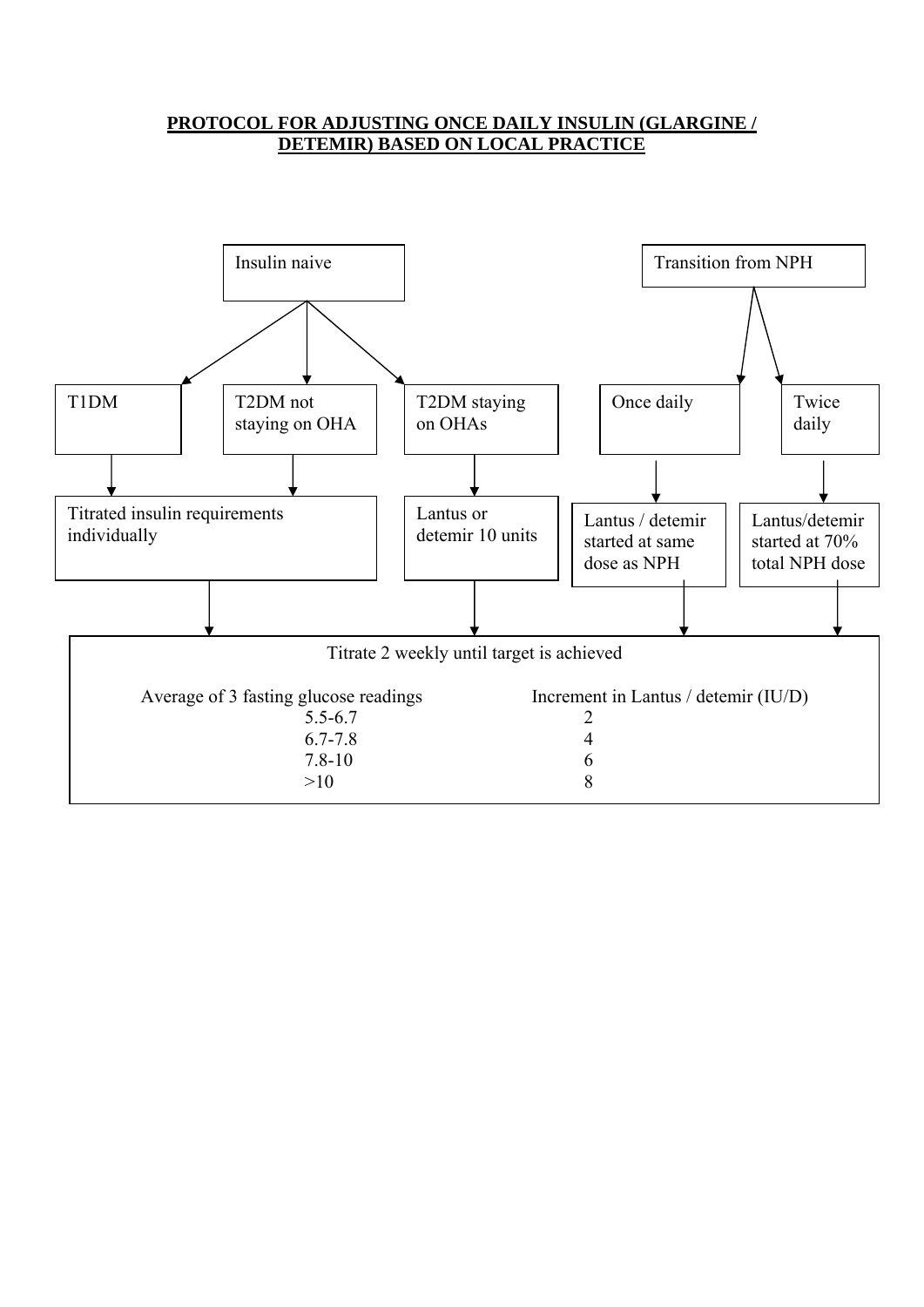## PROTOCOL FOR ADJUSTING ONCE DAILY INSULIN (GLARGINE / DETEMIR) BASED ON LOCAL PRACTICE

**Insulin naive**

- T1DM → Titrated insulin requirements individually
- T2DM not staying on OHA → Titrated insulin requirements individually
- T2DM staying on OHAs → Lantus or detemir 10 units

**Transition from NPH**

- Once daily → Lantus / detemir started at same dose as NPH
- Twice daily → Lantus/detemir started at 70% total NPH dose

**Titrate 2 weekly until target is achieved**

| Average of 3 fasting glucose readings | Increment in Lantus / detemir (IU/D) |
|---|---|
| 5.5-6.7 | 2 |
| 6.7-7.8 | 4 |
| 7.8-10 | 6 |
| >10 | 8 |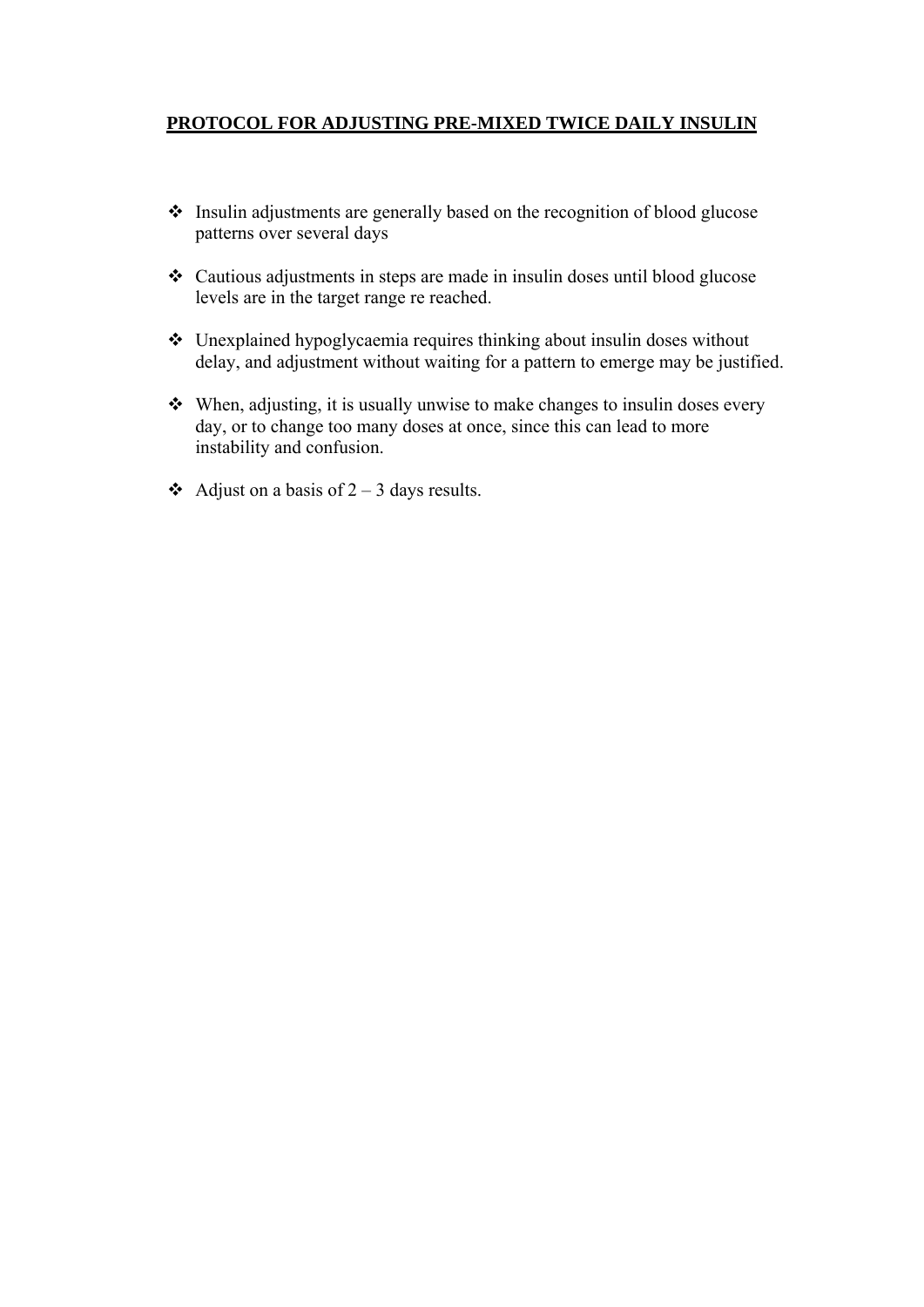## PROTOCOL FOR ADJUSTING PRE-MIXED TWICE DAILY INSULIN

- Insulin adjustments are generally based on the recognition of blood glucose patterns over several days
- Cautious adjustments in steps are made in insulin doses until blood glucose levels are in the target range re reached.
- Unexplained hypoglycaemia requires thinking about insulin doses without delay, and adjustment without waiting for a pattern to emerge may be justified.
- When, adjusting, it is usually unwise to make changes to insulin doses every day, or to change too many doses at once, since this can lead to more instability and confusion.
- Adjust on a basis of 2 – 3 days results.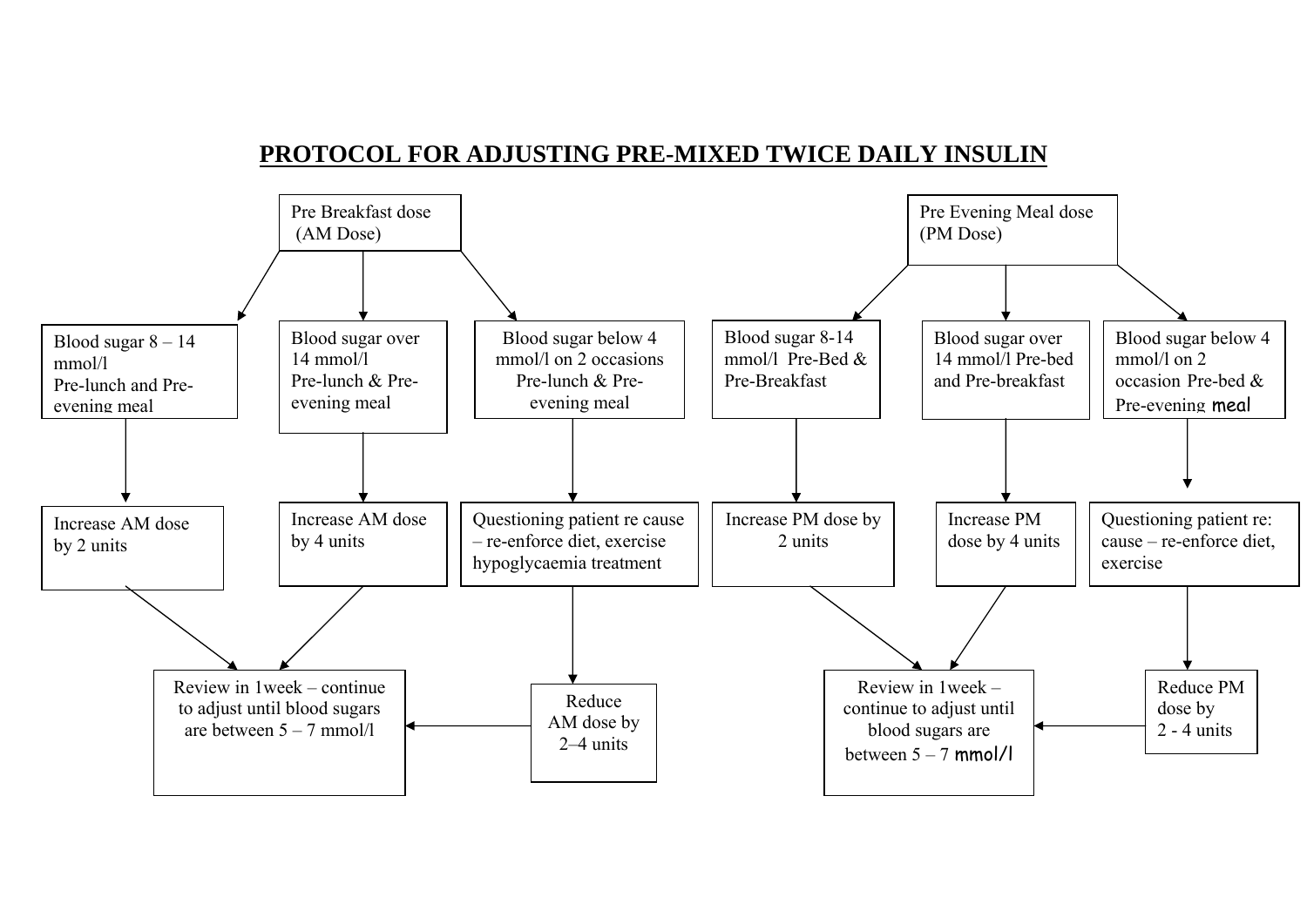# PROTOCOL FOR ADJUSTING PRE-MIXED TWICE DAILY INSULIN

## Pre Breakfast dose (AM Dose)

- **Blood sugar 8 – 14 mmol/l Pre-lunch and Pre-evening meal**
  - Increase AM dose by 2 units
    - Review in 1week – continue to adjust until blood sugars are between 5 – 7 mmol/l
- **Blood sugar over 14 mmol/l Pre-lunch & Pre-evening meal**
  - Increase AM dose by 4 units
    - Review in 1week – continue to adjust until blood sugars are between 5 – 7 mmol/l
- **Blood sugar below 4 mmol/l on 2 occasions Pre-lunch & Pre-evening meal**
  - Questioning patient re cause – re-enforce diet, exercise hypoglycaemia treatment
    - Reduce AM dose by 2–4 units
      - Review in 1week – continue to adjust until blood sugars are between 5 – 7 mmol/l

## Pre Evening Meal dose (PM Dose)

- **Blood sugar 8-14 mmol/l Pre-Bed & Pre-Breakfast**
  - Increase PM dose by 2 units
    - Review in 1week – continue to adjust until blood sugars are between 5 – 7 mmol/l
- **Blood sugar over 14 mmol/l Pre-bed and Pre-breakfast**
  - Increase PM dose by 4 units
    - Review in 1week – continue to adjust until blood sugars are between 5 – 7 mmol/l
- **Blood sugar below 4 mmol/l on 2 occasion Pre-bed & Pre-evening meal**
  - Questioning patient re: cause – re-enforce diet, exercise
    - Reduce PM dose by 2 - 4 units
      - Review in 1week – continue to adjust until blood sugars are between 5 – 7 mmol/l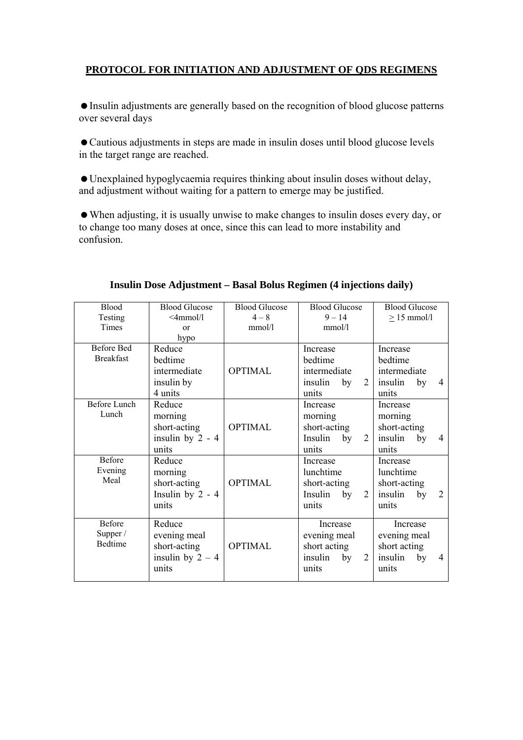**PROTOCOL FOR INITIATION AND ADJUSTMENT OF QDS REGIMENS**

- Insulin adjustments are generally based on the recognition of blood glucose patterns over several days

- Cautious adjustments in steps are made in insulin doses until blood glucose levels in the target range are reached.

- Unexplained hypoglycaemia requires thinking about insulin doses without delay, and adjustment without waiting for a pattern to emerge may be justified.

- When adjusting, it is usually unwise to make changes to insulin doses every day, or to change too many doses at once, since this can lead to more instability and confusion.

**Insulin Dose Adjustment – Basal Bolus Regimen (4 injections daily)**

| Blood Testing Times | Blood Glucose <4mmol/l or hypo | Blood Glucose 4 – 8 mmol/l | Blood Glucose 9 – 14 mmol/l | Blood Glucose ≥ 15 mmol/l |
|---|---|---|---|---|
| Before Bed Breakfast | Reduce bedtime intermediate insulin by 4 units | OPTIMAL | Increase bedtime intermediate insulin by 2 units | Increase bedtime intermediate insulin by 4 units |
| Before Lunch Lunch | Reduce morning short-acting insulin by 2 - 4 units | OPTIMAL | Increase morning short-acting Insulin by 2 units | Increase morning short-acting insulin by 4 units |
| Before Evening Meal | Reduce morning short-acting Insulin by 2 - 4 units | OPTIMAL | Increase lunchtime short-acting Insulin by 2 units | Increase lunchtime short-acting insulin by 2 units |
| Before Supper / Bedtime | Reduce evening meal short-acting insulin by 2 – 4 units | OPTIMAL | Increase evening meal short acting insulin by 2 units | Increase evening meal short acting insulin by 4 units |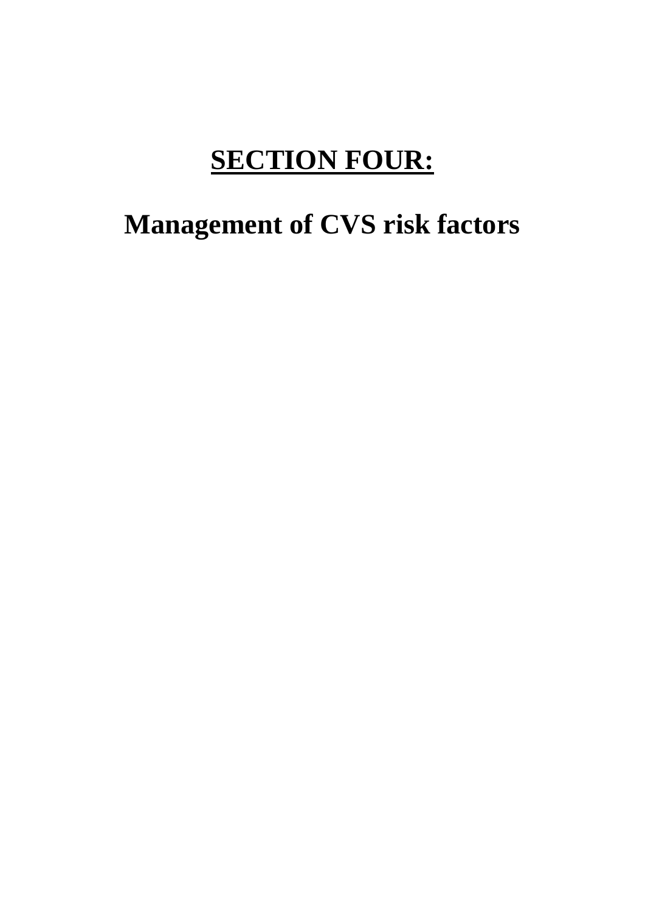# **SECTION FOUR:**

# Management of CVS risk factors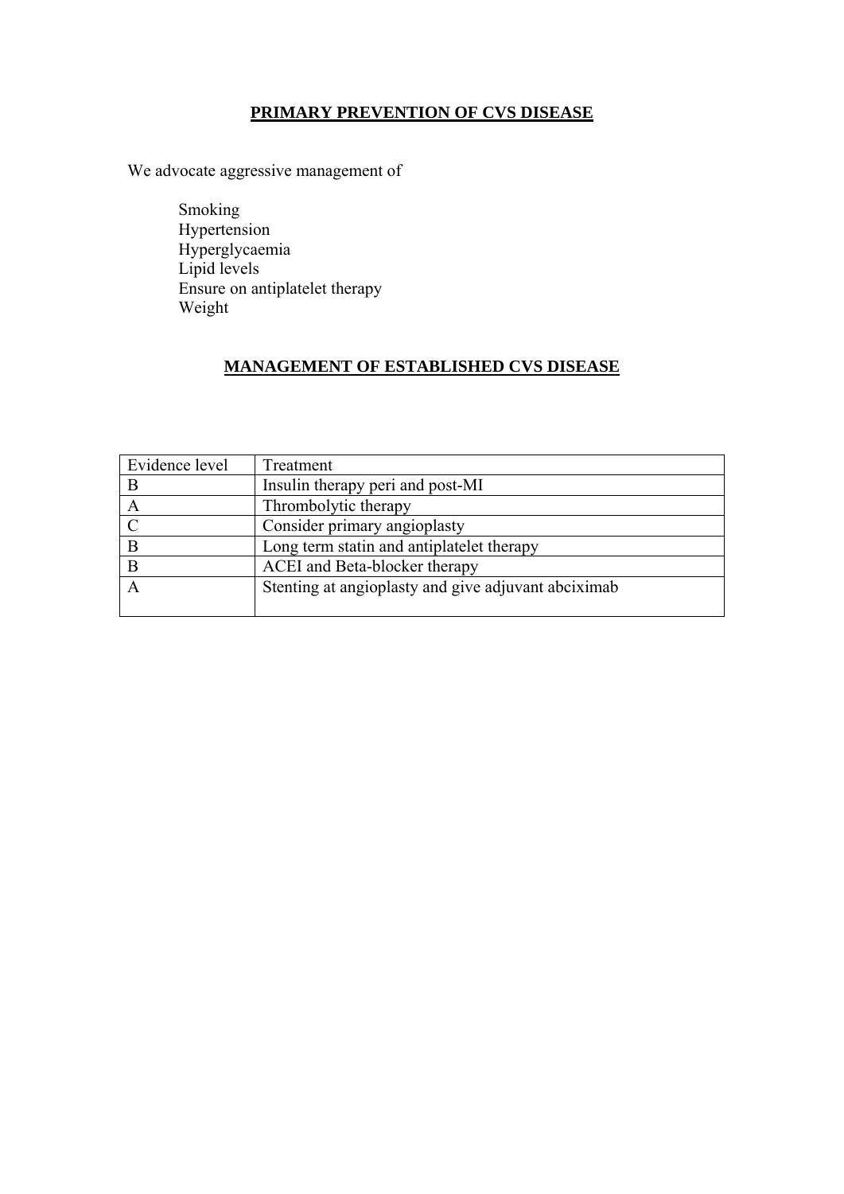## PRIMARY PREVENTION OF CVS DISEASE

We advocate aggressive management of

- Smoking
- Hypertension
- Hyperglycaemia
- Lipid levels
- Ensure on antiplatelet therapy
- Weight

## MANAGEMENT OF ESTABLISHED CVS DISEASE

| Evidence level | Treatment |
|---|---|
| B | Insulin therapy peri and post-MI |
| A | Thrombolytic therapy |
| C | Consider primary angioplasty |
| B | Long term statin and antiplatelet therapy |
| B | ACEI and Beta-blocker therapy |
| A | Stenting at angioplasty and give adjuvant abciximab |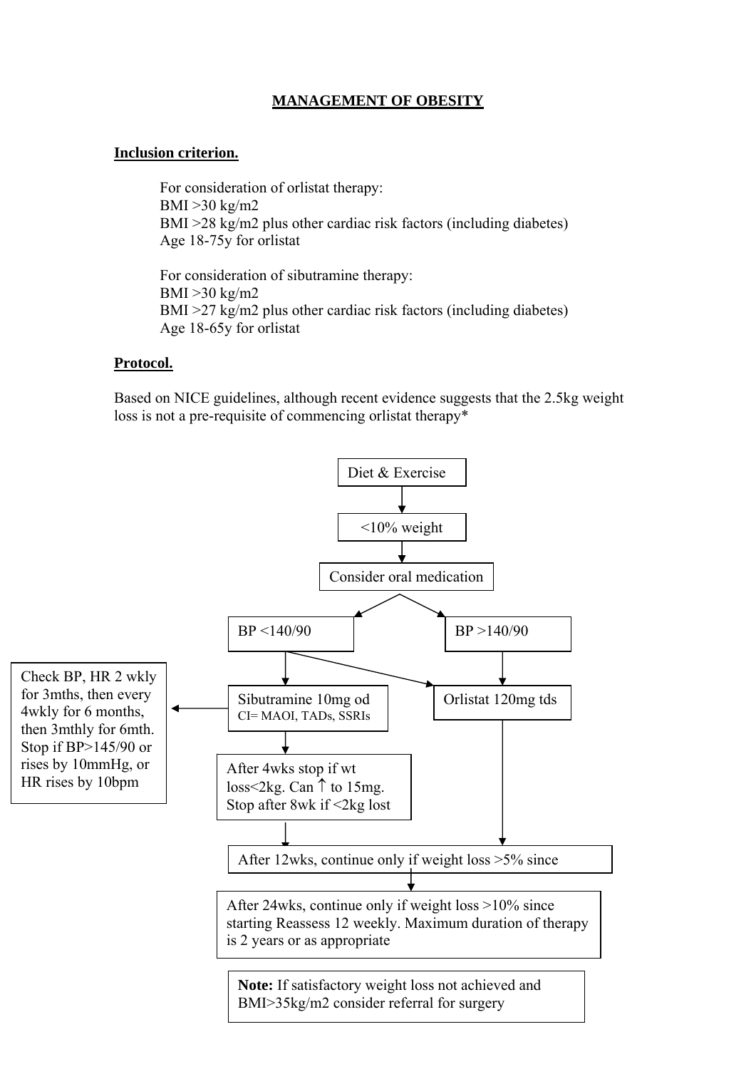# MANAGEMENT OF OBESITY

## Inclusion criterion.

For consideration of orlistat therapy:
BMI >30 kg/m2
BMI >28 kg/m2 plus other cardiac risk factors (including diabetes)
Age 18-75y for orlistat

For consideration of sibutramine therapy:
BMI >30 kg/m2
BMI >27 kg/m2 plus other cardiac risk factors (including diabetes)
Age 18-65y for orlistat

## Protocol.

Based on NICE guidelines, although recent evidence suggests that the 2.5kg weight loss is not a pre-requisite of commencing orlistat therapy*

Diet & Exercise

↓

<10% weight

↓

Consider oral medication

↓

- BP <140/90 → Sibutramine 10mg od (CI= MAOI, TADs, SSRIs) or Orlistat 120mg tds
- BP >140/90 → Orlistat 120mg tds

Sibutramine 10mg od (CI= MAOI, TADs, SSRIs) → Check BP, HR 2 wkly for 3mths, then every 4wkly for 6 months, then 3mthly for 6mth. Stop if BP>145/90 or rises by 10mmHg, or HR rises by 10bpm

Sibutramine 10mg od ↓

After 4wks stop if wt loss<2kg. Can ↑ to 15mg. Stop after 8wk if <2kg lost

↓ (from sibutramine and orlistat)

After 12wks, continue only if weight loss >5% since

↓

After 24wks, continue only if weight loss >10% since starting Reassess 12 weekly. Maximum duration of therapy is 2 years or as appropriate

**Note:** If satisfactory weight loss not achieved and BMI>35kg/m2 consider referral for surgery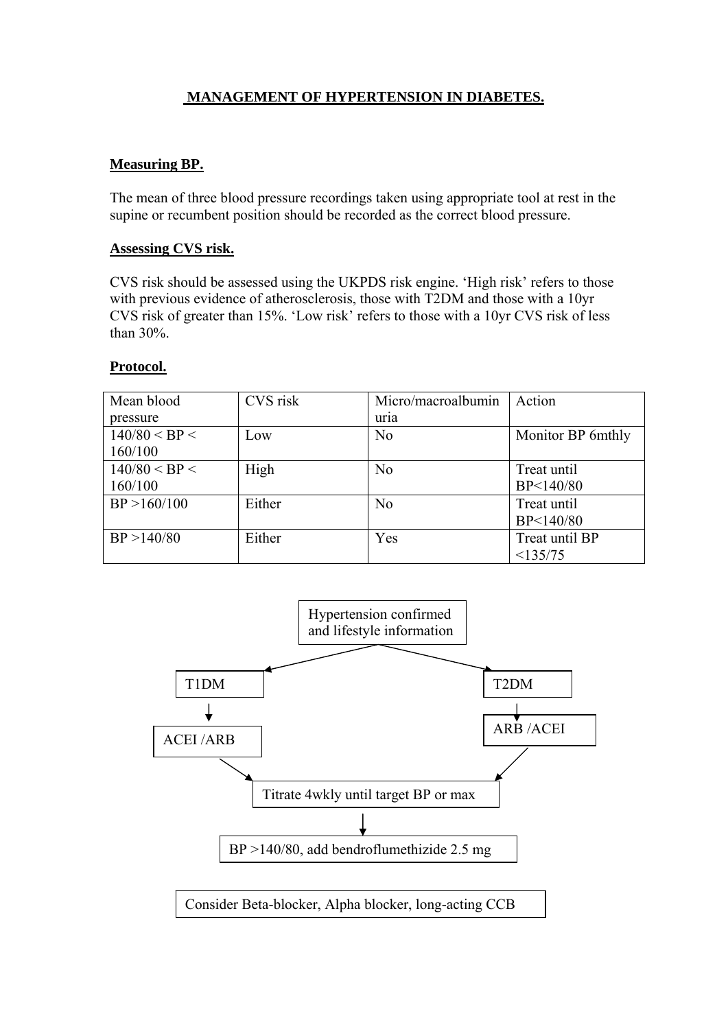# MANAGEMENT OF HYPERTENSION IN DIABETES.

## Measuring BP.

The mean of three blood pressure recordings taken using appropriate tool at rest in the supine or recumbent position should be recorded as the correct blood pressure.

## Assessing CVS risk.

CVS risk should be assessed using the UKPDS risk engine. 'High risk' refers to those with previous evidence of atherosclerosis, those with T2DM and those with a 10yr CVS risk of greater than 15%. 'Low risk' refers to those with a 10yr CVS risk of less than 30%.

## Protocol.

| Mean blood pressure | CVS risk | Micro/macroalbuminuria | Action |
|---|---|---|---|
| 140/80 < BP < 160/100 | Low | No | Monitor BP 6mthly |
| 140/80 < BP < 160/100 | High | No | Treat until BP<140/80 |
| BP >160/100 | Either | No | Treat until BP<140/80 |
| BP >140/80 | Either | Yes | Treat until BP <135/75 |

Hypertension confirmed and lifestyle information

- T1DM → ACEI /ARB
- T2DM → ARB /ACEI

Titrate 4wkly until target BP or max

BP >140/80, add bendroflumethizide 2.5 mg

Consider Beta-blocker, Alpha blocker, long-acting CCB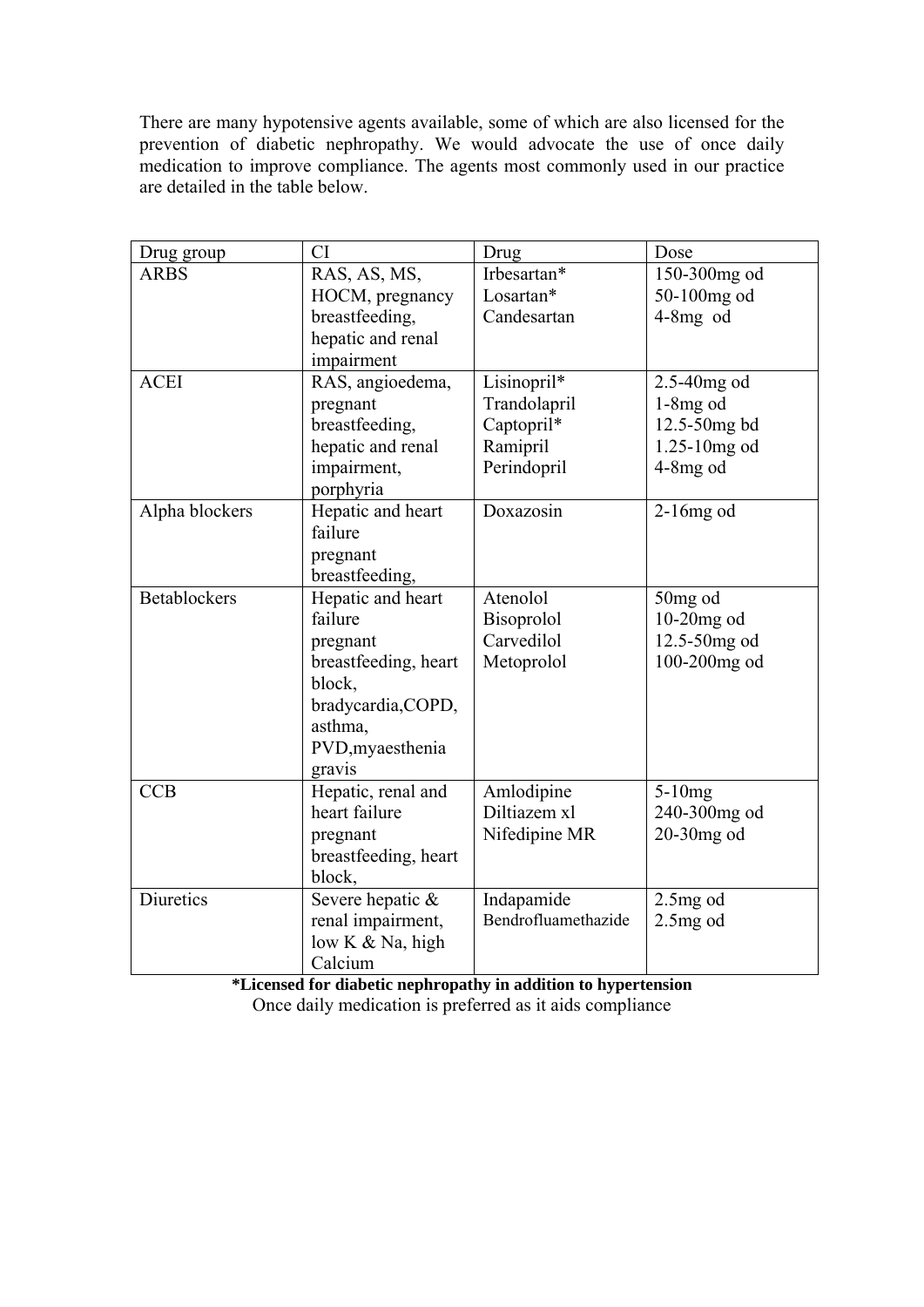There are many hypotensive agents available, some of which are also licensed for the prevention of diabetic nephropathy. We would advocate the use of once daily medication to improve compliance. The agents most commonly used in our practice are detailed in the table below.

| Drug group | CI | Drug | Dose |
|---|---|---|---|
| ARBS | RAS, AS, MS, HOCM, pregnancy breastfeeding, hepatic and renal impairment | Irbesartan*<br>Losartan*<br>Candesartan | 150-300mg od<br>50-100mg od<br>4-8mg od |
| ACEI | RAS, angioedema, pregnant breastfeeding, hepatic and renal impairment, porphyria | Lisinopril*<br>Trandolapril<br>Captopril*<br>Ramipril<br>Perindopril | 2.5-40mg od<br>1-8mg od<br>12.5-50mg bd<br>1.25-10mg od<br>4-8mg od |
| Alpha blockers | Hepatic and heart failure<br>pregnant breastfeeding, | Doxazosin | 2-16mg od |
| Betablockers | Hepatic and heart failure<br>pregnant breastfeeding, heart block, bradycardia,COPD, asthma, PVD,myaesthenia gravis | Atenolol<br>Bisoprolol<br>Carvedilol<br>Metoprolol | 50mg od<br>10-20mg od<br>12.5-50mg od<br>100-200mg od |
| CCB | Hepatic, renal and heart failure<br>pregnant breastfeeding, heart block, | Amlodipine<br>Diltiazem xl<br>Nifedipine MR | 5-10mg<br>240-300mg od<br>20-30mg od |
| Diuretics | Severe hepatic & renal impairment, low K & Na, high Calcium | Indapamide<br>Bendrofluamethazide | 2.5mg od<br>2.5mg od |

**\*Licensed for diabetic nephropathy in addition to hypertension**

Once daily medication is preferred as it aids compliance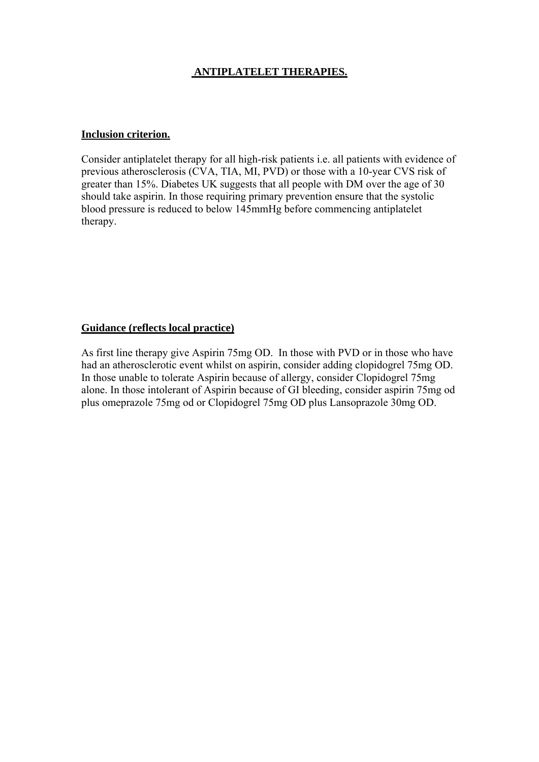# ANTIPLATELET THERAPIES.

## Inclusion criterion.

Consider antiplatelet therapy for all high-risk patients i.e. all patients with evidence of previous atherosclerosis (CVA, TIA, MI, PVD) or those with a 10-year CVS risk of greater than 15%. Diabetes UK suggests that all people with DM over the age of 30 should take aspirin. In those requiring primary prevention ensure that the systolic blood pressure is reduced to below 145mmHg before commencing antiplatelet therapy.

## Guidance (reflects local practice)

As first line therapy give Aspirin 75mg OD. In those with PVD or in those who have had an atherosclerotic event whilst on aspirin, consider adding clopidogrel 75mg OD. In those unable to tolerate Aspirin because of allergy, consider Clopidogrel 75mg alone. In those intolerant of Aspirin because of GI bleeding, consider aspirin 75mg od plus omeprazole 75mg od or Clopidogrel 75mg OD plus Lansoprazole 30mg OD.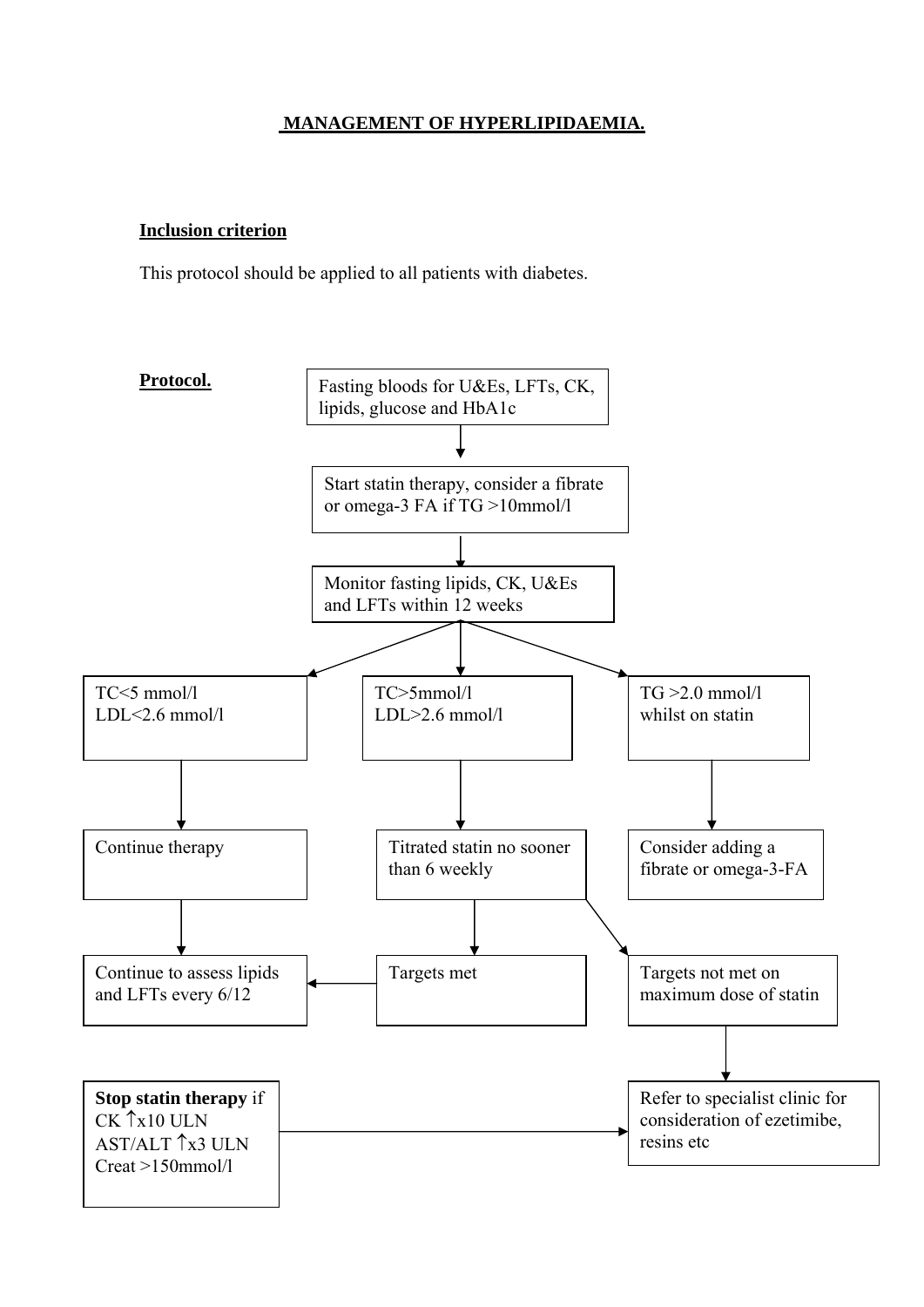# MANAGEMENT OF HYPERLIPIDAEMIA.

**Inclusion criterion**

This protocol should be applied to all patients with diabetes.

**Protocol.**

Fasting bloods for U&Es, LFTs, CK, lipids, glucose and HbA1c

↓

Start statin therapy, consider a fibrate or omega-3 FA if TG >10mmol/l

↓

Monitor fasting lipids, CK, U&Es and LFTs within 12 weeks

↓

- TC<5 mmol/l  
  LDL<2.6 mmol/l
  - → Continue therapy
  - → Continue to assess lipids and LFTs every 6/12
- TC>5mmol/l  
  LDL>2.6 mmol/l
  - → Titrated statin no sooner than 6 weekly
    - → Targets met → Continue to assess lipids and LFTs every 6/12
    - → Targets not met on maximum dose of statin → Refer to specialist clinic for consideration of ezetimibe, resins etc
- TG >2.0 mmol/l whilst on statin
  - → Consider adding a fibrate or omega-3-FA

**Stop statin therapy** if  
CK ↑x10 ULN  
AST/ALT ↑x3 ULN  
Creat >150mmol/l

→ Refer to specialist clinic for consideration of ezetimibe, resins etc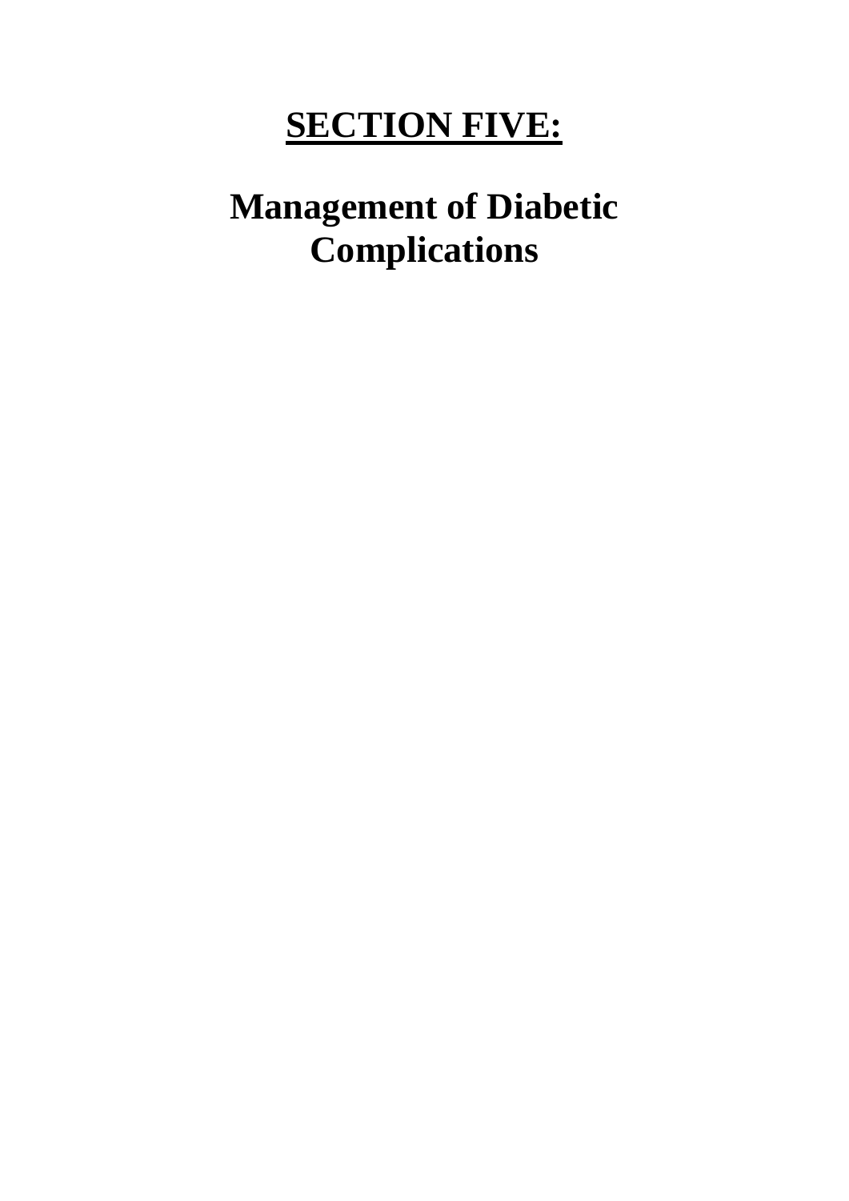# SECTION FIVE:

## Management of Diabetic Complications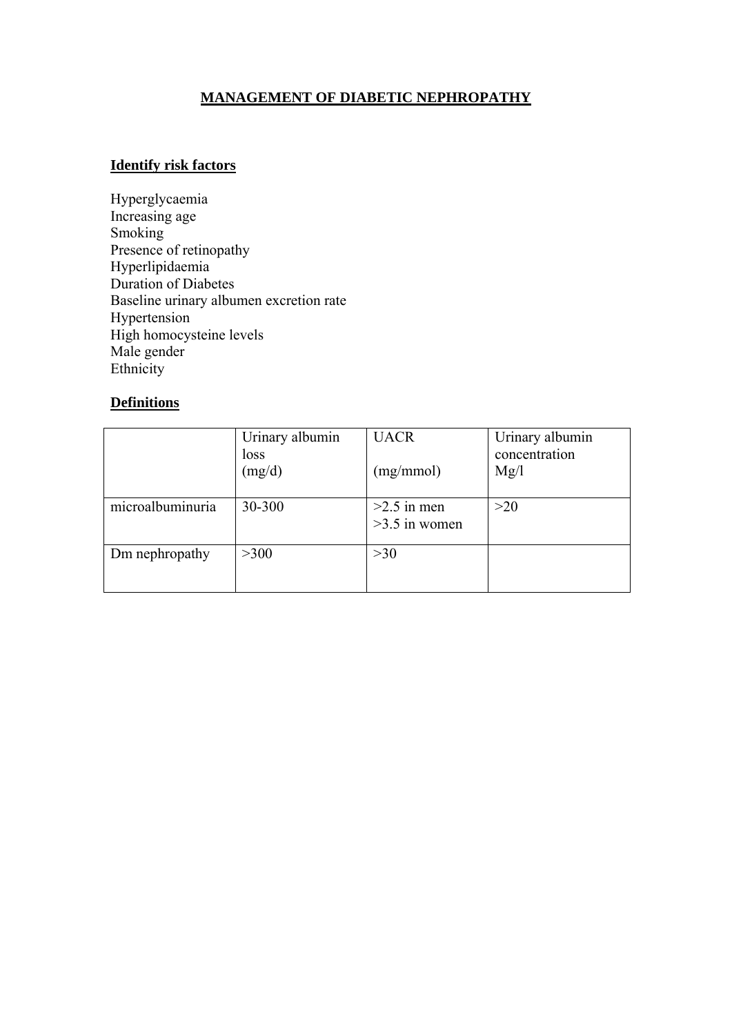# MANAGEMENT OF DIABETIC NEPHROPATHY

## Identify risk factors

Hyperglycaemia
Increasing age
Smoking
Presence of retinopathy
Hyperlipidaemia
Duration of Diabetes
Baseline urinary albumen excretion rate
Hypertension
High homocysteine levels
Male gender
Ethnicity

## Definitions

| | Urinary albumin loss (mg/d) | UACR (mg/mmol) | Urinary albumin concentration Mg/l |
|---|---|---|---|
| microalbuminuria | 30-300 | >2.5 in men<br>>3.5 in women | >20 |
| Dm nephropathy | >300 | >30 | |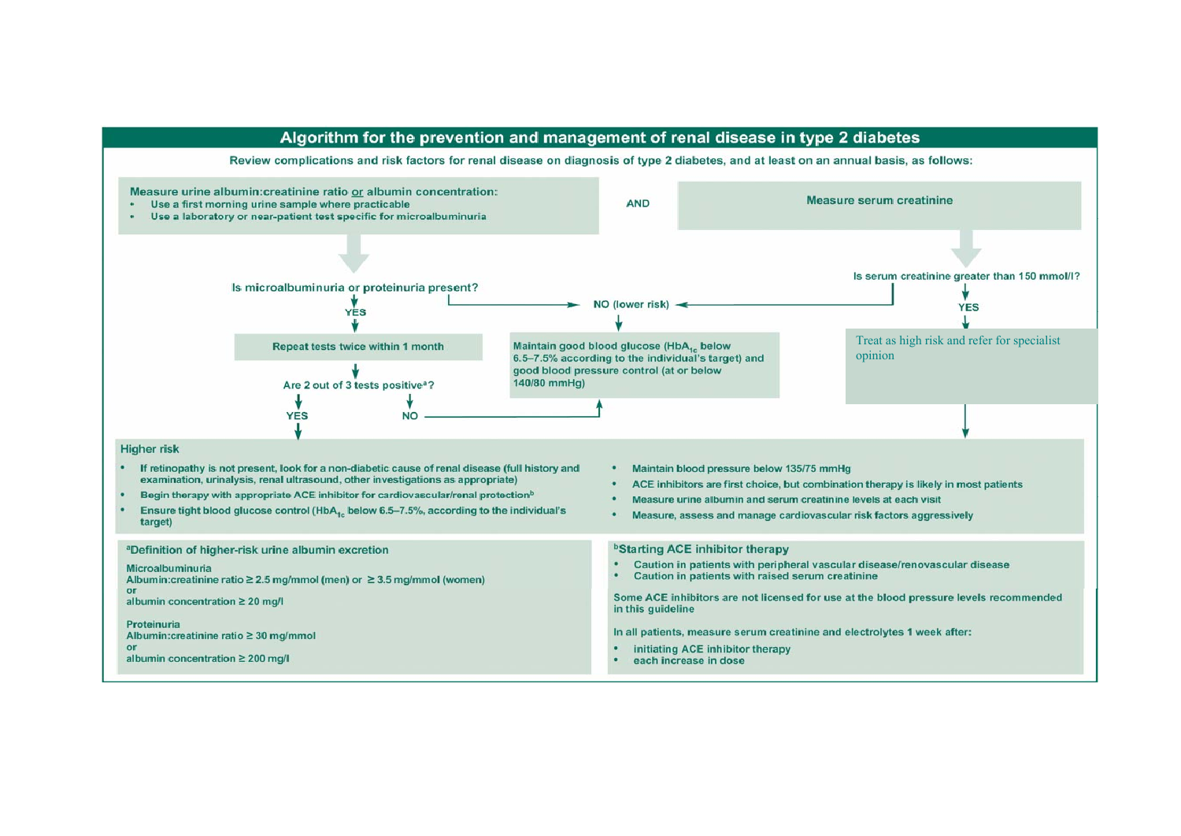## Algorithm for the prevention and management of renal disease in type 2 diabetes

Review complications and risk factors for renal disease on diagnosis of type 2 diabetes, and at least on an annual basis, as follows:

**Measure urine albumin:creatinine ratio or albumin concentration:**

- Use a first morning urine sample where practicable
- Use a laboratory or near-patient test specific for microalbuminuria

AND

**Measure serum creatinine**

---

**Is microalbuminuria or proteinuria present?**

- YES → Repeat tests twice within 1 month → Are 2 out of 3 tests positive[a]?
  - YES → Higher risk
  - NO → NO (lower risk)
- NO → NO (lower risk)

**Is serum creatinine greater than 150 mmol/l?**

- YES → Treat as high risk and refer for specialist opinion → Higher risk
- NO → NO (lower risk)

**NO (lower risk):**

Maintain good blood glucose ($HbA_{1c}$ below 6.5–7.5% according to the individual's target) and good blood pressure control (at or below 140/80 mmHg)

---

**Higher risk**

- If retinopathy is not present, look for a non-diabetic cause of renal disease (full history and examination, urinalysis, renal ultrasound, other investigations as appropriate)
- Begin therapy with appropriate ACE inhibitor for cardiovascular/renal protection[b]
- Ensure tight blood glucose control ($HbA_{1c}$ below 6.5–7.5%, according to the individual's target)
- Maintain blood pressure below 135/75 mmHg
- ACE inhibitors are first choice, but combination therapy is likely in most patients
- Measure urine albumin and serum creatinine levels at each visit
- Measure, assess and manage cardiovascular risk factors aggressively

---

**[a]Definition of higher-risk urine albumin excretion**

Microalbuminuria
Albumin:creatinine ratio ≥ 2.5 mg/mmol (men) or ≥ 3.5 mg/mmol (women)
or
albumin concentration ≥ 20 mg/l

Proteinuria
Albumin:creatinine ratio ≥ 30 mg/mmol
or
albumin concentration ≥ 200 mg/l

**[b]Starting ACE inhibitor therapy**

- Caution in patients with peripheral vascular disease/renovascular disease
- Caution in patients with raised serum creatinine

Some ACE inhibitors are not licensed for use at the blood pressure levels recommended in this guideline

In all patients, measure serum creatinine and electrolytes 1 week after:

- initiating ACE inhibitor therapy
- each increase in dose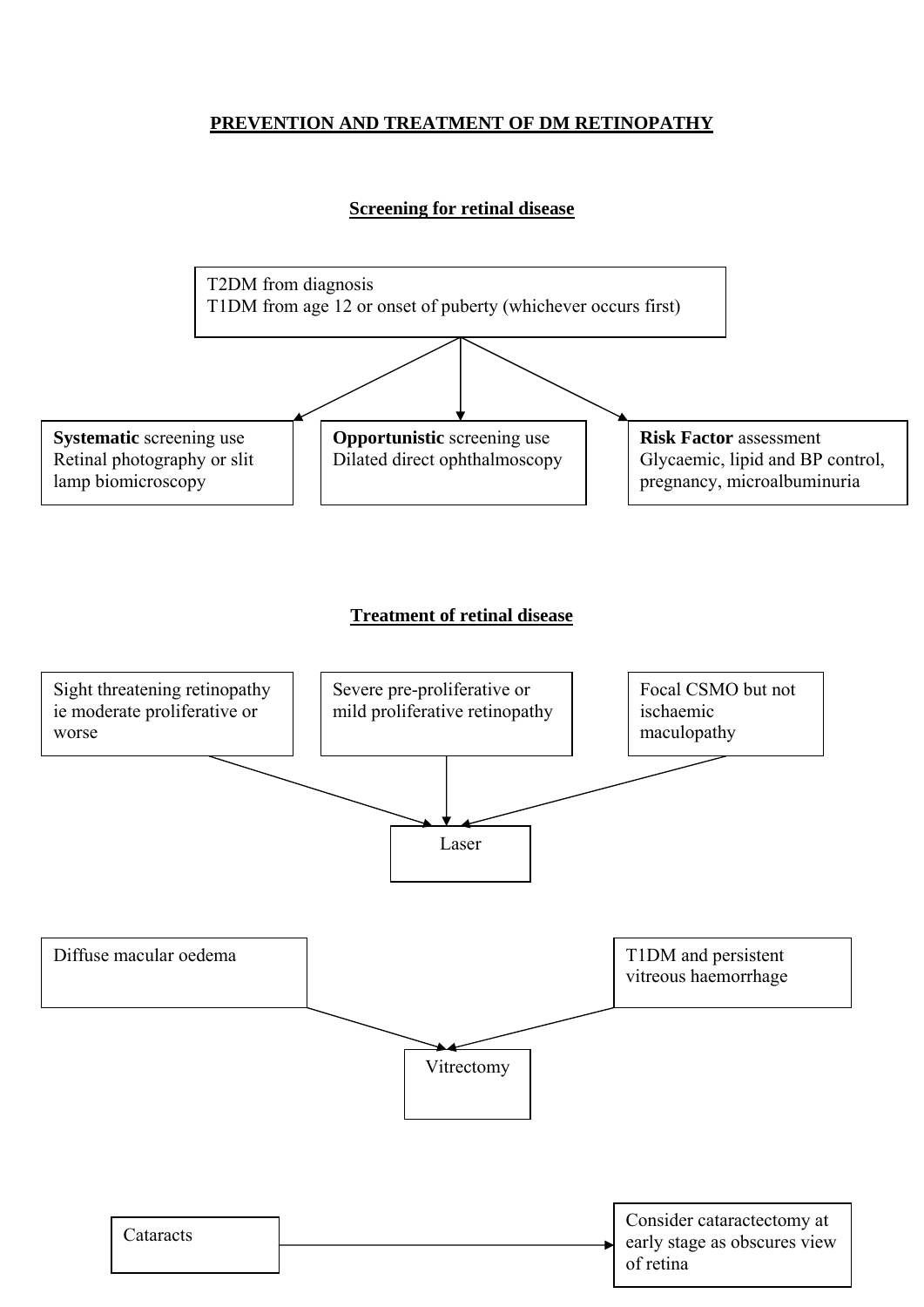# PREVENTION AND TREATMENT OF DM RETINOPATHY

## Screening for retinal disease

T2DM from diagnosis
T1DM from age 12 or onset of puberty (whichever occurs first)

- **Systematic** screening use Retinal photography or slit lamp biomicroscopy
- **Opportunistic** screening use Dilated direct ophthalmoscopy
- **Risk Factor** assessment Glycaemic, lipid and BP control, pregnancy, microalbuminuria

## Treatment of retinal disease

- Sight threatening retinopathy ie moderate proliferative or worse → Laser
- Severe pre-proliferative or mild proliferative retinopathy → Laser
- Focal CSMO but not ischaemic maculopathy → Laser

- Diffuse macular oedema → Vitrectomy
- T1DM and persistent vitreous haemorrhage → Vitrectomy

- Cataracts → Consider cataractectomy at early stage as obscures view of retina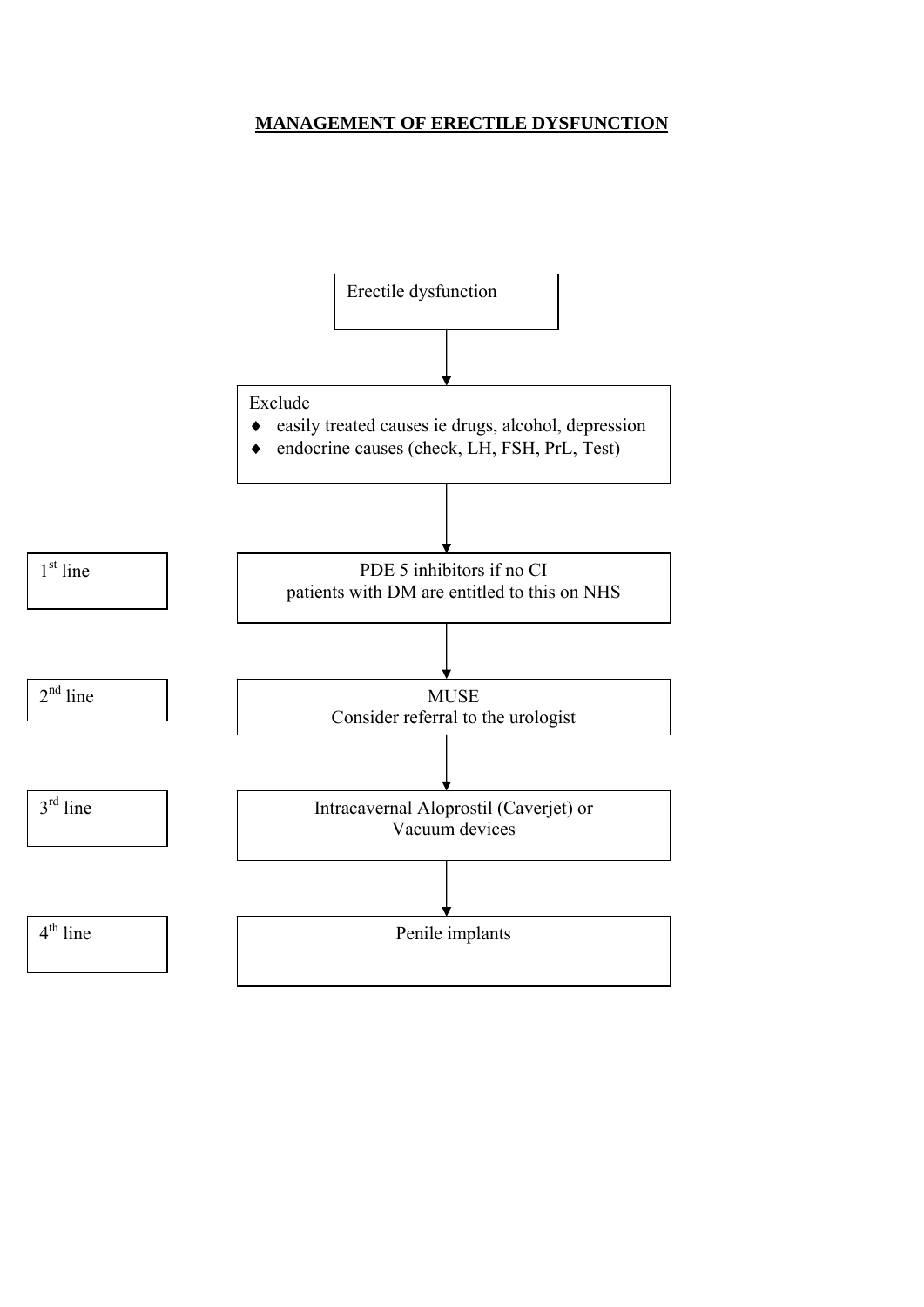# MANAGEMENT OF ERECTILE DYSFUNCTION

**Erectile dysfunction**

↓

**Exclude**
- easily treated causes ie drugs, alcohol, depression
- endocrine causes (check, LH, FSH, PrL, Test)

↓

**1st line:** PDE 5 inhibitors if no CI
patients with DM are entitled to this on NHS

↓

**2nd line:** MUSE
Consider referral to the urologist

↓

**3rd line:** Intracavernal Aloprostil (Caverjet) or
Vacuum devices

↓

**4th line:** Penile implants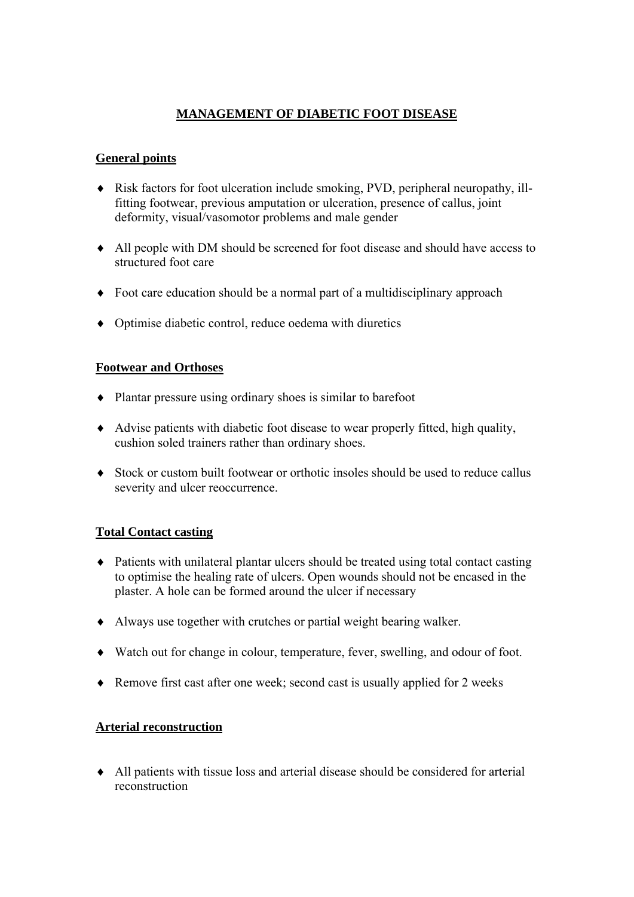# MANAGEMENT OF DIABETIC FOOT DISEASE

## General points

- Risk factors for foot ulceration include smoking, PVD, peripheral neuropathy, ill-fitting footwear, previous amputation or ulceration, presence of callus, joint deformity, visual/vasomotor problems and male gender
- All people with DM should be screened for foot disease and should have access to structured foot care
- Foot care education should be a normal part of a multidisciplinary approach
- Optimise diabetic control, reduce oedema with diuretics

## Footwear and Orthoses

- Plantar pressure using ordinary shoes is similar to barefoot
- Advise patients with diabetic foot disease to wear properly fitted, high quality, cushion soled trainers rather than ordinary shoes.
- Stock or custom built footwear or orthotic insoles should be used to reduce callus severity and ulcer reoccurrence.

## Total Contact casting

- Patients with unilateral plantar ulcers should be treated using total contact casting to optimise the healing rate of ulcers. Open wounds should not be encased in the plaster. A hole can be formed around the ulcer if necessary
- Always use together with crutches or partial weight bearing walker.
- Watch out for change in colour, temperature, fever, swelling, and odour of foot.
- Remove first cast after one week; second cast is usually applied for 2 weeks

## Arterial reconstruction

- All patients with tissue loss and arterial disease should be considered for arterial reconstruction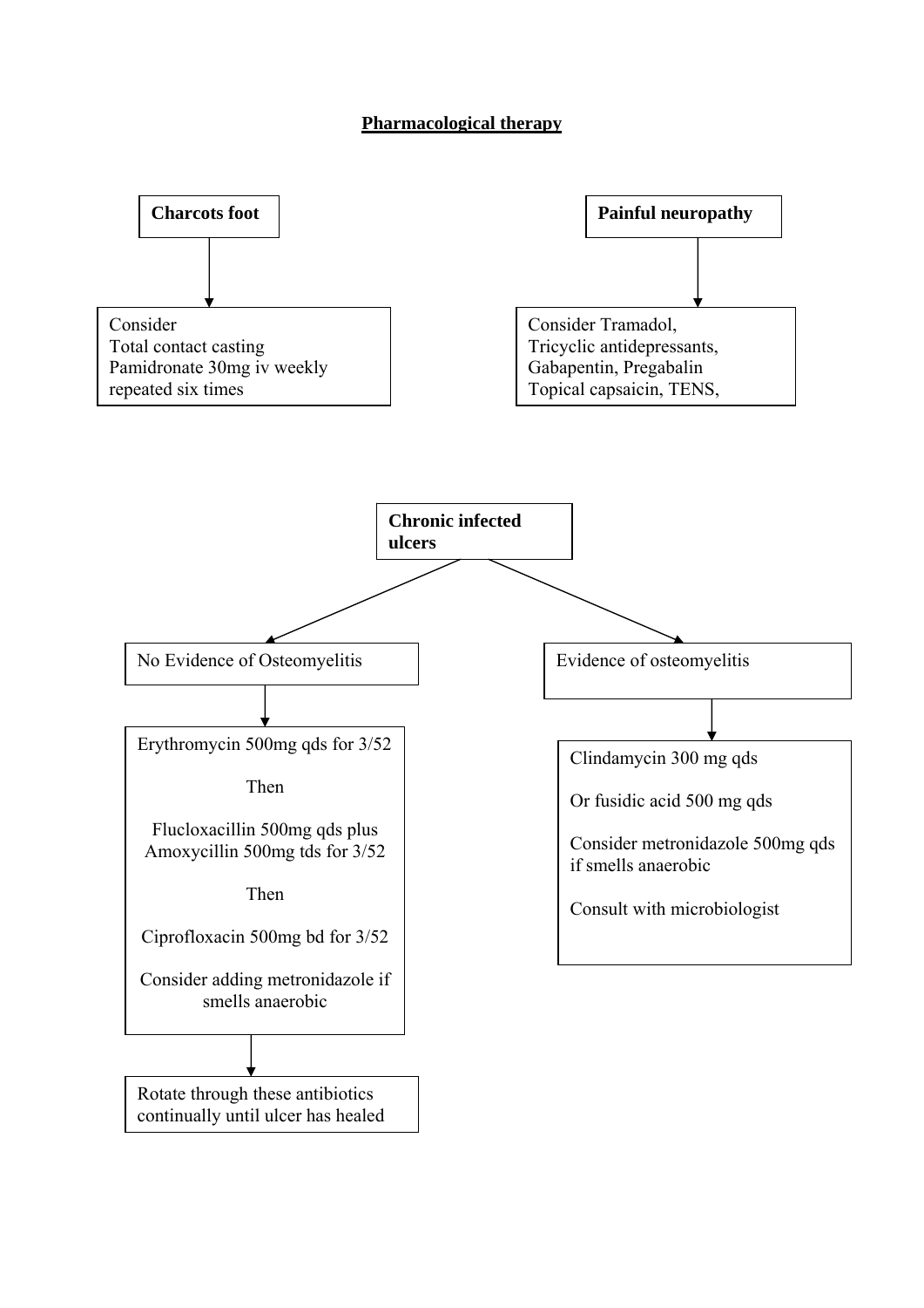# Pharmacological therapy

**Charcots foot**

Consider
Total contact casting
Pamidronate 30mg iv weekly repeated six times

**Painful neuropathy**

Consider Tramadol,
Tricyclic antidepressants,
Gabapentin, Pregabalin
Topical capsaicin, TENS,

**Chronic infected ulcers**

No Evidence of Osteomyelitis

Erythromycin 500mg qds for 3/52

Then

Flucloxacillin 500mg qds plus Amoxycillin 500mg tds for 3/52

Then

Ciprofloxacin 500mg bd for 3/52

Consider adding metronidazole if smells anaerobic

Rotate through these antibiotics continually until ulcer has healed

Evidence of osteomyelitis

Clindamycin 300 mg qds

Or fusidic acid 500 mg qds

Consider metronidazole 500mg qds if smells anaerobic

Consult with microbiologist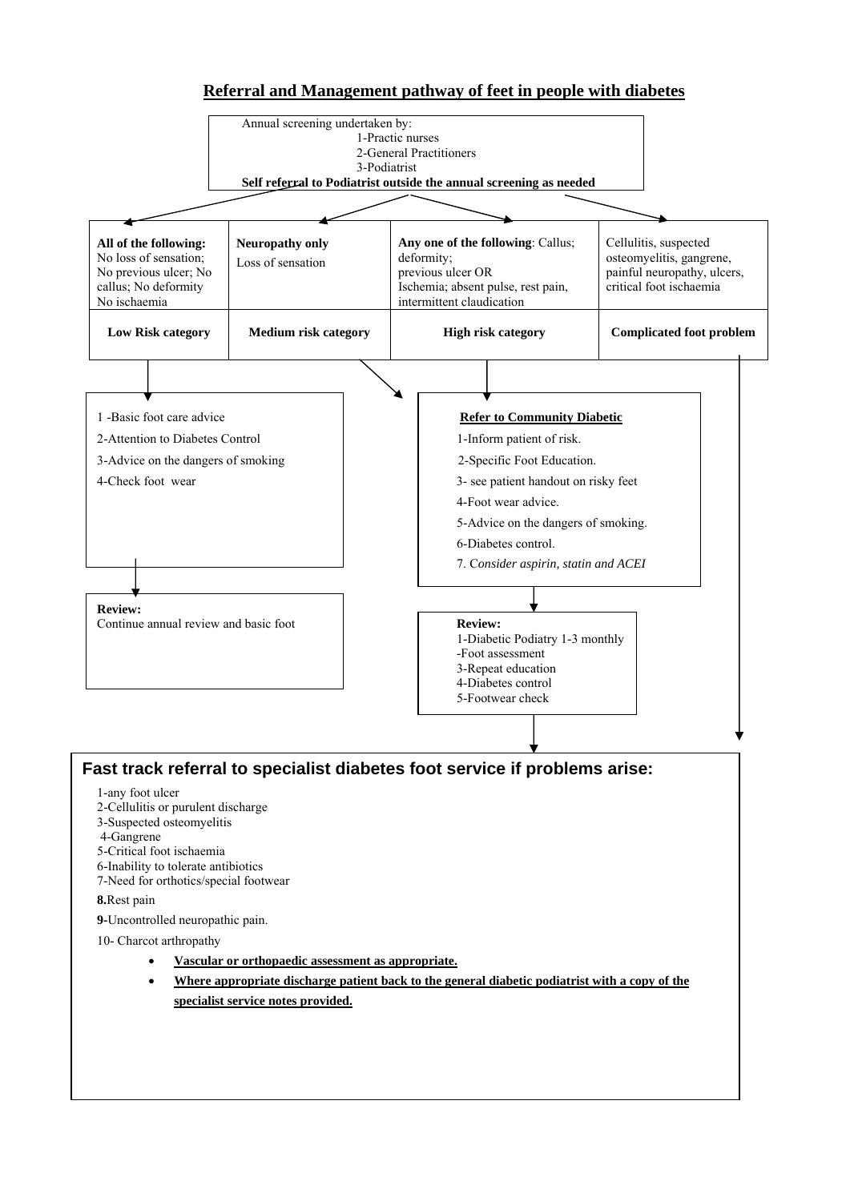## Referral and Management pathway of feet in people with diabetes

Annual screening undertaken by:
1-Practic nurses
2-General Practitioners
3-Podiatrist

**Self referral to Podiatrist outside the annual screening as needed**

| **All of the following:** No loss of sensation; No previous ulcer; No callus; No deformity No ischaemia | **Neuropathy only** Loss of sensation | **Any one of the following**: Callus; deformity; previous ulcer OR Ischemia; absent pulse, rest pain, intermittent claudication | Cellulitis, suspected osteomyelitis, gangrene, painful neuropathy, ulcers, critical foot ischaemia |
|---|---|---|---|
| **Low Risk category** | **Medium risk category** | **High risk category** | **Complicated foot problem** |

**Low Risk category:**

1 -Basic foot care advice
2-Attention to Diabetes Control
3-Advice on the dangers of smoking
4-Check foot wear

**Review:**
Continue annual review and basic foot

**Medium / High risk category:**

**Refer to Community Diabetic**

1-Inform patient of risk.
2-Specific Foot Education.
3- see patient handout on risky feet
4-Foot wear advice.
5-Advice on the dangers of smoking.
6-Diabetes control.
7. C*onsider aspirin, statin and ACEI*

**Review:**
1-Diabetic Podiatry 1-3 monthly
-Foot assessment
3-Repeat education
4-Diabetes control
5-Footwear check

### Fast track referral to specialist diabetes foot service if problems arise:

1-any foot ulcer
2-Cellulitis or purulent discharge
3-Suspected osteomyelitis
4-Gangrene
5-Critical foot ischaemia
6-Inability to tolerate antibiotics
7-Need for orthotics/special footwear
**8.**Rest pain
**9**-Uncontrolled neuropathic pain.
10- Charcot arthropathy

- **Vascular or orthopaedic assessment as appropriate.**
- **Where appropriate discharge patient back to the general diabetic podiatrist with a copy of the specialist service notes provided.**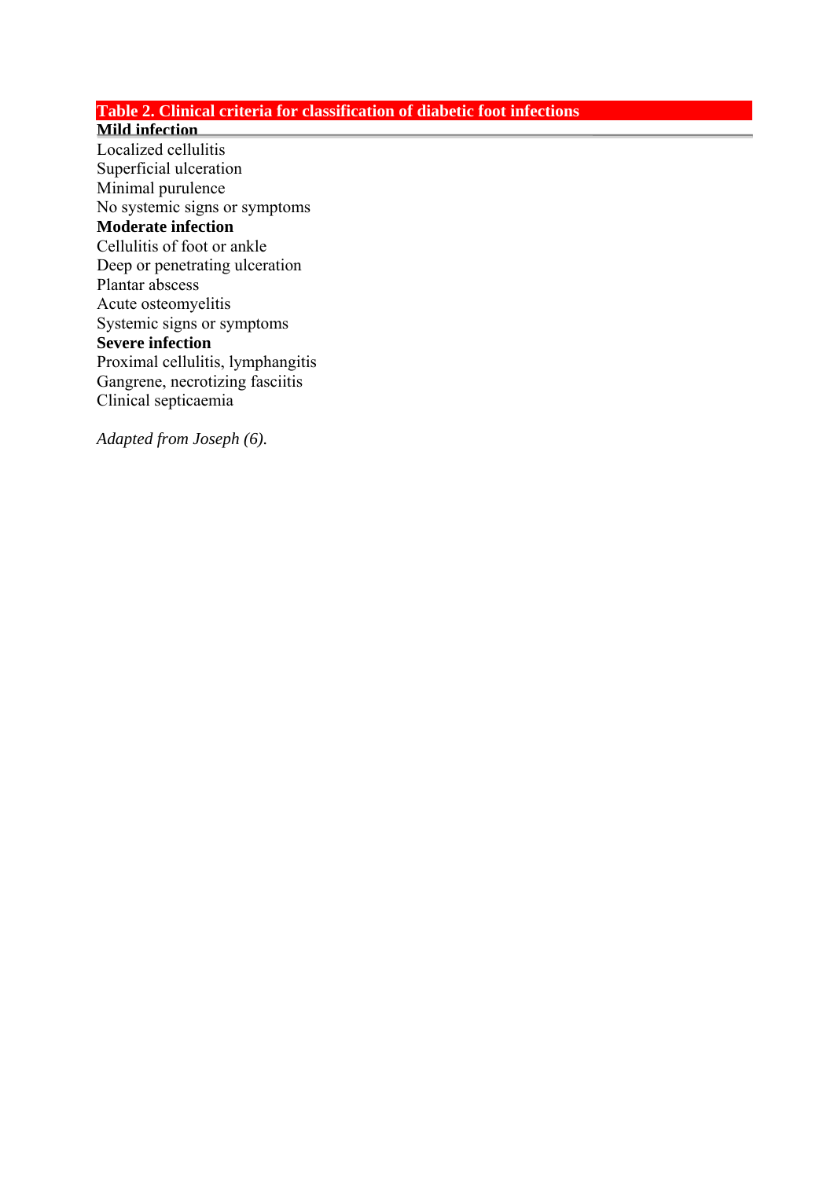**Table 2. Clinical criteria for classification of diabetic foot infections**

| **Mild infection** |
|---|
| Localized cellulitis |
| Superficial ulceration |
| Minimal purulence |
| No systemic signs or symptoms |
| **Moderate infection** |
| Cellulitis of foot or ankle |
| Deep or penetrating ulceration |
| Plantar abscess |
| Acute osteomyelitis |
| Systemic signs or symptoms |
| **Severe infection** |
| Proximal cellulitis, lymphangitis |
| Gangrene, necrotizing fasciitis |
| Clinical septicaemia |

*Adapted from Joseph (6).*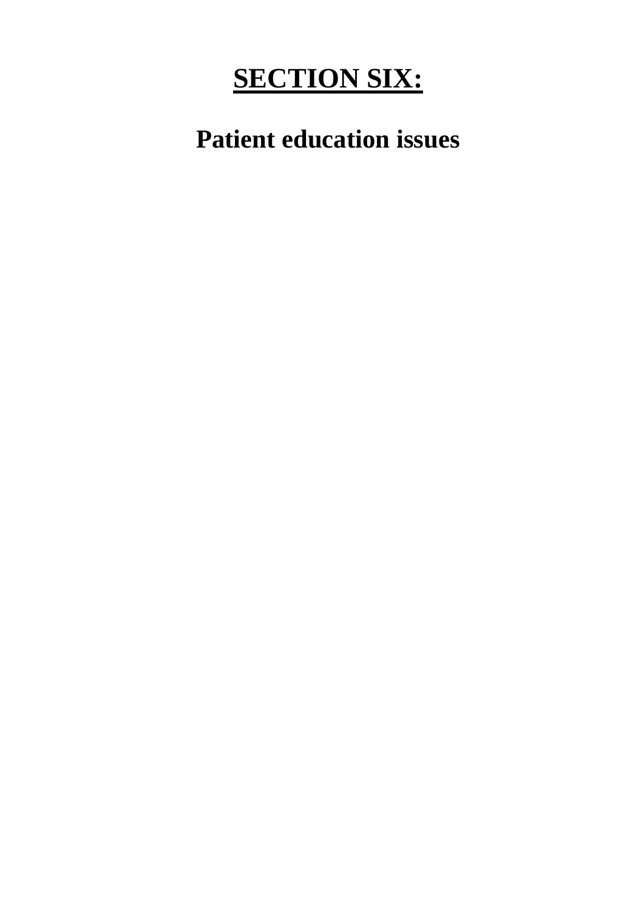# **SECTION SIX:**

## Patient education issues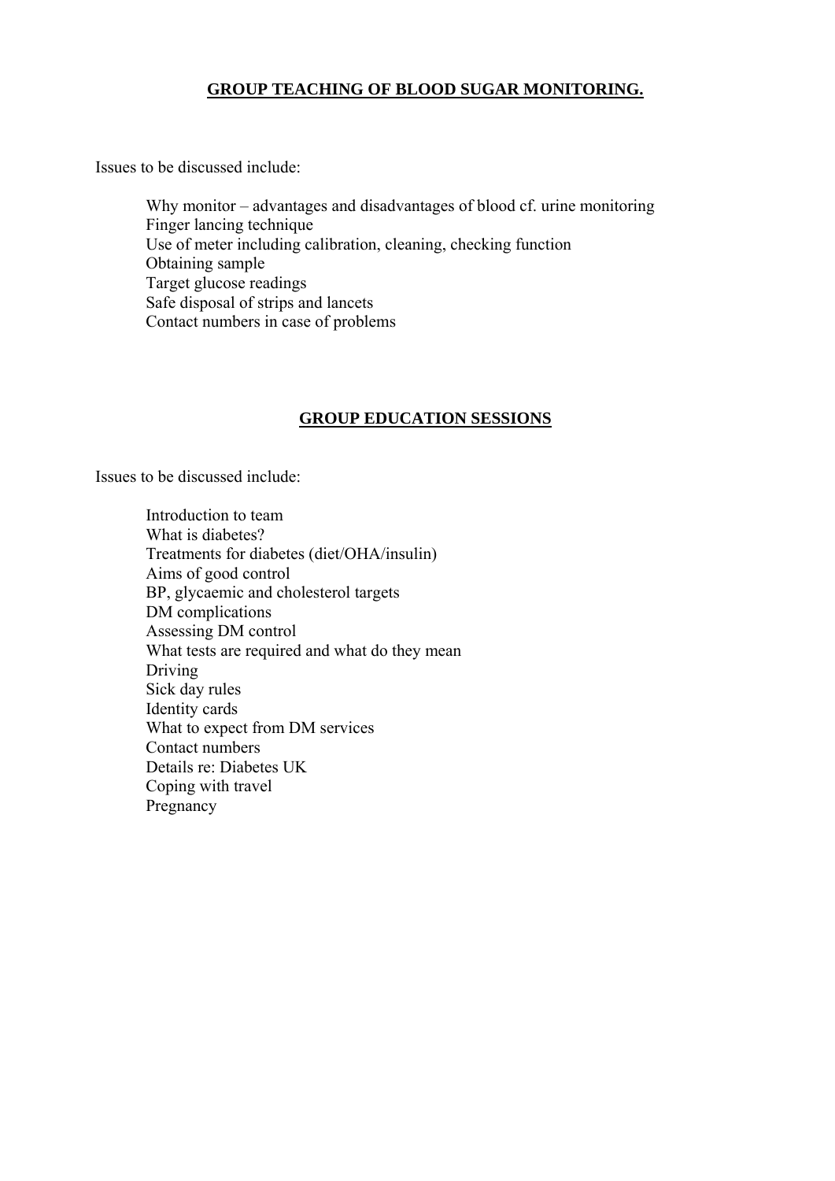## **GROUP TEACHING OF BLOOD SUGAR MONITORING.**

Issues to be discussed include:

- Why monitor – advantages and disadvantages of blood cf. urine monitoring
- Finger lancing technique
- Use of meter including calibration, cleaning, checking function
- Obtaining sample
- Target glucose readings
- Safe disposal of strips and lancets
- Contact numbers in case of problems

## **GROUP EDUCATION SESSIONS**

Issues to be discussed include:

- Introduction to team
- What is diabetes?
- Treatments for diabetes (diet/OHA/insulin)
- Aims of good control
- BP, glycaemic and cholesterol targets
- DM complications
- Assessing DM control
- What tests are required and what do they mean
- Driving
- Sick day rules
- Identity cards
- What to expect from DM services
- Contact numbers
- Details re: Diabetes UK
- Coping with travel
- Pregnancy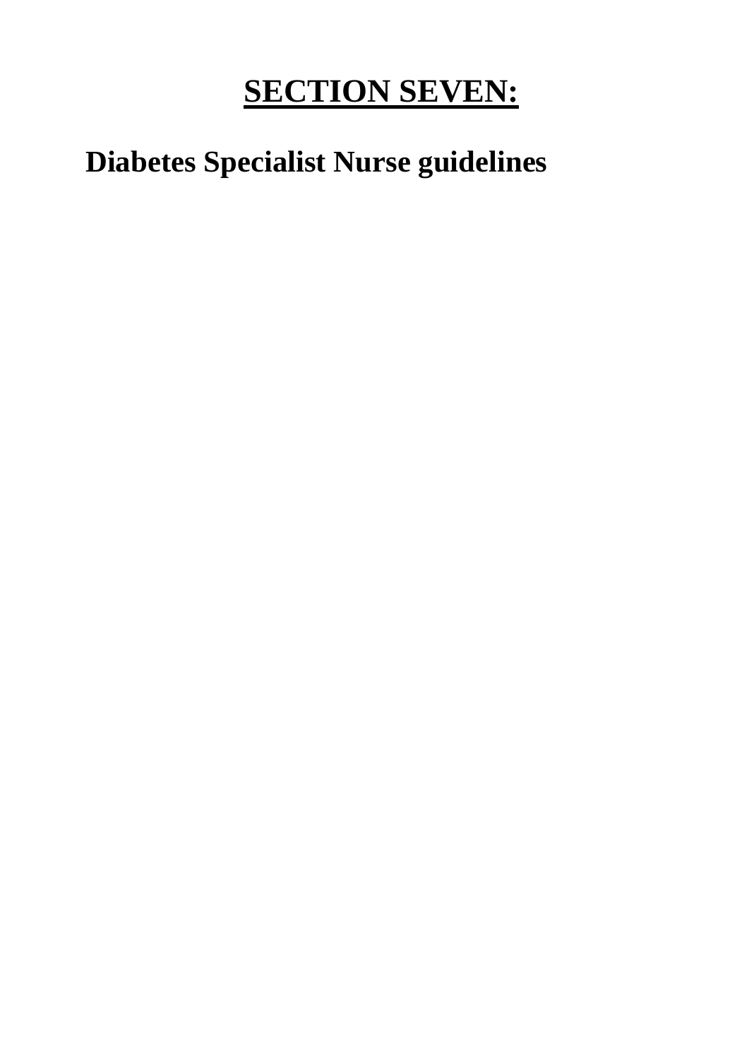# **SECTION SEVEN:**

## Diabetes Specialist Nurse guidelines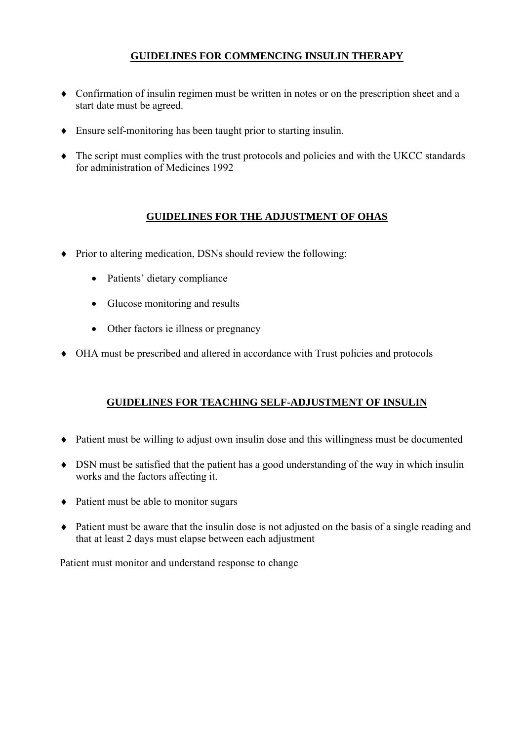## GUIDELINES FOR COMMENCING INSULIN THERAPY

- Confirmation of insulin regimen must be written in notes or on the prescription sheet and a start date must be agreed.
- Ensure self-monitoring has been taught prior to starting insulin.
- The script must complies with the trust protocols and policies and with the UKCC standards for administration of Medicines 1992

## GUIDELINES FOR THE ADJUSTMENT OF OHAS

- Prior to altering medication, DSNs should review the following:
  - Patients' dietary compliance
  - Glucose monitoring and results
  - Other factors ie illness or pregnancy
- OHA must be prescribed and altered in accordance with Trust policies and protocols

## GUIDELINES FOR TEACHING SELF-ADJUSTMENT OF INSULIN

- Patient must be willing to adjust own insulin dose and this willingness must be documented
- DSN must be satisfied that the patient has a good understanding of the way in which insulin works and the factors affecting it.
- Patient must be able to monitor sugars
- Patient must be aware that the insulin dose is not adjusted on the basis of a single reading and that at least 2 days must elapse between each adjustment

Patient must monitor and understand response to change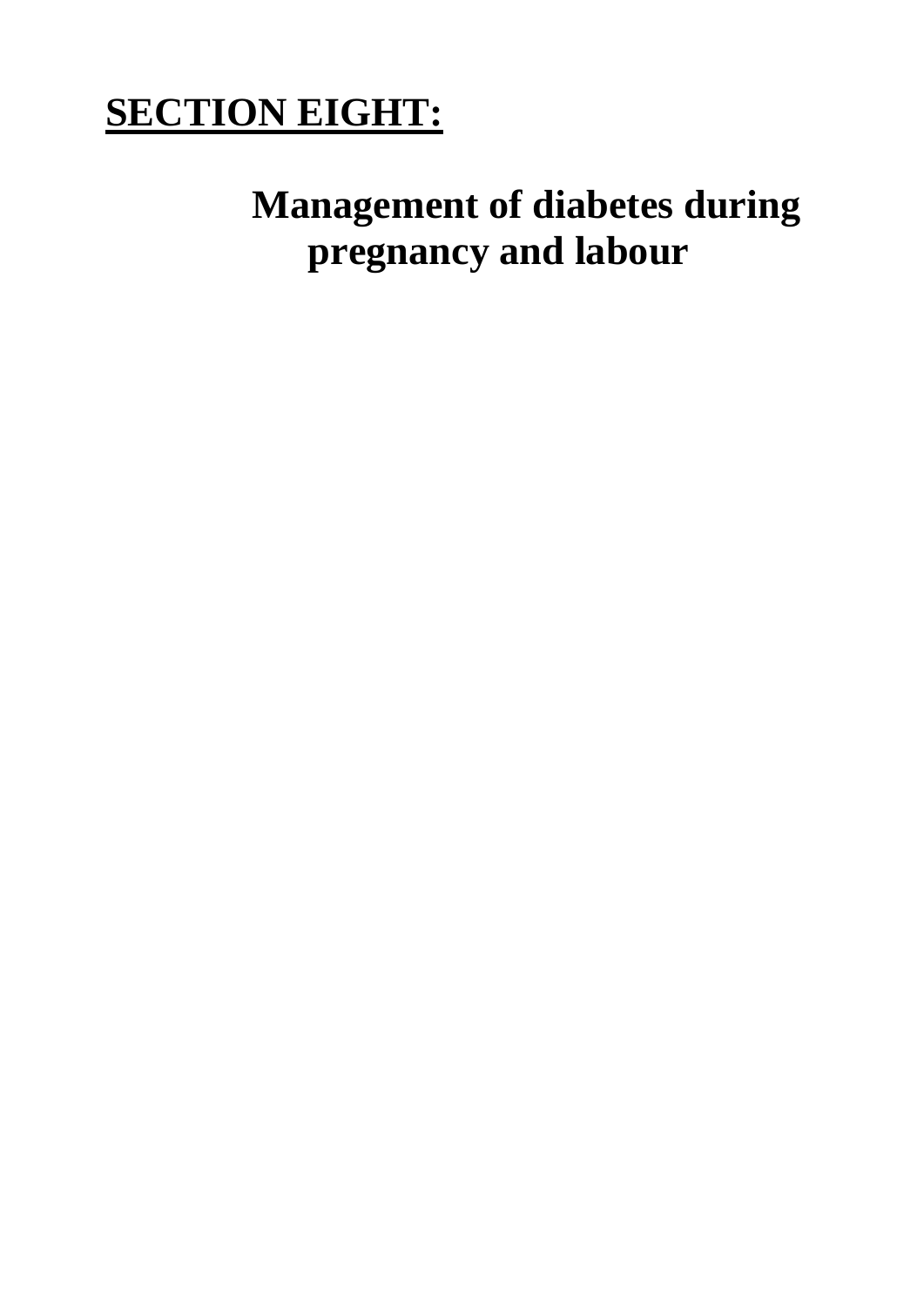# **SECTION EIGHT:**

## Management of diabetes during pregnancy and labour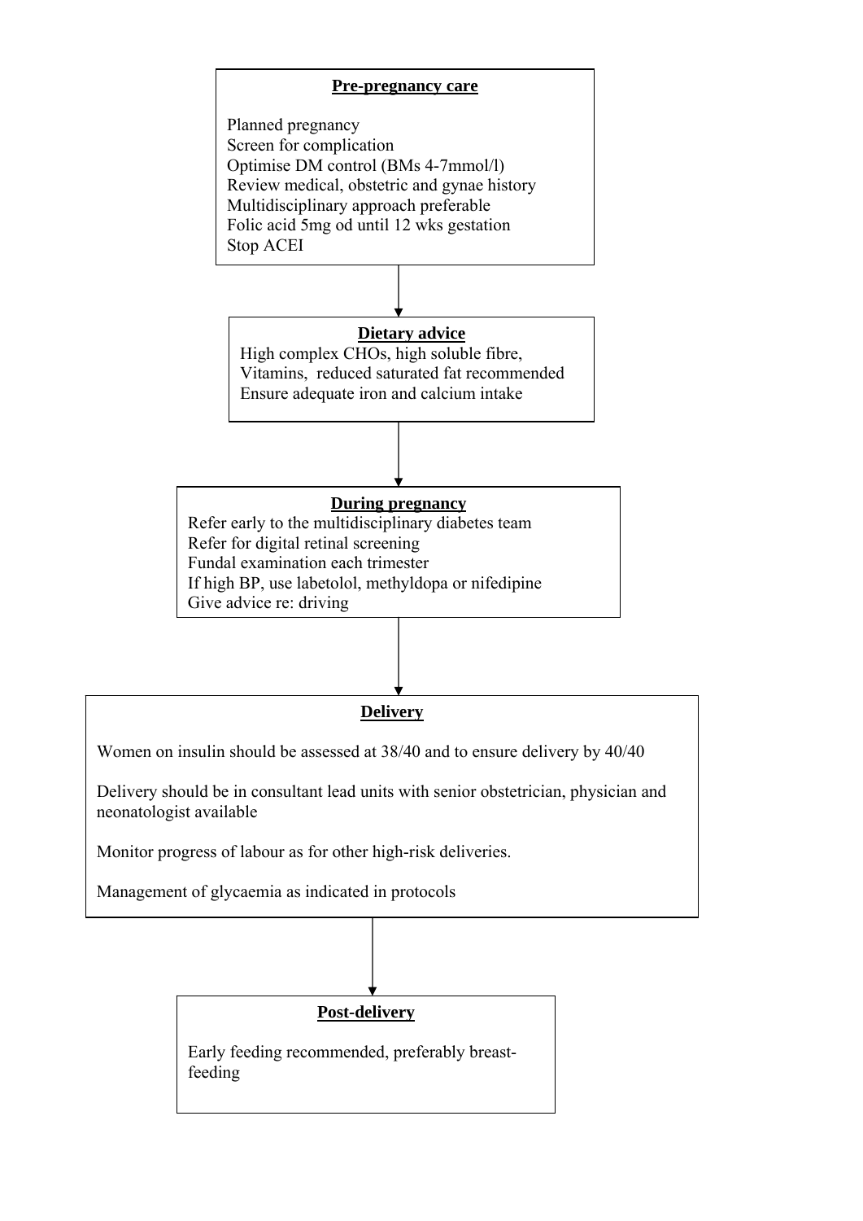**Pre-pregnancy care**

Planned pregnancy
Screen for complication
Optimise DM control (BMs 4-7mmol/l)
Review medical, obstetric and gynae history
Multidisciplinary approach preferable
Folic acid 5mg od until 12 wks gestation
Stop ACEI

↓

**Dietary advice**

High complex CHOs, high soluble fibre,
Vitamins, reduced saturated fat recommended
Ensure adequate iron and calcium intake

↓

**During pregnancy**

Refer early to the multidisciplinary diabetes team
Refer for digital retinal screening
Fundal examination each trimester
If high BP, use labetolol, methyldopa or nifedipine
Give advice re: driving

↓

**Delivery**

Women on insulin should be assessed at 38/40 and to ensure delivery by 40/40

Delivery should be in consultant lead units with senior obstetrician, physician and neonatologist available

Monitor progress of labour as for other high-risk deliveries.

Management of glycaemia as indicated in protocols

↓

**Post-delivery**

Early feeding recommended, preferably breast-feeding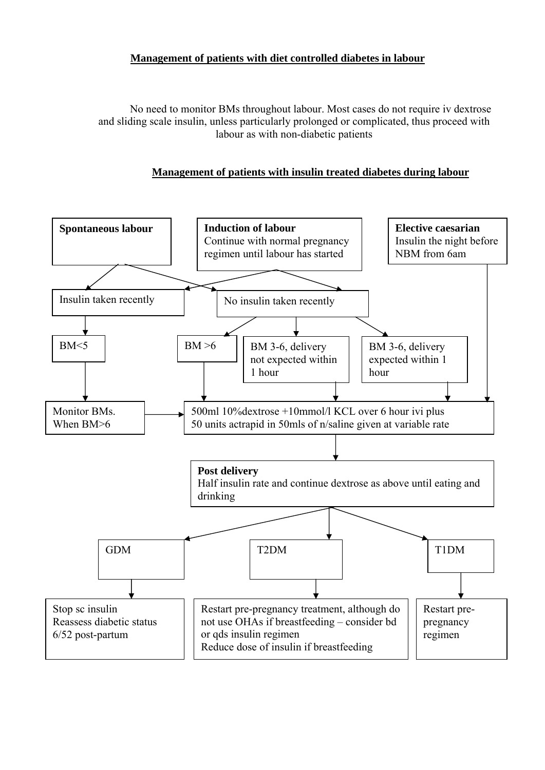## Management of patients with diet controlled diabetes in labour

No need to monitor BMs throughout labour. Most cases do not require iv dextrose and sliding scale insulin, unless particularly prolonged or complicated, thus proceed with labour as with non-diabetic patients

## Management of patients with insulin treated diabetes during labour

**Spontaneous labour**

**Induction of labour**
Continue with normal pregnancy regimen until labour has started

**Elective caesarian**
Insulin the night before
NBM from 6am

Insulin taken recently

No insulin taken recently

BM<5

BM >6

BM 3-6, delivery not expected within 1 hour

BM 3-6, delivery expected within 1 hour

Monitor BMs.
When BM>6

500ml 10%dextrose +10mmol/l KCL over 6 hour ivi plus
50 units actrapid in 50mls of n/saline given at variable rate

**Post delivery**
Half insulin rate and continue dextrose as above until eating and drinking

GDM

T2DM

T1DM

Stop sc insulin
Reassess diabetic status 6/52 post-partum

Restart pre-pregnancy treatment, although do not use OHAs if breastfeeding – consider bd or qds insulin regimen
Reduce dose of insulin if breastfeeding

Restart pre-pregnancy regimen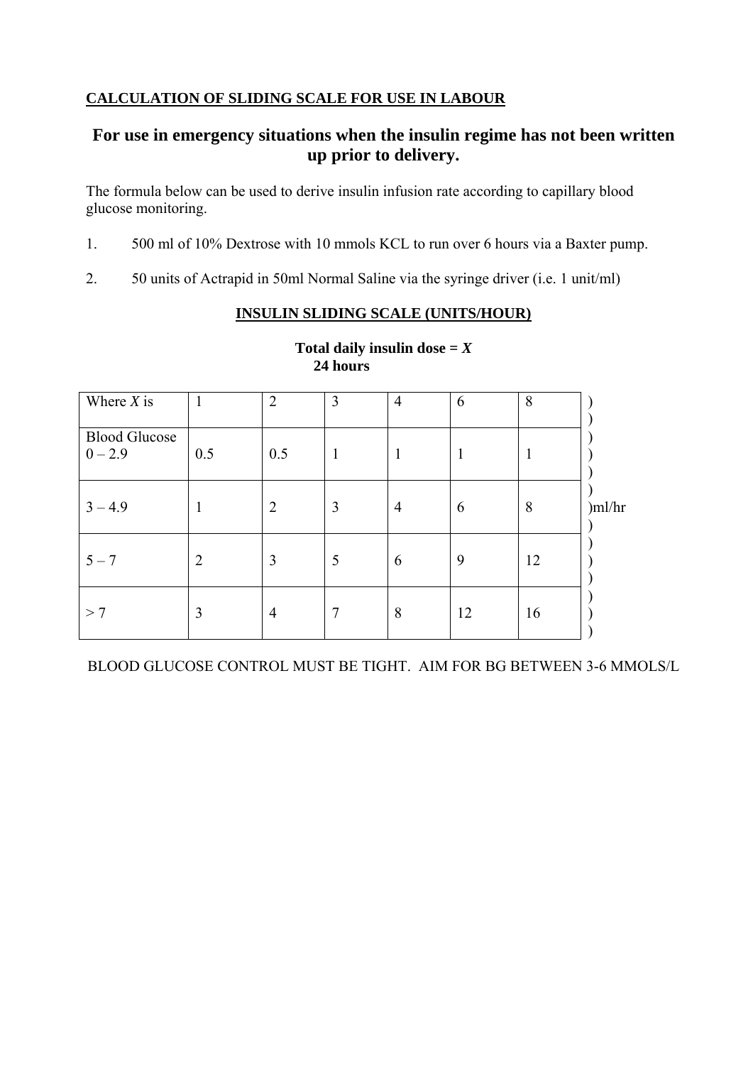**CALCULATION OF SLIDING SCALE FOR USE IN LABOUR**

## For use in emergency situations when the insulin regime has not been written up prior to delivery.

The formula below can be used to derive insulin infusion rate according to capillary blood glucose monitoring.

1. 500 ml of 10% Dextrose with 10 mmols KCL to run over 6 hours via a Baxter pump.

2. 50 units of Actrapid in 50ml Normal Saline via the syringe driver (i.e. 1 unit/ml)

**INSULIN SLIDING SCALE (UNITS/HOUR)**

$$\frac{\textbf{Total daily insulin dose}}{\textbf{24 hours}} = X$$

| Where *X* is | 1 | 2 | 3 | 4 | 6 | 8 | |
|---|---|---|---|---|---|---|---|
| Blood Glucose 0 – 2.9 | 0.5 | 0.5 | 1 | 1 | 1 | 1 | ml/hr |
| 3 – 4.9 | 1 | 2 | 3 | 4 | 6 | 8 | ml/hr |
| 5 – 7 | 2 | 3 | 5 | 6 | 9 | 12 | ml/hr |
| > 7 | 3 | 4 | 7 | 8 | 12 | 16 | ml/hr |

BLOOD GLUCOSE CONTROL MUST BE TIGHT. AIM FOR BG BETWEEN 3-6 MMOLS/L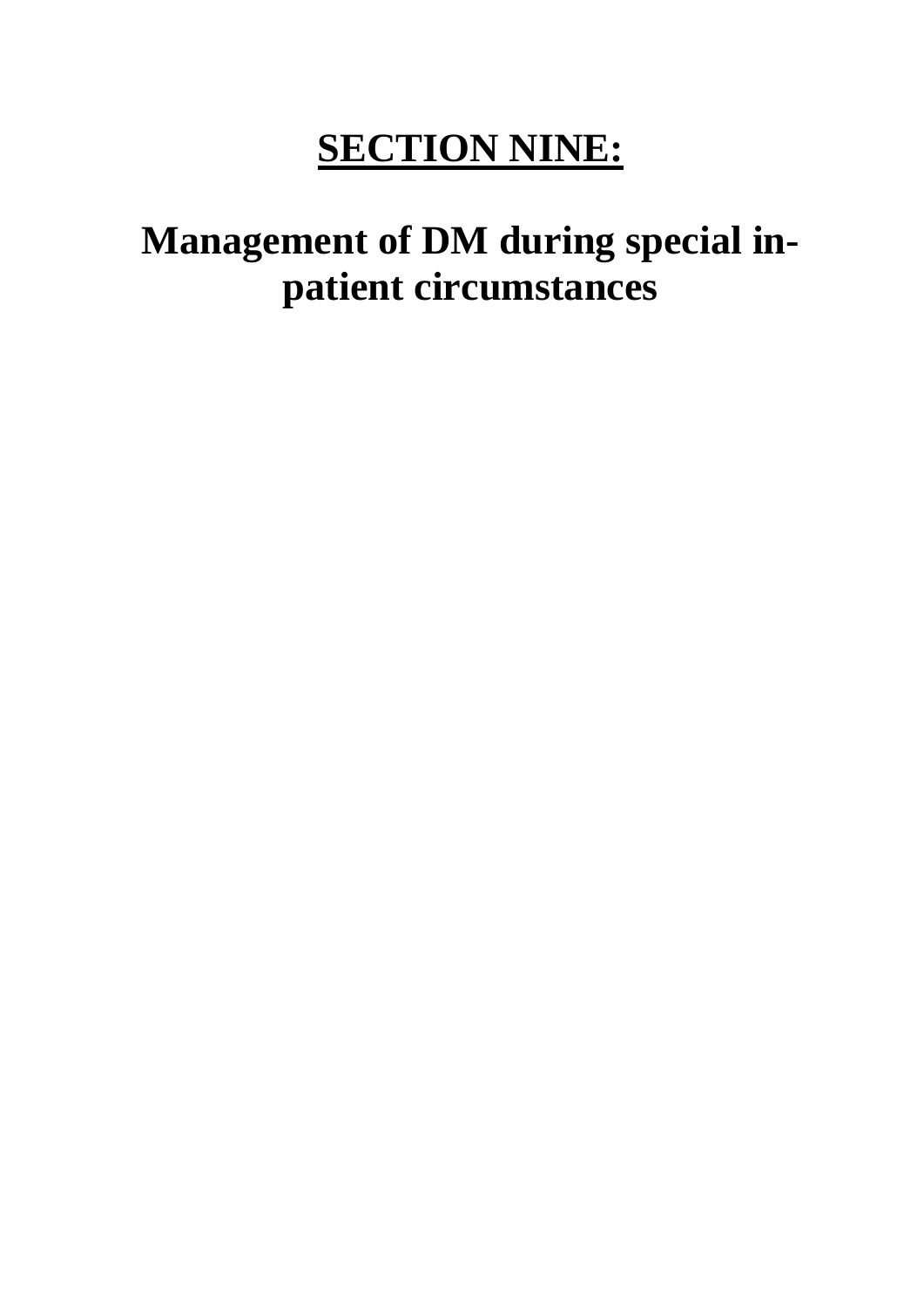# **SECTION NINE:**

# Management of DM during special in-patient circumstances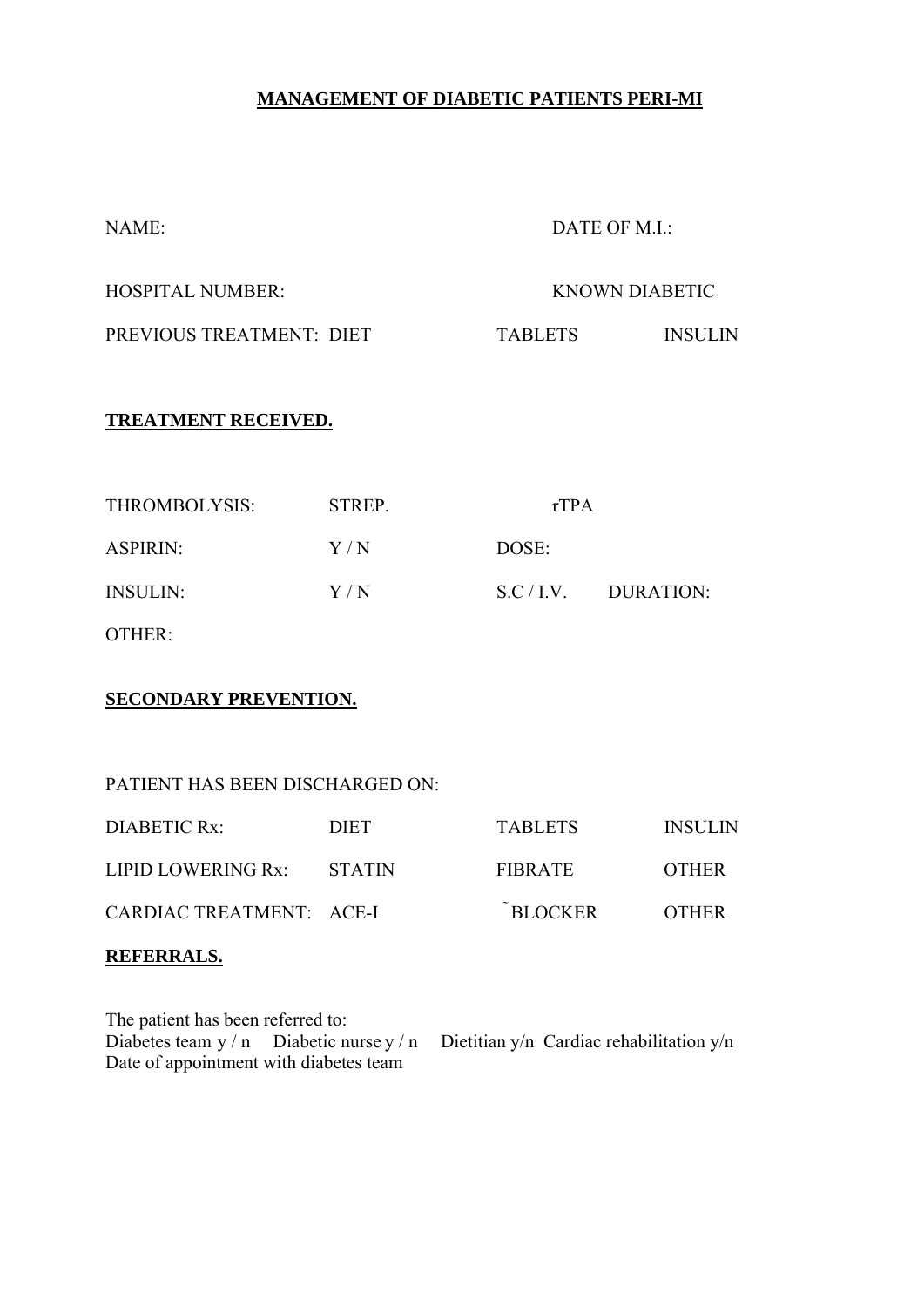**MANAGEMENT OF DIABETIC PATIENTS PERI-MI**

NAME: DATE OF M.I.:

HOSPITAL NUMBER: KNOWN DIABETIC

PREVIOUS TREATMENT: DIET TABLETS INSULIN

**TREATMENT RECEIVED.**

| | | | |
|---|---|---|---|
| THROMBOLYSIS: | STREP. | rTPA | |
| ASPIRIN: | Y / N | DOSE: | |
| INSULIN: | Y / N | S.C / I.V. | DURATION: |
| OTHER: | | | |

**SECONDARY PREVENTION.**

PATIENT HAS BEEN DISCHARGED ON:

| | | | |
|---|---|---|---|
| DIABETIC Rx: | DIET | TABLETS | INSULIN |
| LIPID LOWERING Rx: | STATIN | FIBRATE | OTHER |
| CARDIAC TREATMENT: | ACE-I | ˜BLOCKER | OTHER |

**REFERRALS.**

The patient has been referred to:
Diabetes team y / n Diabetic nurse y / n Dietitian y/n Cardiac rehabilitation y/n
Date of appointment with diabetes team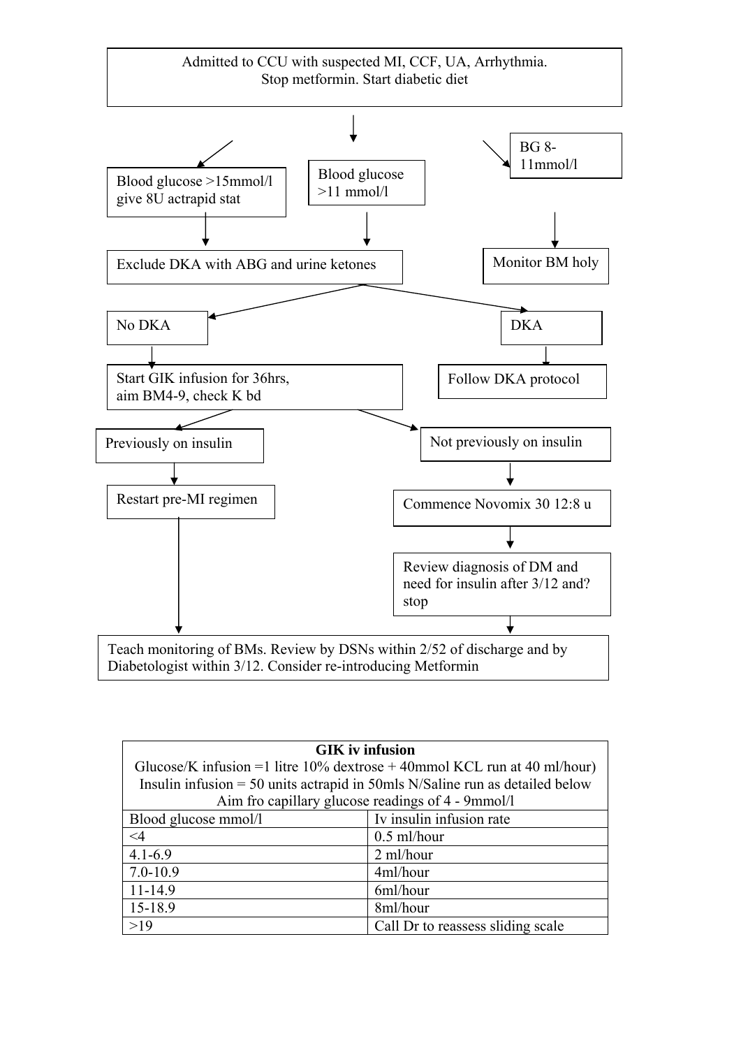Admitted to CCU with suspected MI, CCF, UA, Arrhythmia.
Stop metformin. Start diabetic diet

- Blood glucose >15mmol/l give 8U actrapid stat → Exclude DKA with ABG and urine ketones
- Blood glucose >11 mmol/l → Exclude DKA with ABG and urine ketones
- BG 8-11mmol/l → Monitor BM holy

Exclude DKA with ABG and urine ketones:

- No DKA → Start GIK infusion for 36hrs, aim BM4-9, check K bd
  - Previously on insulin → Restart pre-MI regimen → Teach monitoring of BMs. Review by DSNs within 2/52 of discharge and by Diabetologist within 3/12. Consider re-introducing Metformin
  - Not previously on insulin → Commence Novomix 30 12:8 u → Review diagnosis of DM and need for insulin after 3/12 and? stop → Teach monitoring of BMs. Review by DSNs within 2/52 of discharge and by Diabetologist within 3/12. Consider re-introducing Metformin
- DKA → Follow DKA protocol

| **GIK iv infusion** Glucose/K infusion =1 litre 10% dextrose + 40mmol KCL run at 40 ml/hour) Insulin infusion = 50 units actrapid in 50mls N/Saline run as detailed below Aim fro capillary glucose readings of 4 - 9mmol/l | |
|---|---|
| Blood glucose mmol/l | Iv insulin infusion rate |
| <4 | 0.5 ml/hour |
| 4.1-6.9 | 2 ml/hour |
| 7.0-10.9 | 4ml/hour |
| 11-14.9 | 6ml/hour |
| 15-18.9 | 8ml/hour |
| >19 | Call Dr to reassess sliding scale |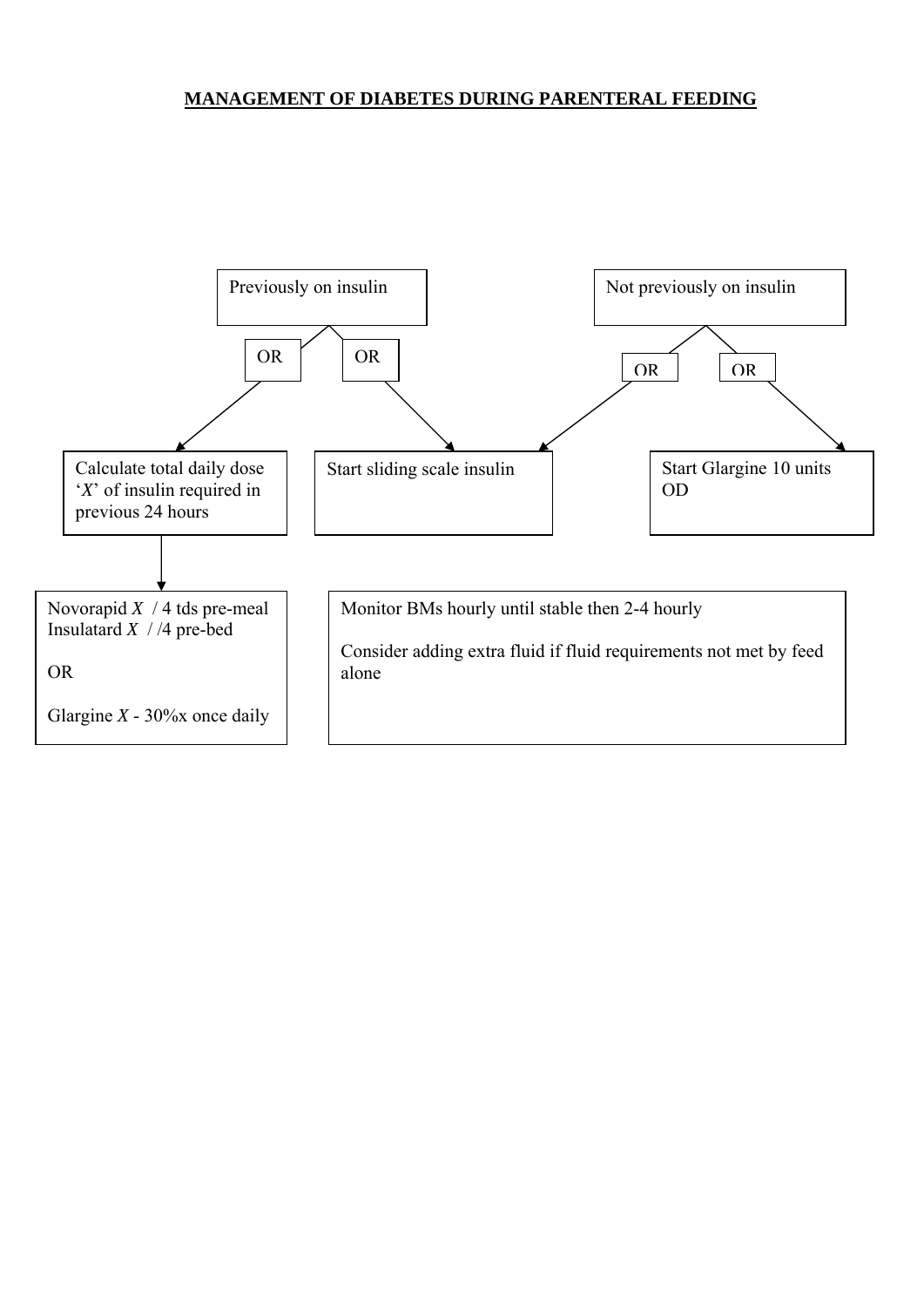## MANAGEMENT OF DIABETES DURING PARENTERAL FEEDING

**Previously on insulin**

- OR → Calculate total daily dose '*X*' of insulin required in previous 24 hours
  - → Novorapid *X* / 4 tds pre-meal
    Insulatard *X* / /4 pre-bed

    OR

    Glargine *X* - 30%x once daily
- OR → Start sliding scale insulin

**Not previously on insulin**

- OR → Start sliding scale insulin
- OR → Start Glargine 10 units OD

Monitor BMs hourly until stable then 2-4 hourly

Consider adding extra fluid if fluid requirements not met by feed alone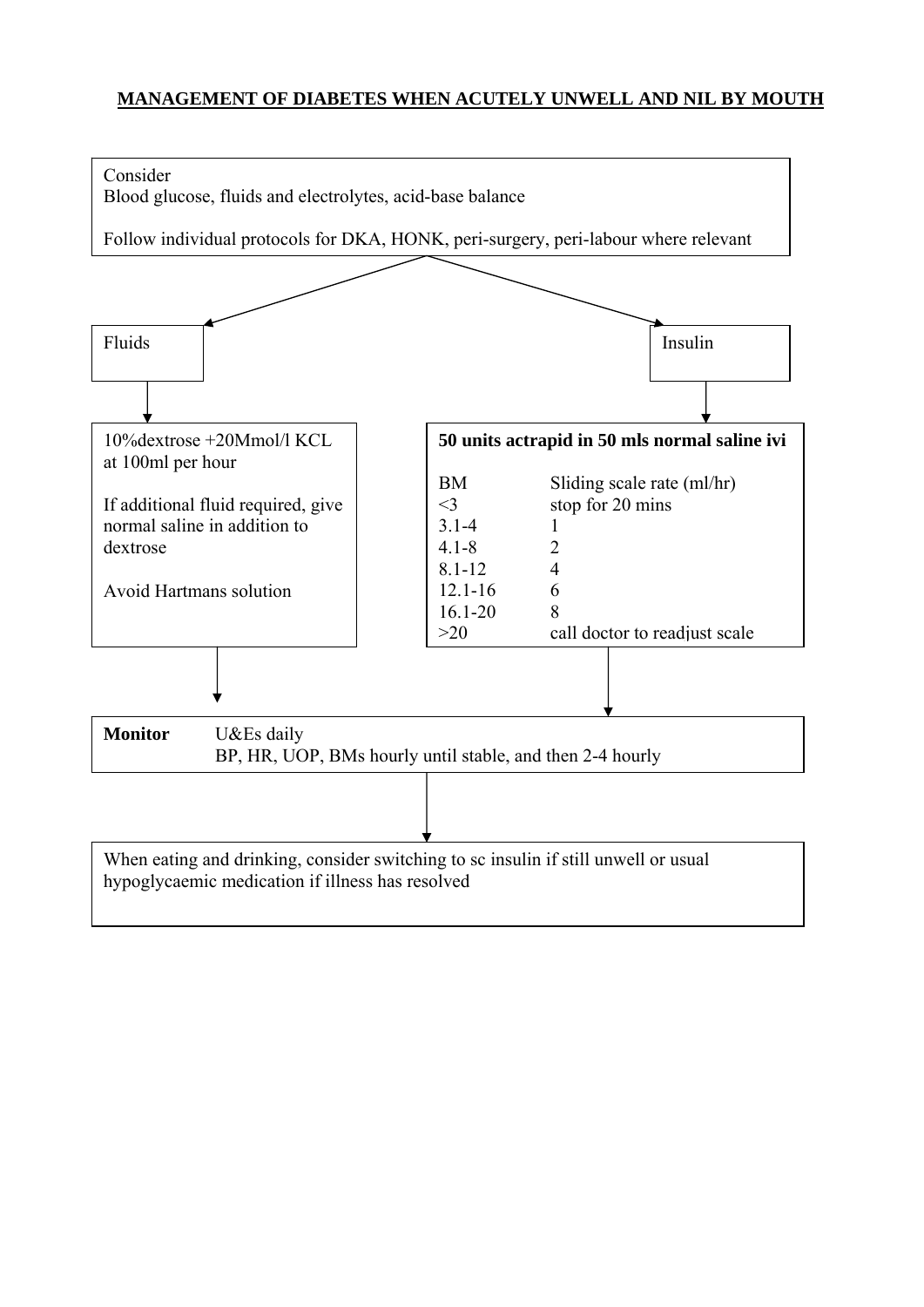# MANAGEMENT OF DIABETES WHEN ACUTELY UNWELL AND NIL BY MOUTH

Consider
Blood glucose, fluids and electrolytes, acid-base balance

Follow individual protocols for DKA, HONK, peri-surgery, peri-labour where relevant

## Fluids

10%dextrose +20Mmol/l KCL at 100ml per hour

If additional fluid required, give normal saline in addition to dextrose

Avoid Hartmans solution

## Insulin

**50 units actrapid in 50 mls normal saline ivi**

| BM | Sliding scale rate (ml/hr) |
|---|---|
| <3 | stop for 20 mins |
| 3.1-4 | 1 |
| 4.1-8 | 2 |
| 8.1-12 | 4 |
| 12.1-16 | 6 |
| 16.1-20 | 8 |
| >20 | call doctor to readjust scale |

**Monitor** U&Es daily
BP, HR, UOP, BMs hourly until stable, and then 2-4 hourly

When eating and drinking, consider switching to sc insulin if still unwell or usual hypoglycaemic medication if illness has resolved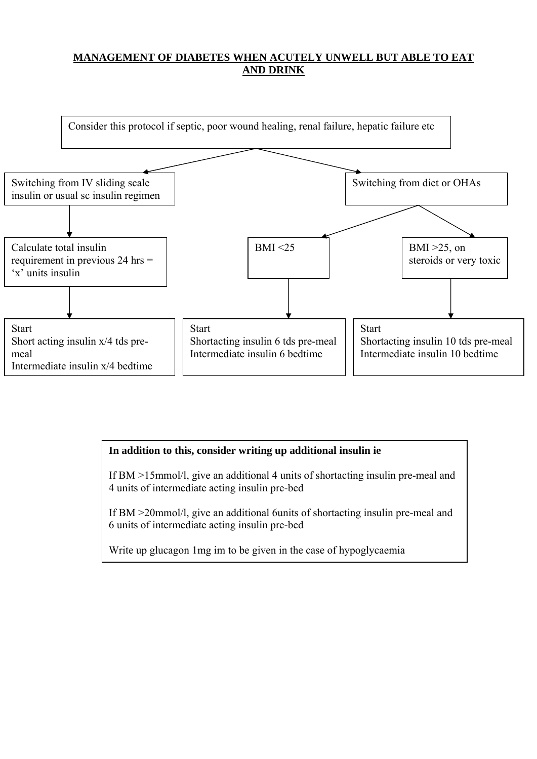## MANAGEMENT OF DIABETES WHEN ACUTELY UNWELL BUT ABLE TO EAT AND DRINK

Consider this protocol if septic, poor wound healing, renal failure, hepatic failure etc

**Switching from IV sliding scale insulin or usual sc insulin regimen**

- Calculate total insulin requirement in previous 24 hrs = 'x' units insulin
  - Start
    - Short acting insulin x/4 tds pre-meal
    - Intermediate insulin x/4 bedtime

**Switching from diet or OHAs**

- BMI <25
  - Start
    - Shortacting insulin 6 tds pre-meal
    - Intermediate insulin 6 bedtime
- BMI >25, on steroids or very toxic
  - Start
    - Shortacting insulin 10 tds pre-meal
    - Intermediate insulin 10 bedtime

**In addition to this, consider writing up additional insulin ie**

If BM >15mmol/l, give an additional 4 units of shortacting insulin pre-meal and 4 units of intermediate acting insulin pre-bed

If BM >20mmol/l, give an additional 6units of shortacting insulin pre-meal and 6 units of intermediate acting insulin pre-bed

Write up glucagon 1mg im to be given in the case of hypoglycaemia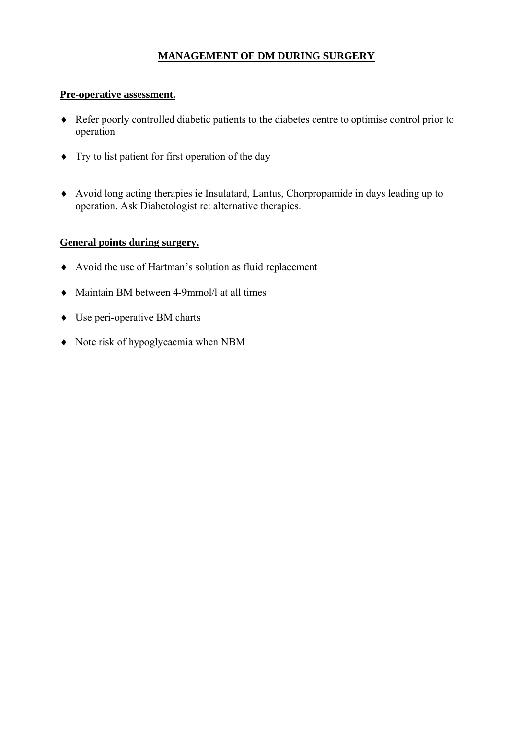# MANAGEMENT OF DM DURING SURGERY

## Pre-operative assessment.

- Refer poorly controlled diabetic patients to the diabetes centre to optimise control prior to operation
- Try to list patient for first operation of the day
- Avoid long acting therapies ie Insulatard, Lantus, Chorpropamide in days leading up to operation. Ask Diabetologist re: alternative therapies.

## General points during surgery.

- Avoid the use of Hartman's solution as fluid replacement
- Maintain BM between 4-9mmol/l at all times
- Use peri-operative BM charts
- Note risk of hypoglycaemia when NBM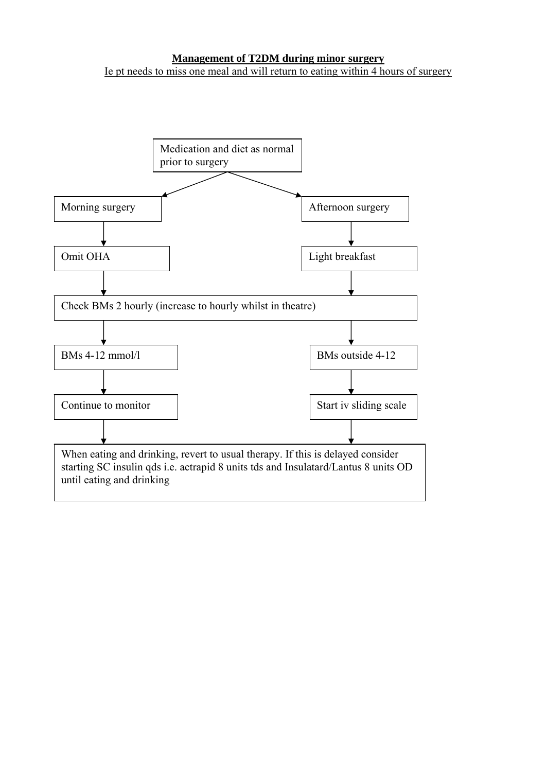**Management of T2DM during minor surgery**

Ie pt needs to miss one meal and will return to eating within 4 hours of surgery

Medication and diet as normal prior to surgery

- **Morning surgery**
  - Omit OHA
- **Afternoon surgery**
  - Light breakfast

Check BMs 2 hourly (increase to hourly whilst in theatre)

- **BMs 4-12 mmol/l**
  - Continue to monitor
- **BMs outside 4-12**
  - Start iv sliding scale

When eating and drinking, revert to usual therapy. If this is delayed consider starting SC insulin qds i.e. actrapid 8 units tds and Insulatard/Lantus 8 units OD until eating and drinking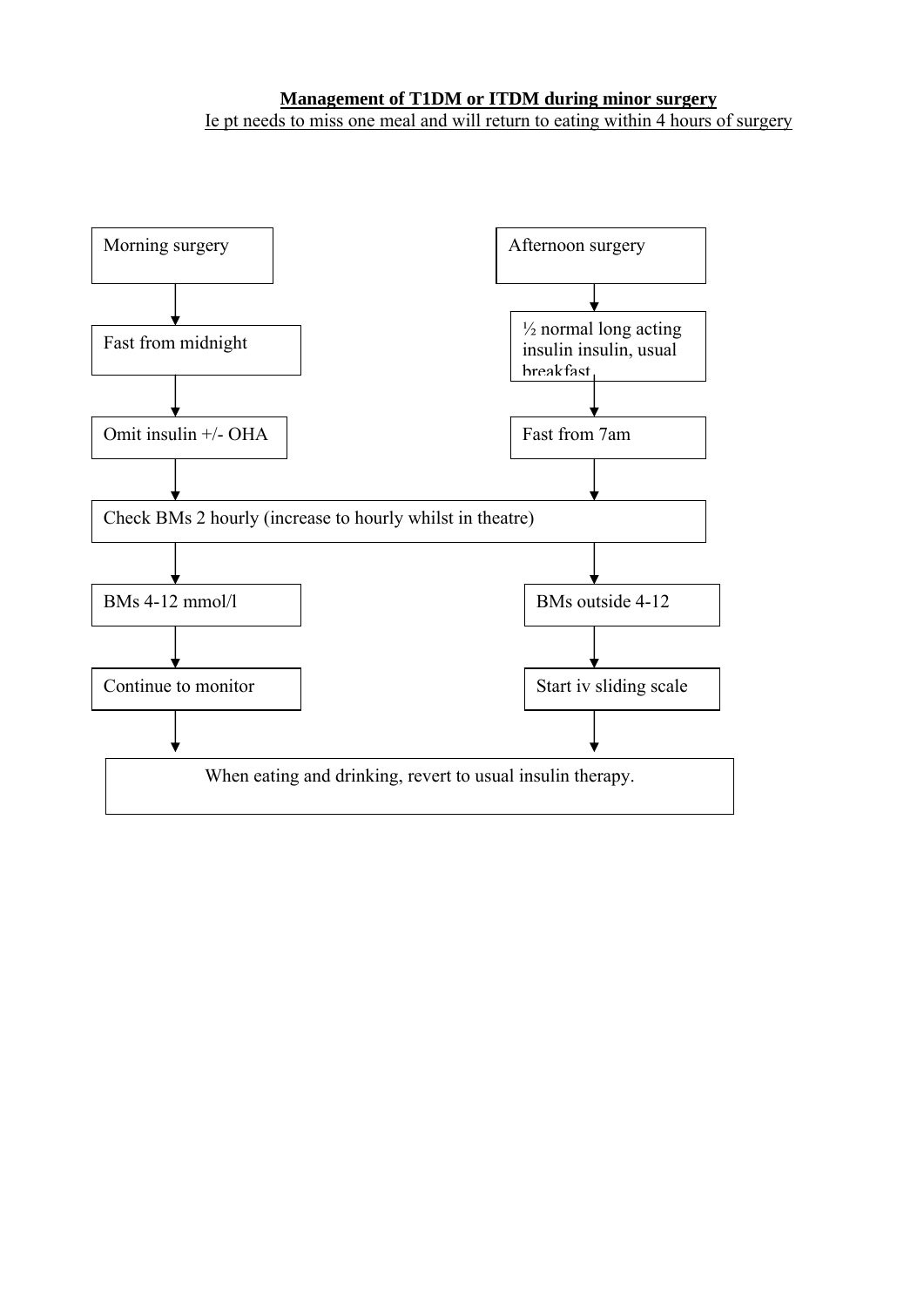**Management of T1DM or ITDM during minor surgery**

Ie pt needs to miss one meal and will return to eating within 4 hours of surgery

**Morning surgery**

- Fast from midnight
- Omit insulin +/- OHA

**Afternoon surgery**

- ½ normal long acting insulin insulin, usual breakfast
- Fast from 7am

**Both:**

Check BMs 2 hourly (increase to hourly whilst in theatre)

- BMs 4-12 mmol/l → Continue to monitor
- BMs outside 4-12 → Start iv sliding scale

When eating and drinking, revert to usual insulin therapy.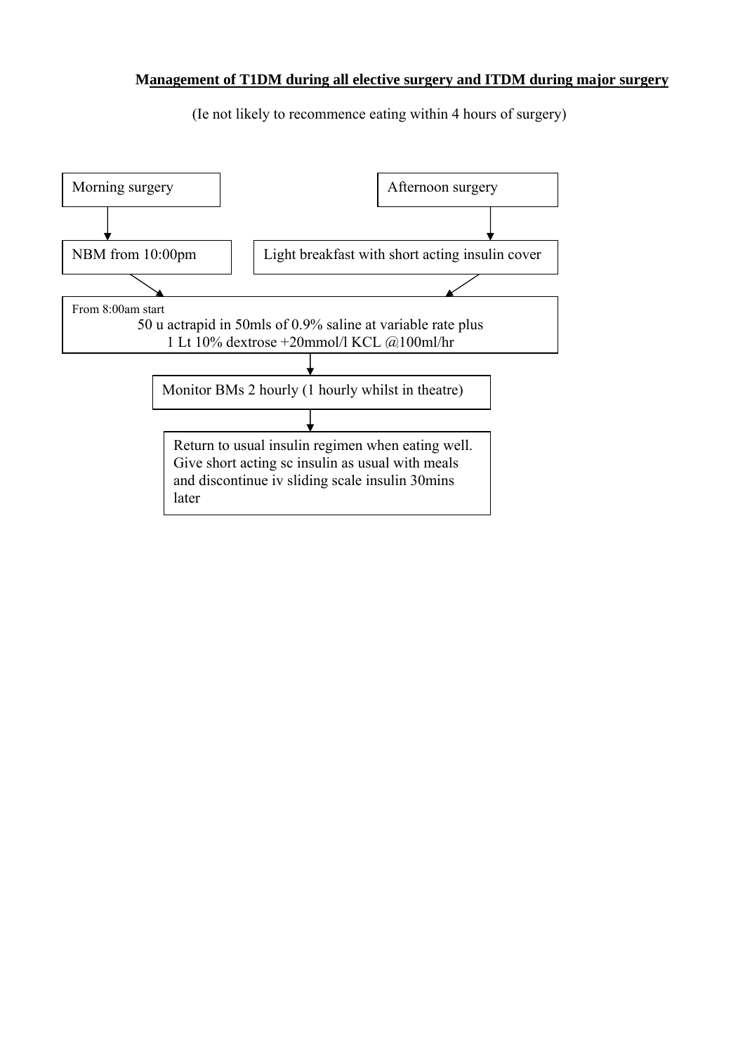## Management of T1DM during all elective surgery and ITDM during major surgery

(Ie not likely to recommence eating within 4 hours of surgery)

**Morning surgery**

↓

NBM from 10:00pm

**Afternoon surgery**

↓

Light breakfast with short acting insulin cover

↓

From 8:00am start
50 u actrapid in 50mls of 0.9% saline at variable rate plus
1 Lt 10% dextrose +20mmol/l KCL @100ml/hr

↓

Monitor BMs 2 hourly (1 hourly whilst in theatre)

↓

Return to usual insulin regimen when eating well. Give short acting sc insulin as usual with meals and discontinue iv sliding scale insulin 30mins later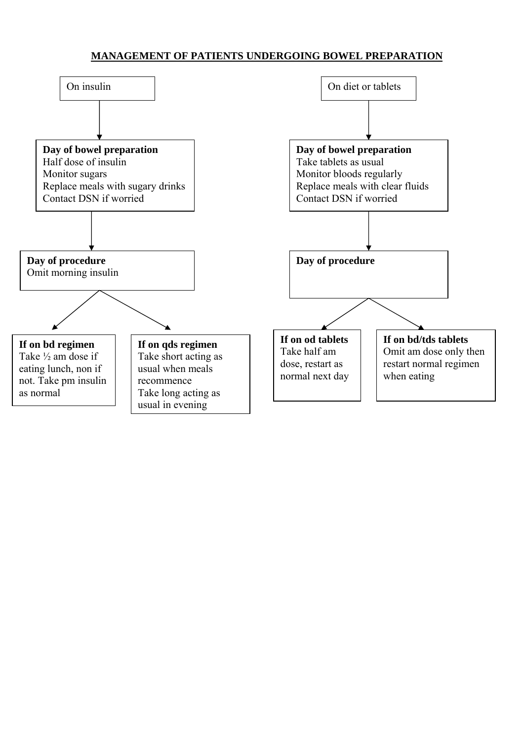## MANAGEMENT OF PATIENTS UNDERGOING BOWEL PREPARATION

### On insulin

**Day of bowel preparation**
Half dose of insulin
Monitor sugars
Replace meals with sugary drinks
Contact DSN if worried

**Day of procedure**
Omit morning insulin

**If on bd regimen**
Take ½ am dose if eating lunch, non if not. Take pm insulin as normal

**If on qds regimen**
Take short acting as usual when meals recommence
Take long acting as usual in evening

### On diet or tablets

**Day of bowel preparation**
Take tablets as usual
Monitor bloods regularly
Replace meals with clear fluids
Contact DSN if worried

**Day of procedure**

**If on od tablets**
Take half am dose, restart as normal next day

**If on bd/tds tablets**
Omit am dose only then restart normal regimen when eating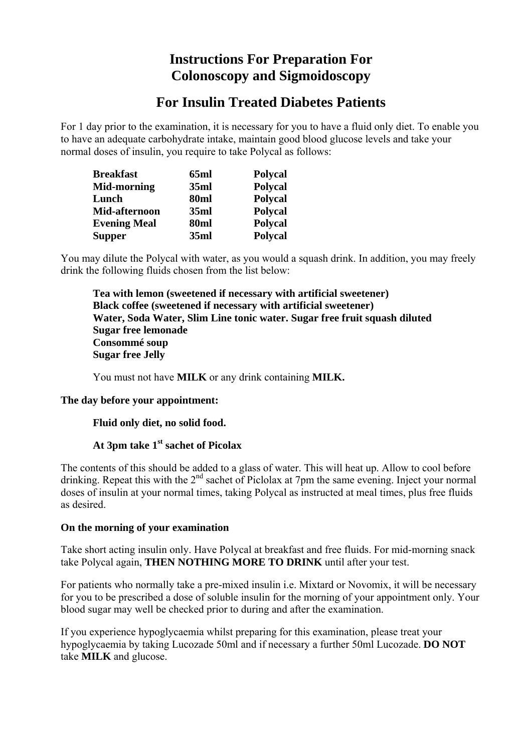# Instructions For Preparation For Colonoscopy and Sigmoidoscopy

## For Insulin Treated Diabetes Patients

For 1 day prior to the examination, it is necessary for you to have a fluid only diet. To enable you to have an adequate carbohydrate intake, maintain good blood glucose levels and take your normal doses of insulin, you require to take Polycal as follows:

| | | |
|---|---|---|
| **Breakfast** | **65ml** | **Polycal** |
| **Mid-morning** | **35ml** | **Polycal** |
| **Lunch** | **80ml** | **Polycal** |
| **Mid-afternoon** | **35ml** | **Polycal** |
| **Evening Meal** | **80ml** | **Polycal** |
| **Supper** | **35ml** | **Polycal** |

You may dilute the Polycal with water, as you would a squash drink. In addition, you may freely drink the following fluids chosen from the list below:

**Tea with lemon (sweetened if necessary with artificial sweetener)**
**Black coffee (sweetened if necessary with artificial sweetener)**
**Water, Soda Water, Slim Line tonic water. Sugar free fruit squash diluted**
**Sugar free lemonade**
**Consommé soup**
**Sugar free Jelly**

You must not have **MILK** or any drink containing **MILK.**

**The day before your appointment:**

**Fluid only diet, no solid food.**

**At 3pm take 1st sachet of Picolax**

The contents of this should be added to a glass of water. This will heat up. Allow to cool before drinking. Repeat this with the 2nd sachet of Piclolax at 7pm the same evening. Inject your normal doses of insulin at your normal times, taking Polycal as instructed at meal times, plus free fluids as desired.

**On the morning of your examination**

Take short acting insulin only. Have Polycal at breakfast and free fluids. For mid-morning snack take Polycal again, **THEN NOTHING MORE TO DRINK** until after your test.

For patients who normally take a pre-mixed insulin i.e. Mixtard or Novomix, it will be necessary for you to be prescribed a dose of soluble insulin for the morning of your appointment only. Your blood sugar may well be checked prior to during and after the examination.

If you experience hypoglycaemia whilst preparing for this examination, please treat your hypoglycaemia by taking Lucozade 50ml and if necessary a further 50ml Lucozade. **DO NOT** take **MILK** and glucose.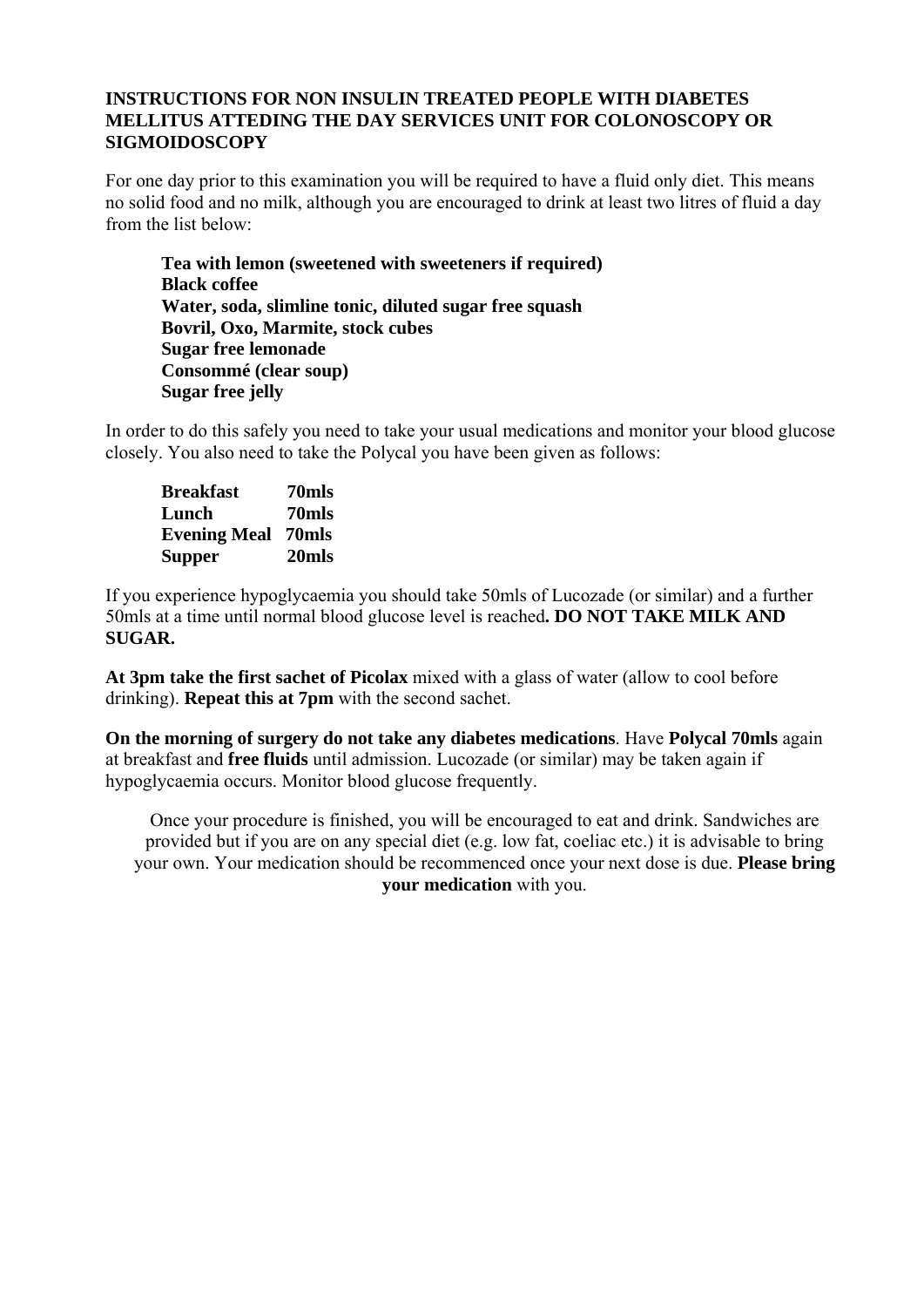**INSTRUCTIONS FOR NON INSULIN TREATED PEOPLE WITH DIABETES MELLITUS ATTEDING THE DAY SERVICES UNIT FOR COLONOSCOPY OR SIGMOIDOSCOPY**

For one day prior to this examination you will be required to have a fluid only diet. This means no solid food and no milk, although you are encouraged to drink at least two litres of fluid a day from the list below:

**Tea with lemon (sweetened with sweeteners if required)**
**Black coffee**
**Water, soda, slimline tonic, diluted sugar free squash**
**Bovril, Oxo, Marmite, stock cubes**
**Sugar free lemonade**
**Consommé (clear soup)**
**Sugar free jelly**

In order to do this safely you need to take your usual medications and monitor your blood glucose closely. You also need to take the Polycal you have been given as follows:

| | |
|---|---|
| **Breakfast** | **70mls** |
| **Lunch** | **70mls** |
| **Evening Meal** | **70mls** |
| **Supper** | **20mls** |

If you experience hypoglycaemia you should take 50mls of Lucozade (or similar) and a further 50mls at a time until normal blood glucose level is reached**. DO NOT TAKE MILK AND SUGAR.**

**At 3pm take the first sachet of Picolax** mixed with a glass of water (allow to cool before drinking). **Repeat this at 7pm** with the second sachet.

**On the morning of surgery do not take any diabetes medications**. Have **Polycal 70mls** again at breakfast and **free fluids** until admission. Lucozade (or similar) may be taken again if hypoglycaemia occurs. Monitor blood glucose frequently.

Once your procedure is finished, you will be encouraged to eat and drink. Sandwiches are provided but if you are on any special diet (e.g. low fat, coeliac etc.) it is advisable to bring your own. Your medication should be recommenced once your next dose is due. **Please bring your medication** with you.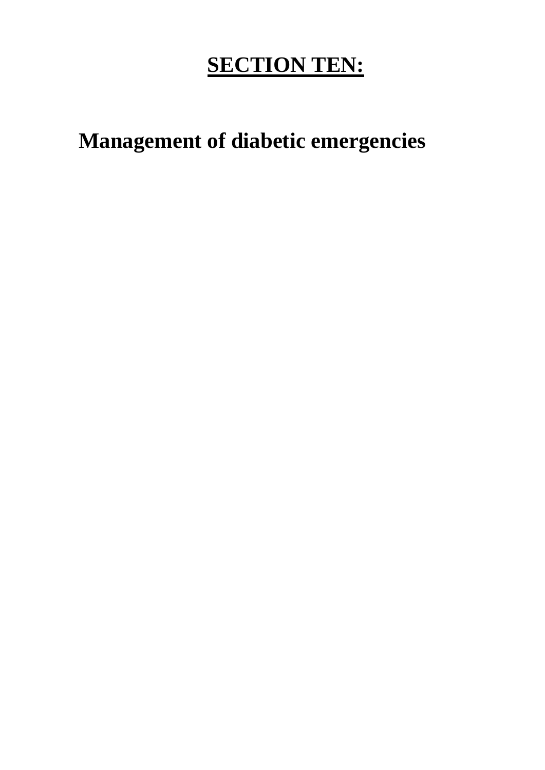# <u>SECTION TEN:</u>

## Management of diabetic emergencies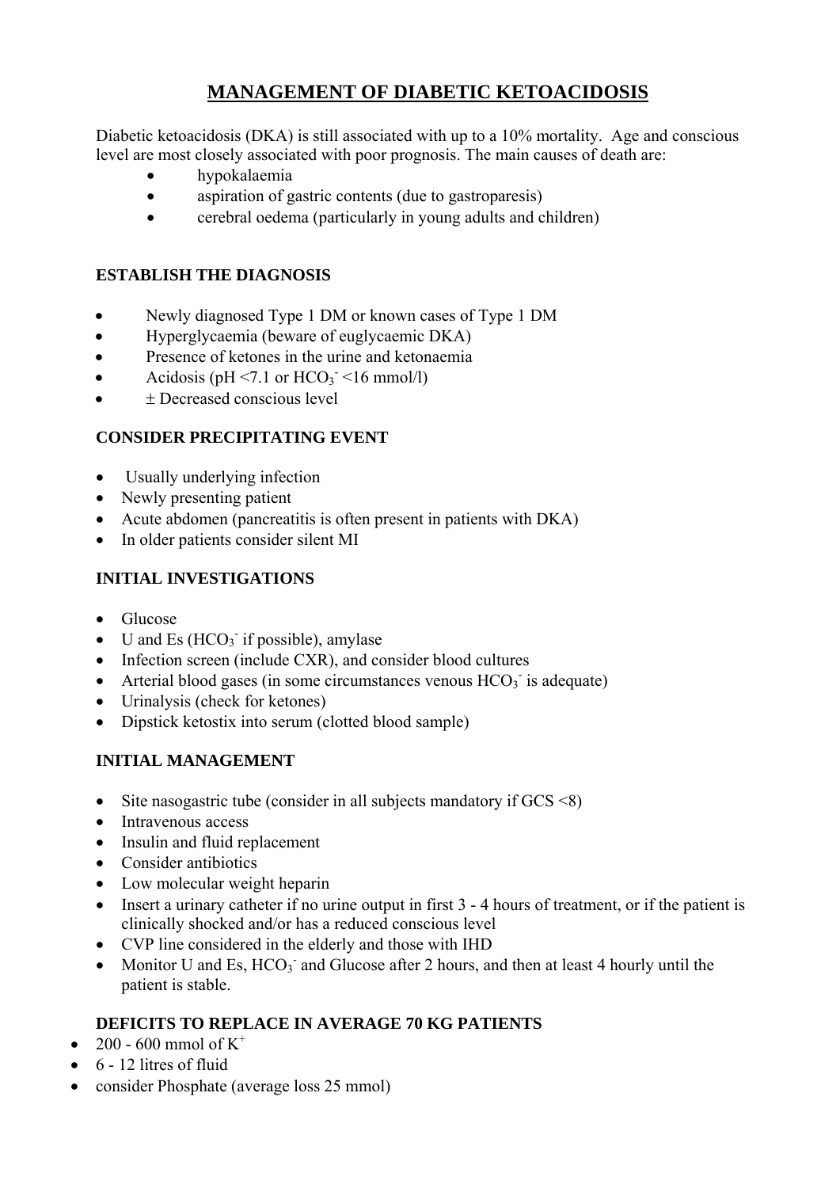# MANAGEMENT OF DIABETIC KETOACIDOSIS

Diabetic ketoacidosis (DKA) is still associated with up to a 10% mortality. Age and conscious level are most closely associated with poor prognosis. The main causes of death are:

- hypokalaemia
- aspiration of gastric contents (due to gastroparesis)
- cerebral oedema (particularly in young adults and children)

## ESTABLISH THE DIAGNOSIS

- Newly diagnosed Type 1 DM or known cases of Type 1 DM
- Hyperglycaemia (beware of euglycaemic DKA)
- Presence of ketones in the urine and ketonaemia
- Acidosis (pH <7.1 or $HCO_3^-$ <16 mmol/l)
- ± Decreased conscious level

## CONSIDER PRECIPITATING EVENT

- Usually underlying infection
- Newly presenting patient
- Acute abdomen (pancreatitis is often present in patients with DKA)
- In older patients consider silent MI

## INITIAL INVESTIGATIONS

- Glucose
- U and Es ($HCO_3^-$ if possible), amylase
- Infection screen (include CXR), and consider blood cultures
- Arterial blood gases (in some circumstances venous $HCO_3^-$ is adequate)
- Urinalysis (check for ketones)
- Dipstick ketostix into serum (clotted blood sample)

## INITIAL MANAGEMENT

- Site nasogastric tube (consider in all subjects mandatory if GCS <8)
- Intravenous access
- Insulin and fluid replacement
- Consider antibiotics
- Low molecular weight heparin
- Insert a urinary catheter if no urine output in first 3 - 4 hours of treatment, or if the patient is clinically shocked and/or has a reduced conscious level
- CVP line considered in the elderly and those with IHD
- Monitor U and Es, $HCO_3^-$ and Glucose after 2 hours, and then at least 4 hourly until the patient is stable.

## DEFICITS TO REPLACE IN AVERAGE 70 KG PATIENTS

- 200 - 600 mmol of $K^+$
- 6 - 12 litres of fluid
- consider Phosphate (average loss 25 mmol)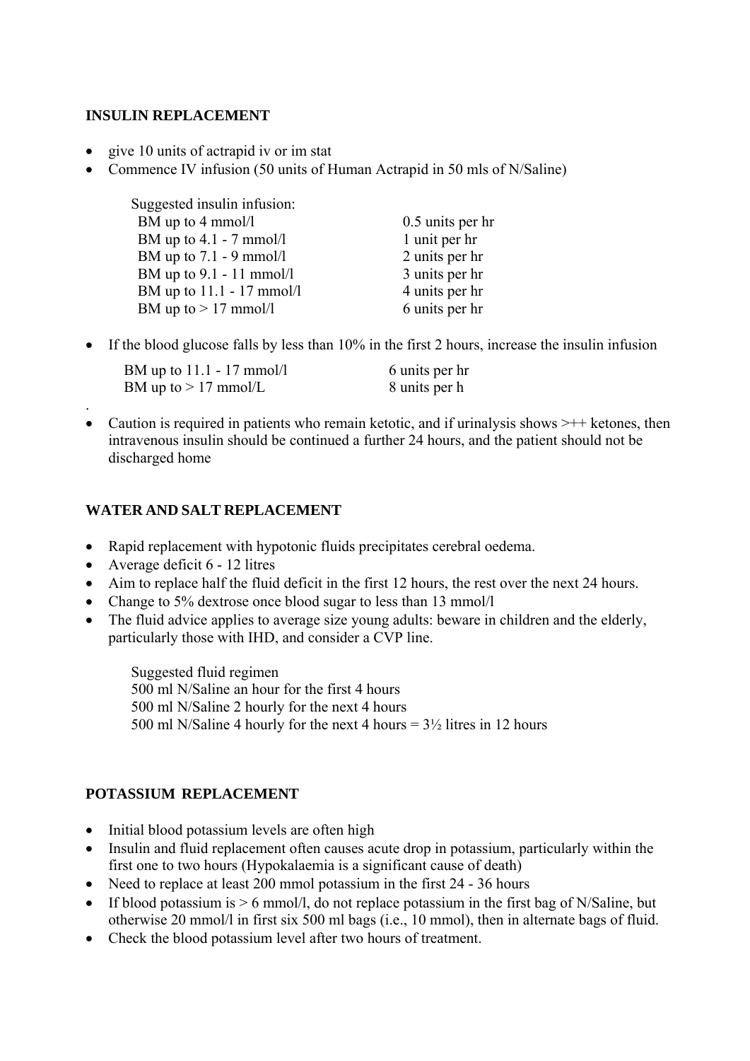**INSULIN REPLACEMENT**

- give 10 units of actrapid iv or im stat
- Commence IV infusion (50 units of Human Actrapid in 50 mls of N/Saline)

Suggested insulin infusion:

| | |
|---|---|
| BM up to 4 mmol/l | 0.5 units per hr |
| BM up to 4.1 - 7 mmol/l | 1 unit per hr |
| BM up to 7.1 - 9 mmol/l | 2 units per hr |
| BM up to 9.1 - 11 mmol/l | 3 units per hr |
| BM up to 11.1 - 17 mmol/l | 4 units per hr |
| BM up to > 17 mmol/l | 6 units per hr |

- If the blood glucose falls by less than 10% in the first 2 hours, increase the insulin infusion

| | |
|---|---|
| BM up to 11.1 - 17 mmol/l | 6 units per hr |
| BM up to > 17 mmol/L | 8 units per h |

.

- Caution is required in patients who remain ketotic, and if urinalysis shows >++ ketones, then intravenous insulin should be continued a further 24 hours, and the patient should not be discharged home

**WATER AND SALT REPLACEMENT**

- Rapid replacement with hypotonic fluids precipitates cerebral oedema.
- Average deficit 6 - 12 litres
- Aim to replace half the fluid deficit in the first 12 hours, the rest over the next 24 hours.
- Change to 5% dextrose once blood sugar to less than 13 mmol/l
- The fluid advice applies to average size young adults: beware in children and the elderly, particularly those with IHD, and consider a CVP line.

Suggested fluid regimen  
500 ml N/Saline an hour for the first 4 hours  
500 ml N/Saline 2 hourly for the next 4 hours  
500 ml N/Saline 4 hourly for the next 4 hours = 3½ litres in 12 hours

**POTASSIUM REPLACEMENT**

- Initial blood potassium levels are often high
- Insulin and fluid replacement often causes acute drop in potassium, particularly within the first one to two hours (Hypokalaemia is a significant cause of death)
- Need to replace at least 200 mmol potassium in the first 24 - 36 hours
- If blood potassium is > 6 mmol/l, do not replace potassium in the first bag of N/Saline, but otherwise 20 mmol/l in first six 500 ml bags (i.e., 10 mmol), then in alternate bags of fluid.
- Check the blood potassium level after two hours of treatment.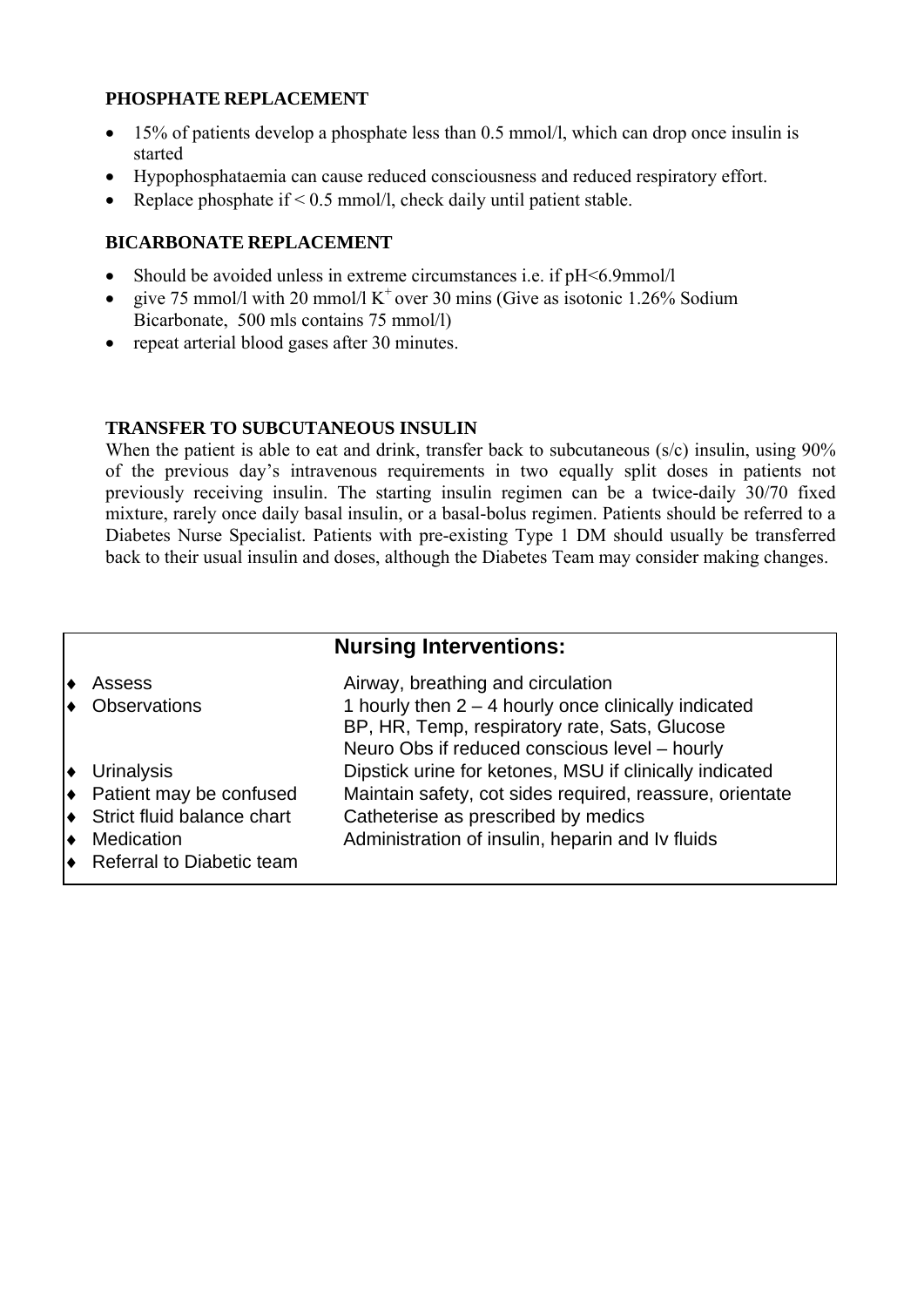**PHOSPHATE REPLACEMENT**

- 15% of patients develop a phosphate less than 0.5 mmol/l, which can drop once insulin is started
- Hypophosphataemia can cause reduced consciousness and reduced respiratory effort.
- Replace phosphate if < 0.5 mmol/l, check daily until patient stable.

**BICARBONATE REPLACEMENT**

- Should be avoided unless in extreme circumstances i.e. if pH<6.9mmol/l
- give 75 mmol/l with 20 mmol/l $K^+$ over 30 mins (Give as isotonic 1.26% Sodium Bicarbonate, 500 mls contains 75 mmol/l)
- repeat arterial blood gases after 30 minutes.

**TRANSFER TO SUBCUTANEOUS INSULIN**

When the patient is able to eat and drink, transfer back to subcutaneous (s/c) insulin, using 90% of the previous day's intravenous requirements in two equally split doses in patients not previously receiving insulin. The starting insulin regimen can be a twice-daily 30/70 fixed mixture, rarely once daily basal insulin, or a basal-bolus regimen. Patients should be referred to a Diabetes Nurse Specialist. Patients with pre-existing Type 1 DM should usually be transferred back to their usual insulin and doses, although the Diabetes Team may consider making changes.

**Nursing Interventions:**

| | |
|---|---|
| ♦ Assess | Airway, breathing and circulation |
| ♦ Observations | 1 hourly then 2 – 4 hourly once clinically indicated<br>BP, HR, Temp, respiratory rate, Sats, Glucose<br>Neuro Obs if reduced conscious level – hourly |
| ♦ Urinalysis | Dipstick urine for ketones, MSU if clinically indicated |
| ♦ Patient may be confused | Maintain safety, cot sides required, reassure, orientate |
| ♦ Strict fluid balance chart | Catheterise as prescribed by medics |
| ♦ Medication | Administration of insulin, heparin and Iv fluids |
| ♦ Referral to Diabetic team | |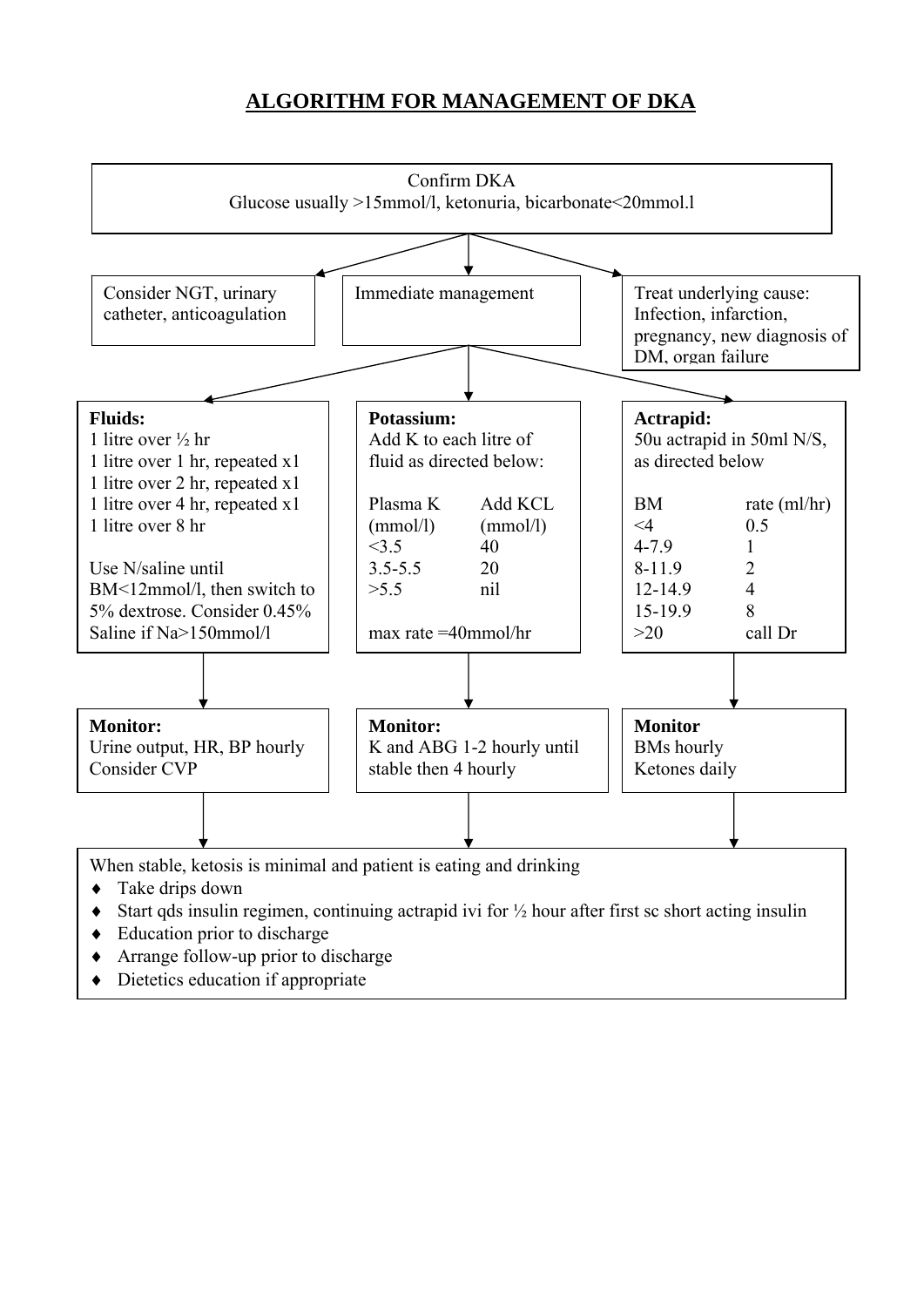# ALGORITHM FOR MANAGEMENT OF DKA

**Confirm DKA**
Glucose usually >15mmol/l, ketonuria, bicarbonate<20mmol.l

---

Consider NGT, urinary catheter, anticoagulation

Immediate management

Treat underlying cause: Infection, infarction, pregnancy, new diagnosis of DM, organ failure

---

**Fluids:**
1 litre over ½ hr
1 litre over 1 hr, repeated x1
1 litre over 2 hr, repeated x1
1 litre over 4 hr, repeated x1
1 litre over 8 hr

Use N/saline until BM<12mmol/l, then switch to 5% dextrose. Consider 0.45% Saline if Na>150mmol/l

**Potassium:**
Add K to each litre of fluid as directed below:

| Plasma K (mmol/l) | Add KCL (mmol/l) |
|---|---|
| <3.5 | 40 |
| 3.5-5.5 | 20 |
| >5.5 | nil |

max rate =40mmol/hr

**Actrapid:**
50u actrapid in 50ml N/S, as directed below

| BM | rate (ml/hr) |
|---|---|
| <4 | 0.5 |
| 4-7.9 | 1 |
| 8-11.9 | 2 |
| 12-14.9 | 4 |
| 15-19.9 | 8 |
| >20 | call Dr |

---

**Monitor:**
Urine output, HR, BP hourly
Consider CVP

**Monitor:**
K and ABG 1-2 hourly until stable then 4 hourly

**Monitor**
BMs hourly
Ketones daily

---

When stable, ketosis is minimal and patient is eating and drinking

- Take drips down
- Start qds insulin regimen, continuing actrapid ivi for ½ hour after first sc short acting insulin
- Education prior to discharge
- Arrange follow-up prior to discharge
- Dietetics education if appropriate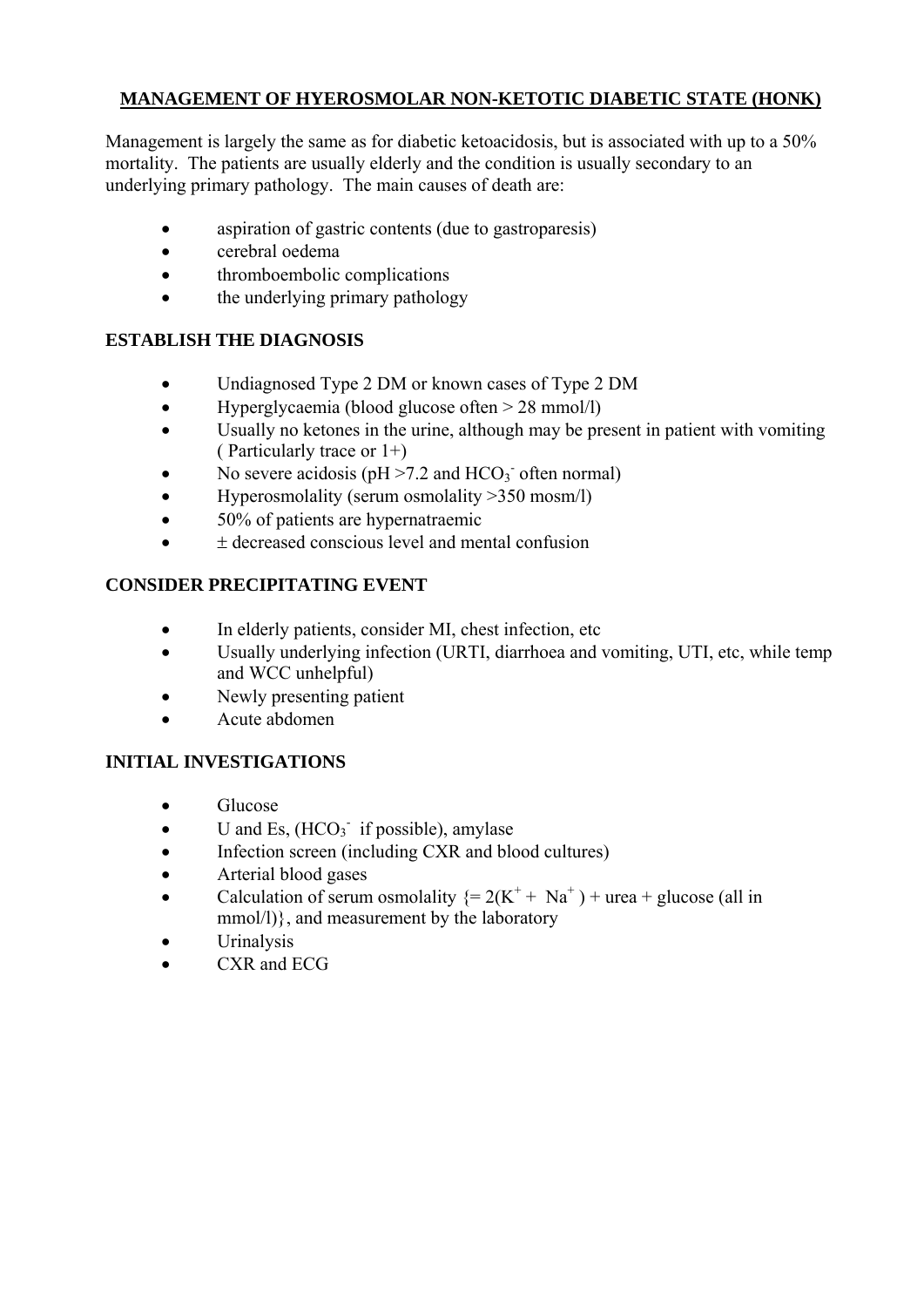## MANAGEMENT OF HYEROSMOLAR NON-KETOTIC DIABETIC STATE (HONK)

Management is largely the same as for diabetic ketoacidosis, but is associated with up to a 50% mortality. The patients are usually elderly and the condition is usually secondary to an underlying primary pathology. The main causes of death are:

- aspiration of gastric contents (due to gastroparesis)
- cerebral oedema
- thromboembolic complications
- the underlying primary pathology

### ESTABLISH THE DIAGNOSIS

- Undiagnosed Type 2 DM or known cases of Type 2 DM
- Hyperglycaemia (blood glucose often > 28 mmol/l)
- Usually no ketones in the urine, although may be present in patient with vomiting ( Particularly trace or 1+)
- No severe acidosis (pH >7.2 and $HCO_3^-$ often normal)
- Hyperosmolality (serum osmolality >350 mosm/l)
- 50% of patients are hypernatraemic
- ± decreased conscious level and mental confusion

### CONSIDER PRECIPITATING EVENT

- In elderly patients, consider MI, chest infection, etc
- Usually underlying infection (URTI, diarrhoea and vomiting, UTI, etc, while temp and WCC unhelpful)
- Newly presenting patient
- Acute abdomen

### INITIAL INVESTIGATIONS

- Glucose
- U and Es, ($HCO_3^-$ if possible), amylase
- Infection screen (including CXR and blood cultures)
- Arterial blood gases
- Calculation of serum osmolality {= $2(K^+ + Na^+)$ + urea + glucose (all in mmol/l)}, and measurement by the laboratory
- Urinalysis
- CXR and ECG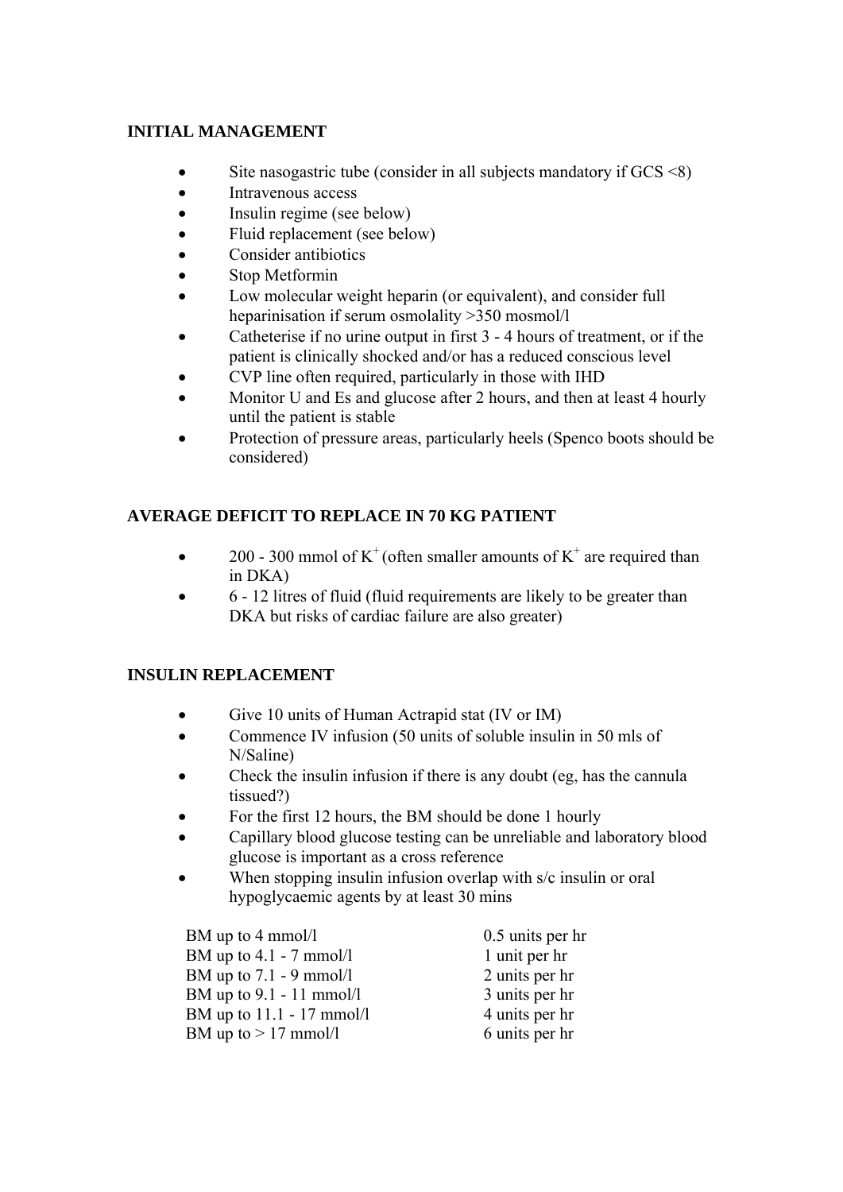**INITIAL MANAGEMENT**

- Site nasogastric tube (consider in all subjects mandatory if GCS <8)
- Intravenous access
- Insulin regime (see below)
- Fluid replacement (see below)
- Consider antibiotics
- Stop Metformin
- Low molecular weight heparin (or equivalent), and consider full heparinisation if serum osmolality >350 mosmol/l
- Catheterise if no urine output in first 3 - 4 hours of treatment, or if the patient is clinically shocked and/or has a reduced conscious level
- CVP line often required, particularly in those with IHD
- Monitor U and Es and glucose after 2 hours, and then at least 4 hourly until the patient is stable
- Protection of pressure areas, particularly heels (Spenco boots should be considered)

**AVERAGE DEFICIT TO REPLACE IN 70 KG PATIENT**

- 200 - 300 mmol of $K^+$ (often smaller amounts of $K^+$ are required than in DKA)
- 6 - 12 litres of fluid (fluid requirements are likely to be greater than DKA but risks of cardiac failure are also greater)

**INSULIN REPLACEMENT**

- Give 10 units of Human Actrapid stat (IV or IM)
- Commence IV infusion (50 units of soluble insulin in 50 mls of N/Saline)
- Check the insulin infusion if there is any doubt (eg, has the cannula tissued?)
- For the first 12 hours, the BM should be done 1 hourly
- Capillary blood glucose testing can be unreliable and laboratory blood glucose is important as a cross reference
- When stopping insulin infusion overlap with s/c insulin or oral hypoglycaemic agents by at least 30 mins

| | |
|---|---|
| BM up to 4 mmol/l | 0.5 units per hr |
| BM up to 4.1 - 7 mmol/l | 1 unit per hr |
| BM up to 7.1 - 9 mmol/l | 2 units per hr |
| BM up to 9.1 - 11 mmol/l | 3 units per hr |
| BM up to 11.1 - 17 mmol/l | 4 units per hr |
| BM up to > 17 mmol/l | 6 units per hr |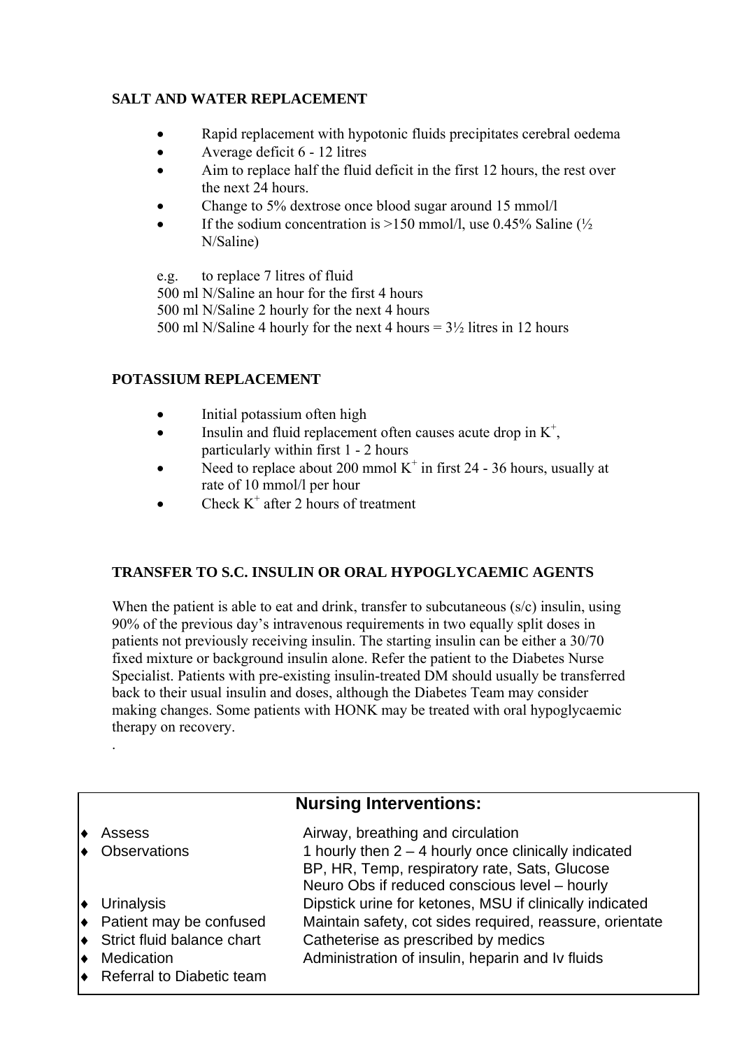**SALT AND WATER REPLACEMENT**

- Rapid replacement with hypotonic fluids precipitates cerebral oedema
- Average deficit 6 - 12 litres
- Aim to replace half the fluid deficit in the first 12 hours, the rest over the next 24 hours.
- Change to 5% dextrose once blood sugar around 15 mmol/l
- If the sodium concentration is >150 mmol/l, use 0.45% Saline (½ N/Saline)

e.g. to replace 7 litres of fluid
500 ml N/Saline an hour for the first 4 hours
500 ml N/Saline 2 hourly for the next 4 hours
500 ml N/Saline 4 hourly for the next 4 hours = 3½ litres in 12 hours

**POTASSIUM REPLACEMENT**

- Initial potassium often high
- Insulin and fluid replacement often causes acute drop in $K^+$, particularly within first 1 - 2 hours
- Need to replace about 200 mmol $K^+$ in first 24 - 36 hours, usually at rate of 10 mmol/l per hour
- Check $K^+$ after 2 hours of treatment

**TRANSFER TO S.C. INSULIN OR ORAL HYPOGLYCAEMIC AGENTS**

When the patient is able to eat and drink, transfer to subcutaneous (s/c) insulin, using 90% of the previous day's intravenous requirements in two equally split doses in patients not previously receiving insulin. The starting insulin can be either a 30/70 fixed mixture or background insulin alone. Refer the patient to the Diabetes Nurse Specialist. Patients with pre-existing insulin-treated DM should usually be transferred back to their usual insulin and doses, although the Diabetes Team may consider making changes. Some patients with HONK may be treated with oral hypoglycaemic therapy on recovery.

**Nursing Interventions:**

| | |
|---|---|
| ♦ Assess | Airway, breathing and circulation |
| ♦ Observations | 1 hourly then 2 – 4 hourly once clinically indicated<br>BP, HR, Temp, respiratory rate, Sats, Glucose<br>Neuro Obs if reduced conscious level – hourly |
| ♦ Urinalysis | Dipstick urine for ketones, MSU if clinically indicated |
| ♦ Patient may be confused | Maintain safety, cot sides required, reassure, orientate |
| ♦ Strict fluid balance chart | Catheterise as prescribed by medics |
| ♦ Medication | Administration of insulin, heparin and Iv fluids |
| ♦ Referral to Diabetic team | |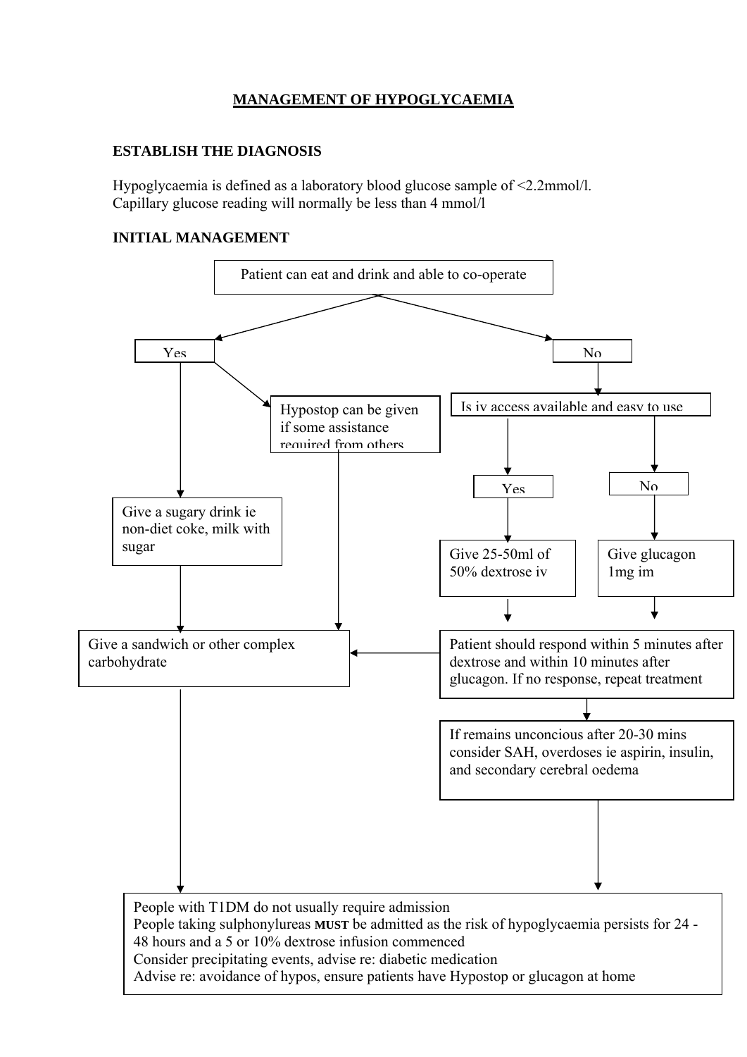# MANAGEMENT OF HYPOGLYCAEMIA

## ESTABLISH THE DIAGNOSIS

Hypoglycaemia is defined as a laboratory blood glucose sample of <2.2mmol/l.
Capillary glucose reading will normally be less than 4 mmol/l

## INITIAL MANAGEMENT

**Patient can eat and drink and able to co-operate**

- **Yes**
  - Give a sugary drink ie non-diet coke, milk with sugar → Give a sandwich or other complex carbohydrate
  - Hypostop can be given if some assistance required from others → Give a sandwich or other complex carbohydrate
- **No**
  - Is iv access available and easy to use
    - **Yes** → Give 25-50ml of 50% dextrose iv
    - **No** → Give glucagon 1mg im
  - Patient should respond within 5 minutes after dextrose and within 10 minutes after glucagon. If no response, repeat treatment → Give a sandwich or other complex carbohydrate
  - If remains unconcious after 20-30 mins consider SAH, overdoses ie aspirin, insulin, and secondary cerebral oedema

**Then:**

People with T1DM do not usually require admission
People taking sulphonylureas **MUST** be admitted as the risk of hypoglycaemia persists for 24 - 48 hours and a 5 or 10% dextrose infusion commenced
Consider precipitating events, advise re: diabetic medication
Advise re: avoidance of hypos, ensure patients have Hypostop or glucagon at home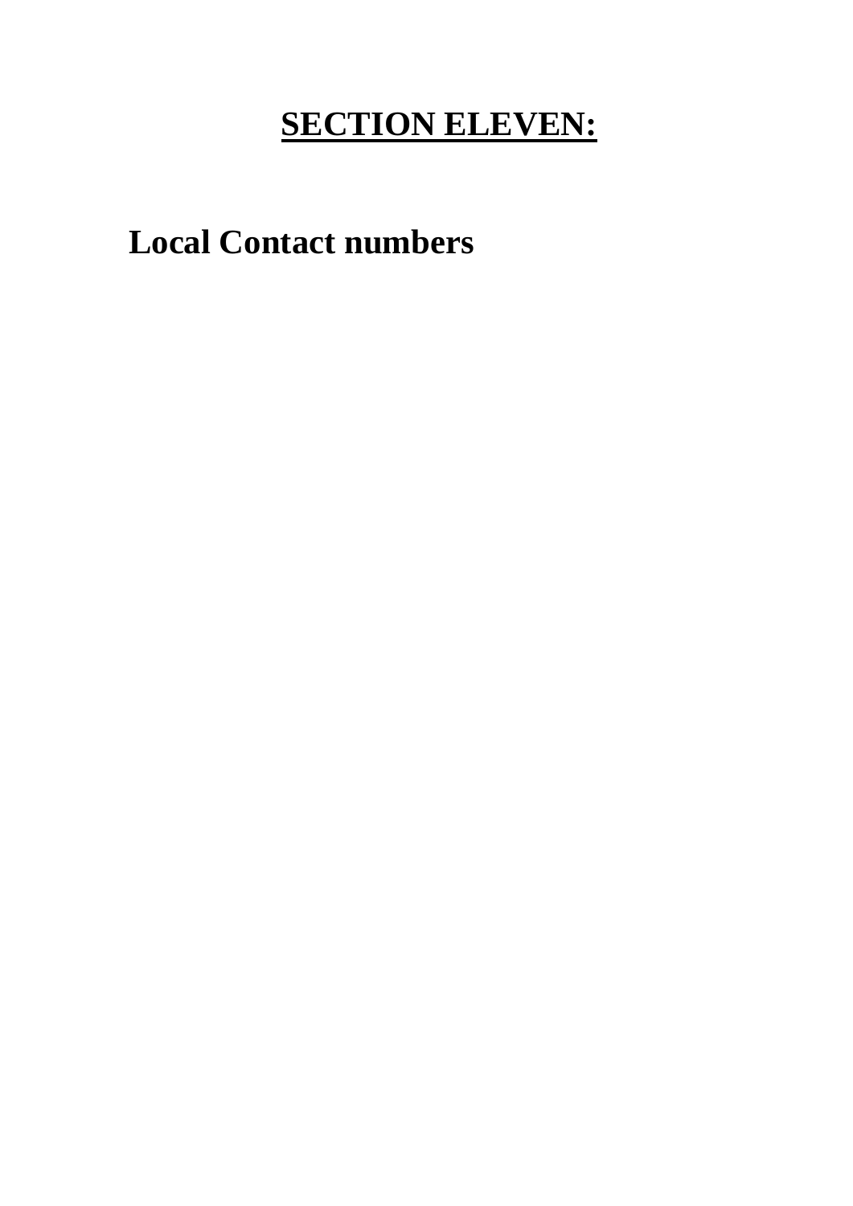# SECTION ELEVEN:

## Local Contact numbers